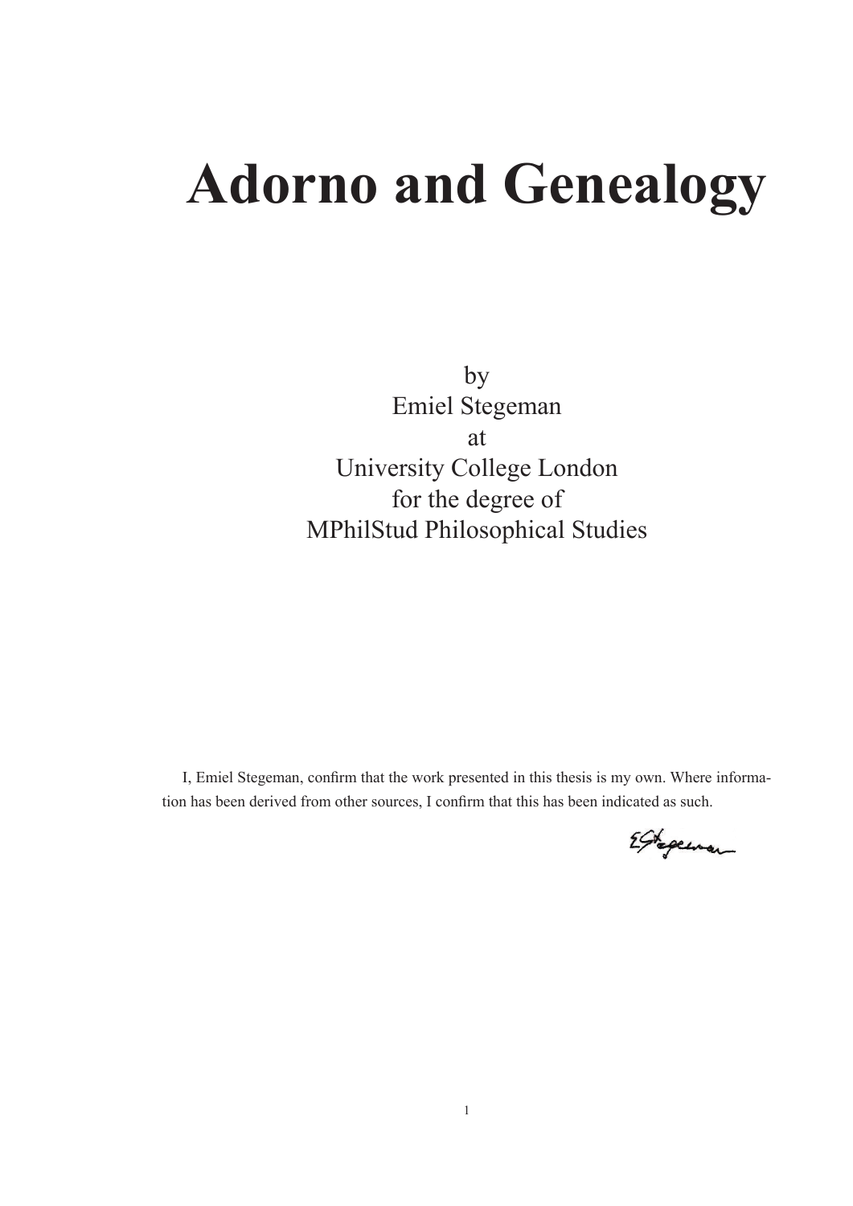# Adorno and Genealogy

by
Emiel Stegeman
at
University College London
for the degree of
MPhilStud Philosophical Studies

I, Emiel Stegeman, confirm that the work presented in this thesis is my own. Where information has been derived from other sources, I confirm that this has been indicated as such.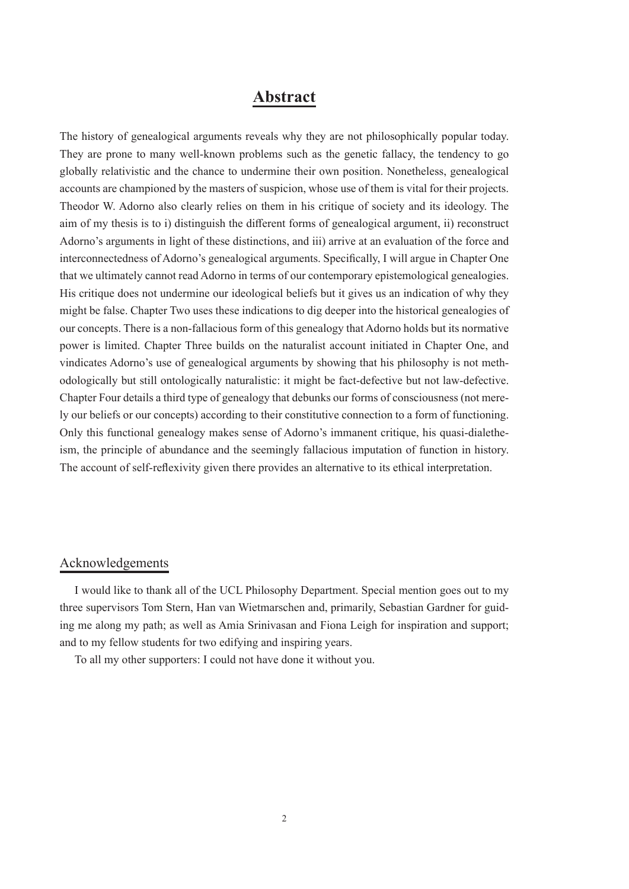# Abstract

The history of genealogical arguments reveals why they are not philosophically popular today. They are prone to many well-known problems such as the genetic fallacy, the tendency to go globally relativistic and the chance to undermine their own position. Nonetheless, genealogical accounts are championed by the masters of suspicion, whose use of them is vital for their projects. Theodor W. Adorno also clearly relies on them in his critique of society and its ideology. The aim of my thesis is to i) distinguish the different forms of genealogical argument, ii) reconstruct Adorno's arguments in light of these distinctions, and iii) arrive at an evaluation of the force and interconnectedness of Adorno's genealogical arguments. Specifically, I will argue in Chapter One that we ultimately cannot read Adorno in terms of our contemporary epistemological genealogies. His critique does not undermine our ideological beliefs but it gives us an indication of why they might be false. Chapter Two uses these indications to dig deeper into the historical genealogies of our concepts. There is a non-fallacious form of this genealogy that Adorno holds but its normative power is limited. Chapter Three builds on the naturalist account initiated in Chapter One, and vindicates Adorno's use of genealogical arguments by showing that his philosophy is not methodologically but still ontologically naturalistic: it might be fact-defective but not law-defective. Chapter Four details a third type of genealogy that debunks our forms of consciousness (not merely our beliefs or our concepts) according to their constitutive connection to a form of functioning. Only this functional genealogy makes sense of Adorno's immanent critique, his quasi-dialetheism, the principle of abundance and the seemingly fallacious imputation of function in history. The account of self-reflexivity given there provides an alternative to its ethical interpretation.

## Acknowledgements

I would like to thank all of the UCL Philosophy Department. Special mention goes out to my three supervisors Tom Stern, Han van Wietmarschen and, primarily, Sebastian Gardner for guiding me along my path; as well as Amia Srinivasan and Fiona Leigh for inspiration and support; and to my fellow students for two edifying and inspiring years.

To all my other supporters: I could not have done it without you.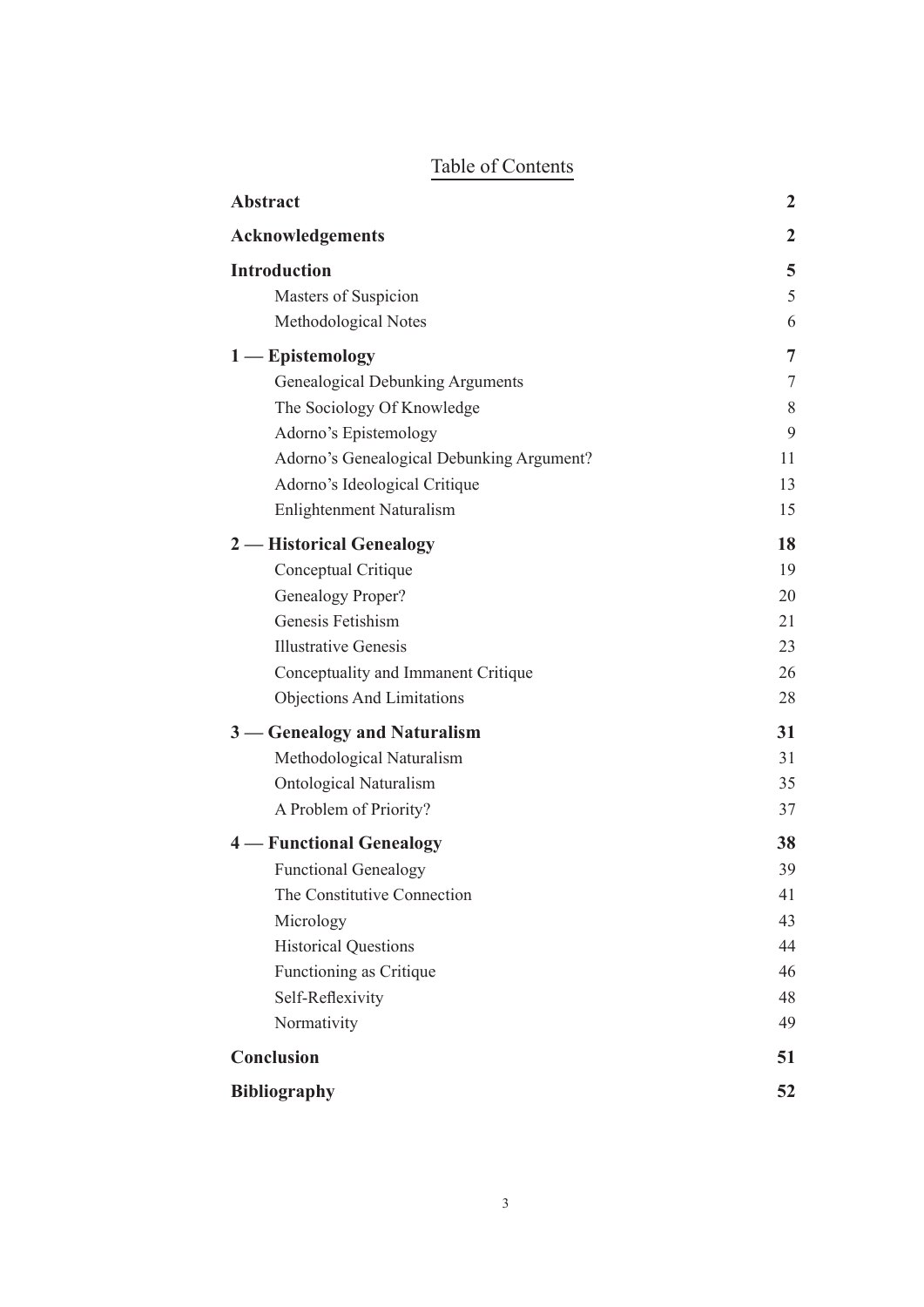# Table of Contents

| | |
|---|---|
| **Abstract** | **2** |
| **Acknowledgements** | **2** |
| **Introduction** | **5** |
| Masters of Suspicion | 5 |
| Methodological Notes | 6 |
| **1 — Epistemology** | **7** |
| Genealogical Debunking Arguments | 7 |
| The Sociology Of Knowledge | 8 |
| Adorno's Epistemology | 9 |
| Adorno's Genealogical Debunking Argument? | 11 |
| Adorno's Ideological Critique | 13 |
| Enlightenment Naturalism | 15 |
| **2 — Historical Genealogy** | **18** |
| Conceptual Critique | 19 |
| Genealogy Proper? | 20 |
| Genesis Fetishism | 21 |
| Illustrative Genesis | 23 |
| Conceptuality and Immanent Critique | 26 |
| Objections And Limitations | 28 |
| **3 — Genealogy and Naturalism** | **31** |
| Methodological Naturalism | 31 |
| Ontological Naturalism | 35 |
| A Problem of Priority? | 37 |
| **4 — Functional Genealogy** | **38** |
| Functional Genealogy | 39 |
| The Constitutive Connection | 41 |
| Micrology | 43 |
| Historical Questions | 44 |
| Functioning as Critique | 46 |
| Self-Reflexivity | 48 |
| Normativity | 49 |
| **Conclusion** | **51** |
| **Bibliography** | **52** |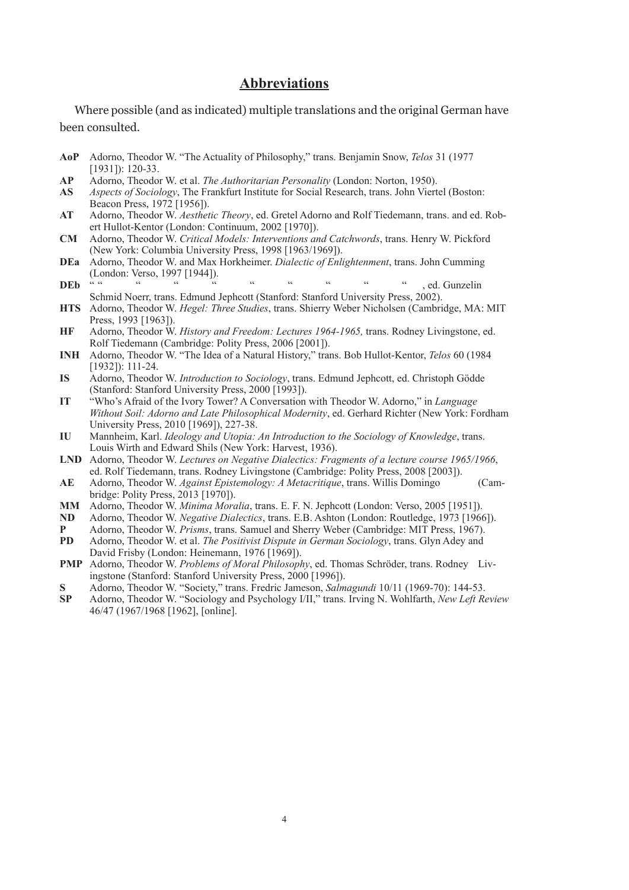## Abbreviations

Where possible (and as indicated) multiple translations and the original German have been consulted.

**AoP** Adorno, Theodor W. "The Actuality of Philosophy," trans. Benjamin Snow, *Telos* 31 (1977 [1931]): 120-33.

**AP** Adorno, Theodor W. et al. *The Authoritarian Personality* (London: Norton, 1950).

**AS** *Aspects of Sociology*, The Frankfurt Institute for Social Research, trans. John Viertel (Boston: Beacon Press, 1972 [1956]).

**AT** Adorno, Theodor W. *Aesthetic Theory*, ed. Gretel Adorno and Rolf Tiedemann, trans. and ed. Robert Hullot-Kentor (London: Continuum, 2002 [1970]).

**CM** Adorno, Theodor W. *Critical Models: Interventions and Catchwords*, trans. Henry W. Pickford (New York: Columbia University Press, 1998 [1963/1969]).

**DEa** Adorno, Theodor W. and Max Horkheimer. *Dialectic of Enlightenment*, trans. John Cumming (London: Verso, 1997 [1944]).

**DEb** " " " " " " " " , ed. Gunzelin Schmid Noerr, trans. Edmund Jephcott (Stanford: Stanford University Press, 2002).

**HTS** Adorno, Theodor W. *Hegel: Three Studies*, trans. Shierry Weber Nicholsen (Cambridge, MA: MIT Press, 1993 [1963]).

**HF** Adorno, Theodor W. *History and Freedom: Lectures 1964-1965,* trans. Rodney Livingstone, ed. Rolf Tiedemann (Cambridge: Polity Press, 2006 [2001]).

**INH** Adorno, Theodor W. "The Idea of a Natural History," trans. Bob Hullot-Kentor, *Telos* 60 (1984 [1932]): 111-24.

**IS** Adorno, Theodor W. *Introduction to Sociology*, trans. Edmund Jephcott, ed. Christoph Gödde (Stanford: Stanford University Press, 2000 [1993]).

**IT** "Who's Afraid of the Ivory Tower? A Conversation with Theodor W. Adorno," in *Language Without Soil: Adorno and Late Philosophical Modernity*, ed. Gerhard Richter (New York: Fordham University Press, 2010 [1969]), 227-38.

**IU** Mannheim, Karl. *Ideology and Utopia: An Introduction to the Sociology of Knowledge*, trans. Louis Wirth and Edward Shils (New York: Harvest, 1936).

**LND** Adorno, Theodor W. *Lectures on Negative Dialectics: Fragments of a lecture course 1965/1966*, ed. Rolf Tiedemann, trans. Rodney Livingstone (Cambridge: Polity Press, 2008 [2003]).

**AE** Adorno, Theodor W. *Against Epistemology: A Metacritique*, trans. Willis Domingo (Cambridge: Polity Press, 2013 [1970]).

**MM** Adorno, Theodor W. *Minima Moralia*, trans. E. F. N. Jephcott (London: Verso, 2005 [1951]).

**ND** Adorno, Theodor W. *Negative Dialectics*, trans. E.B. Ashton (London: Routledge, 1973 [1966]).

**P** Adorno, Theodor W. *Prisms*, trans. Samuel and Sherry Weber (Cambridge: MIT Press, 1967).

**PD** Adorno, Theodor W. et al. *The Positivist Dispute in German Sociology*, trans. Glyn Adey and David Frisby (London: Heinemann, 1976 [1969]).

**PMP** Adorno, Theodor W. *Problems of Moral Philosophy*, ed. Thomas Schröder, trans. Rodney Livingstone (Stanford: Stanford University Press, 2000 [1996]).

**S** Adorno, Theodor W. "Society," trans. Fredric Jameson, *Salmagundi* 10/11 (1969-70): 144-53.

**SP** Adorno, Theodor W. "Sociology and Psychology I/II," trans. Irving N. Wohlfarth, *New Left Review* 46/47 (1967/1968 [1962], [online].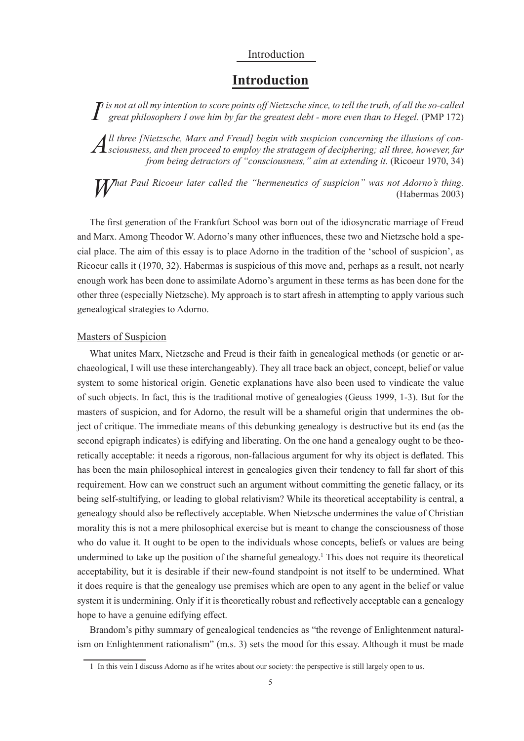# Introduction

*It is not at all my intention to score points off Nietzsche since, to tell the truth, of all the so-called great philosophers I owe him by far the greatest debt - more even than to Hegel.* (PMP 172)

*All three [Nietzsche, Marx and Freud] begin with suspicion concerning the illusions of consciousness, and then proceed to employ the stratagem of deciphering; all three, however, far from being detractors of "consciousness," aim at extending it.* (Ricoeur 1970, 34)

*What Paul Ricoeur later called the "hermeneutics of suspicion" was not Adorno's thing.* (Habermas 2003)

The first generation of the Frankfurt School was born out of the idiosyncratic marriage of Freud and Marx. Among Theodor W. Adorno's many other influences, these two and Nietzsche hold a special place. The aim of this essay is to place Adorno in the tradition of the 'school of suspicion', as Ricoeur calls it (1970, 32). Habermas is suspicious of this move and, perhaps as a result, not nearly enough work has been done to assimilate Adorno's argument in these terms as has been done for the other three (especially Nietzsche). My approach is to start afresh in attempting to apply various such genealogical strategies to Adorno.

## Masters of Suspicion

What unites Marx, Nietzsche and Freud is their faith in genealogical methods (or genetic or archaeological, I will use these interchangeably). They all trace back an object, concept, belief or value system to some historical origin. Genetic explanations have also been used to vindicate the value of such objects. In fact, this is the traditional motive of genealogies (Geuss 1999, 1-3). But for the masters of suspicion, and for Adorno, the result will be a shameful origin that undermines the object of critique. The immediate means of this debunking genealogy is destructive but its end (as the second epigraph indicates) is edifying and liberating. On the one hand a genealogy ought to be theoretically acceptable: it needs a rigorous, non-fallacious argument for why its object is deflated. This has been the main philosophical interest in genealogies given their tendency to fall far short of this requirement. How can we construct such an argument without committing the genetic fallacy, or its being self-stultifying, or leading to global relativism? While its theoretical acceptability is central, a genealogy should also be reflectively acceptable. When Nietzsche undermines the value of Christian morality this is not a mere philosophical exercise but is meant to change the consciousness of those who do value it. It ought to be open to the individuals whose concepts, beliefs or values are being undermined to take up the position of the shameful genealogy.[1] This does not require its theoretical acceptability, but it is desirable if their new-found standpoint is not itself to be undermined. What it does require is that the genealogy use premises which are open to any agent in the belief or value system it is undermining. Only if it is theoretically robust and reflectively acceptable can a genealogy hope to have a genuine edifying effect.

Brandom's pithy summary of genealogical tendencies as "the revenge of Enlightenment naturalism on Enlightenment rationalism" (m.s. 3) sets the mood for this essay. Although it must be made

[1] In this vein I discuss Adorno as if he writes about our society: the perspective is still largely open to us.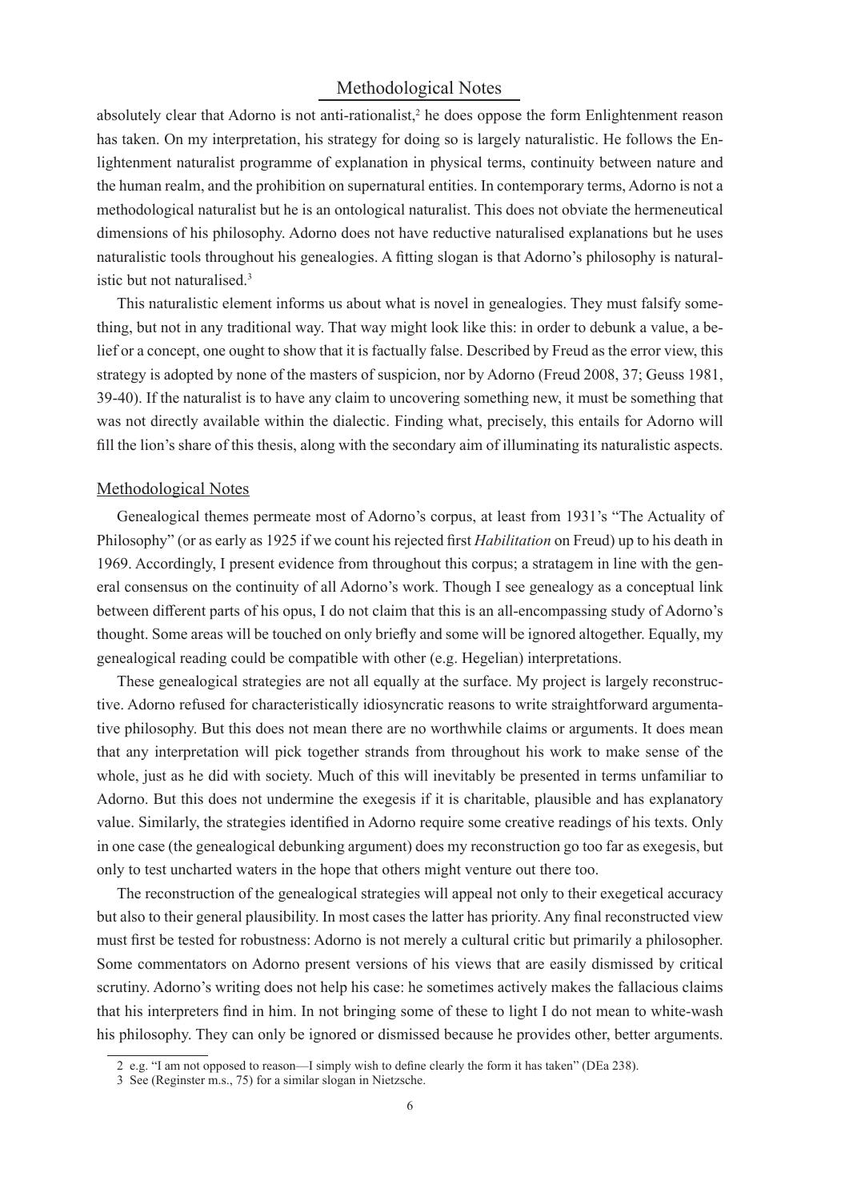absolutely clear that Adorno is not anti-rationalist,[2] he does oppose the form Enlightenment reason has taken. On my interpretation, his strategy for doing so is largely naturalistic. He follows the Enlightenment naturalist programme of explanation in physical terms, continuity between nature and the human realm, and the prohibition on supernatural entities. In contemporary terms, Adorno is not a methodological naturalist but he is an ontological naturalist. This does not obviate the hermeneutical dimensions of his philosophy. Adorno does not have reductive naturalised explanations but he uses naturalistic tools throughout his genealogies. A fitting slogan is that Adorno's philosophy is naturalistic but not naturalised.[3]

This naturalistic element informs us about what is novel in genealogies. They must falsify something, but not in any traditional way. That way might look like this: in order to debunk a value, a belief or a concept, one ought to show that it is factually false. Described by Freud as the error view, this strategy is adopted by none of the masters of suspicion, nor by Adorno (Freud 2008, 37; Geuss 1981, 39-40). If the naturalist is to have any claim to uncovering something new, it must be something that was not directly available within the dialectic. Finding what, precisely, this entails for Adorno will fill the lion's share of this thesis, along with the secondary aim of illuminating its naturalistic aspects.

## Methodological Notes

Genealogical themes permeate most of Adorno's corpus, at least from 1931's "The Actuality of Philosophy" (or as early as 1925 if we count his rejected first *Habilitation* on Freud) up to his death in 1969. Accordingly, I present evidence from throughout this corpus; a stratagem in line with the general consensus on the continuity of all Adorno's work. Though I see genealogy as a conceptual link between different parts of his opus, I do not claim that this is an all-encompassing study of Adorno's thought. Some areas will be touched on only briefly and some will be ignored altogether. Equally, my genealogical reading could be compatible with other (e.g. Hegelian) interpretations.

These genealogical strategies are not all equally at the surface. My project is largely reconstructive. Adorno refused for characteristically idiosyncratic reasons to write straightforward argumentative philosophy. But this does not mean there are no worthwhile claims or arguments. It does mean that any interpretation will pick together strands from throughout his work to make sense of the whole, just as he did with society. Much of this will inevitably be presented in terms unfamiliar to Adorno. But this does not undermine the exegesis if it is charitable, plausible and has explanatory value. Similarly, the strategies identified in Adorno require some creative readings of his texts. Only in one case (the genealogical debunking argument) does my reconstruction go too far as exegesis, but only to test uncharted waters in the hope that others might venture out there too.

The reconstruction of the genealogical strategies will appeal not only to their exegetical accuracy but also to their general plausibility. In most cases the latter has priority. Any final reconstructed view must first be tested for robustness: Adorno is not merely a cultural critic but primarily a philosopher. Some commentators on Adorno present versions of his views that are easily dismissed by critical scrutiny. Adorno's writing does not help his case: he sometimes actively makes the fallacious claims that his interpreters find in him. In not bringing some of these to light I do not mean to white-wash his philosophy. They can only be ignored or dismissed because he provides other, better arguments.

---

2 e.g. "I am not opposed to reason—I simply wish to define clearly the form it has taken" (DEa 238).

3 See (Reginster m.s., 75) for a similar slogan in Nietzsche.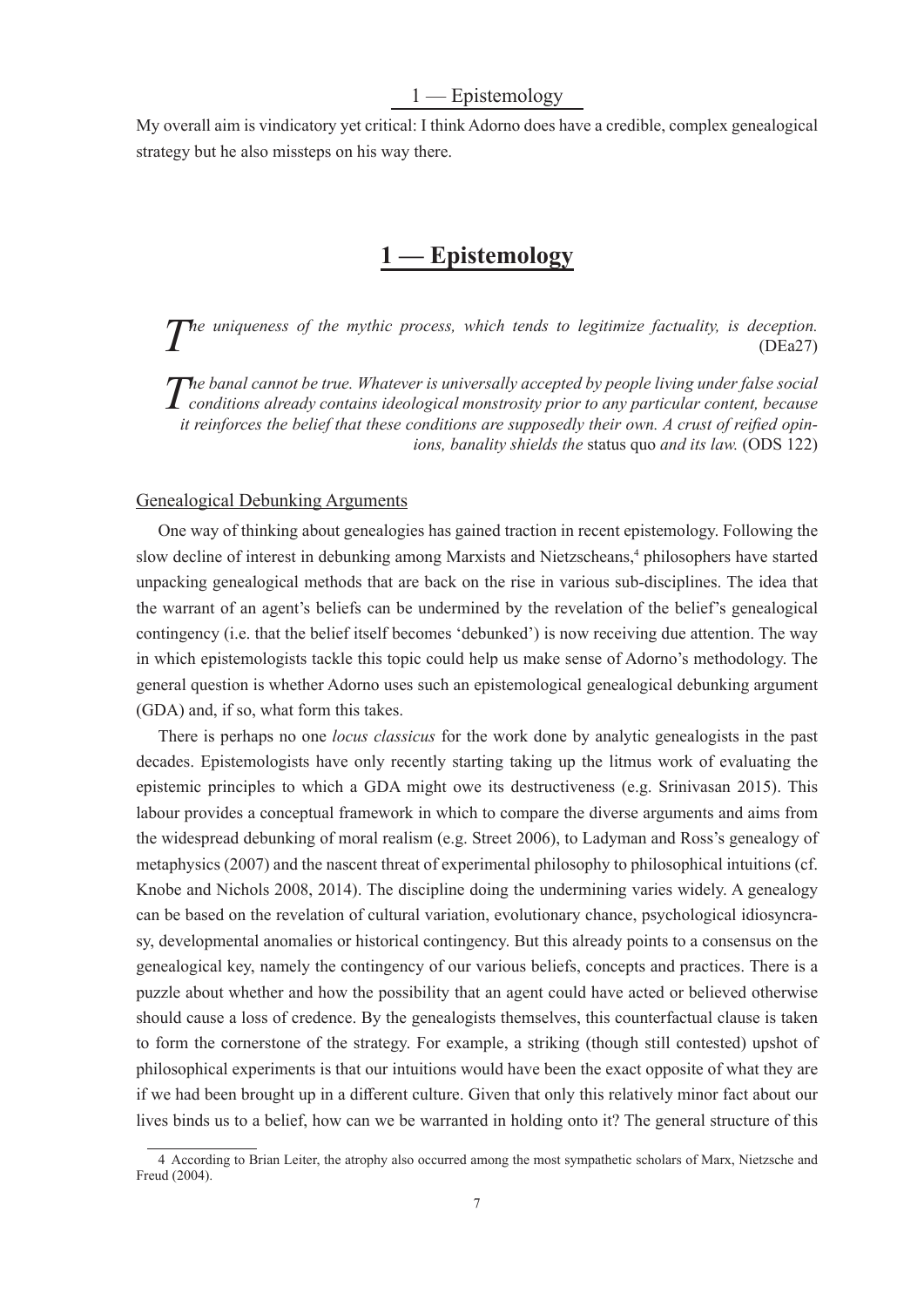My overall aim is vindicatory yet critical: I think Adorno does have a credible, complex genealogical strategy but he also missteps on his way there.

# 1 — Epistemology

*The uniqueness of the mythic process, which tends to legitimize factuality, is deception.* (DEa27)

*The banal cannot be true. Whatever is universally accepted by people living under false social conditions already contains ideological monstrosity prior to any particular content, because it reinforces the belief that these conditions are supposedly their own. A crust of reified opinions, banality shields the* status quo *and its law.* (ODS 122)

## Genealogical Debunking Arguments

One way of thinking about genealogies has gained traction in recent epistemology. Following the slow decline of interest in debunking among Marxists and Nietzscheans,[4] philosophers have started unpacking genealogical methods that are back on the rise in various sub-disciplines. The idea that the warrant of an agent's beliefs can be undermined by the revelation of the belief's genealogical contingency (i.e. that the belief itself becomes 'debunked') is now receiving due attention. The way in which epistemologists tackle this topic could help us make sense of Adorno's methodology. The general question is whether Adorno uses such an epistemological genealogical debunking argument (GDA) and, if so, what form this takes.

There is perhaps no one *locus classicus* for the work done by analytic genealogists in the past decades. Epistemologists have only recently starting taking up the litmus work of evaluating the epistemic principles to which a GDA might owe its destructiveness (e.g. Srinivasan 2015). This labour provides a conceptual framework in which to compare the diverse arguments and aims from the widespread debunking of moral realism (e.g. Street 2006), to Ladyman and Ross's genealogy of metaphysics (2007) and the nascent threat of experimental philosophy to philosophical intuitions (cf. Knobe and Nichols 2008, 2014). The discipline doing the undermining varies widely. A genealogy can be based on the revelation of cultural variation, evolutionary chance, psychological idiosyncrasy, developmental anomalies or historical contingency. But this already points to a consensus on the genealogical key, namely the contingency of our various beliefs, concepts and practices. There is a puzzle about whether and how the possibility that an agent could have acted or believed otherwise should cause a loss of credence. By the genealogists themselves, this counterfactual clause is taken to form the cornerstone of the strategy. For example, a striking (though still contested) upshot of philosophical experiments is that our intuitions would have been the exact opposite of what they are if we had been brought up in a different culture. Given that only this relatively minor fact about our lives binds us to a belief, how can we be warranted in holding onto it? The general structure of this

---

[4] According to Brian Leiter, the atrophy also occurred among the most sympathetic scholars of Marx, Nietzsche and Freud (2004).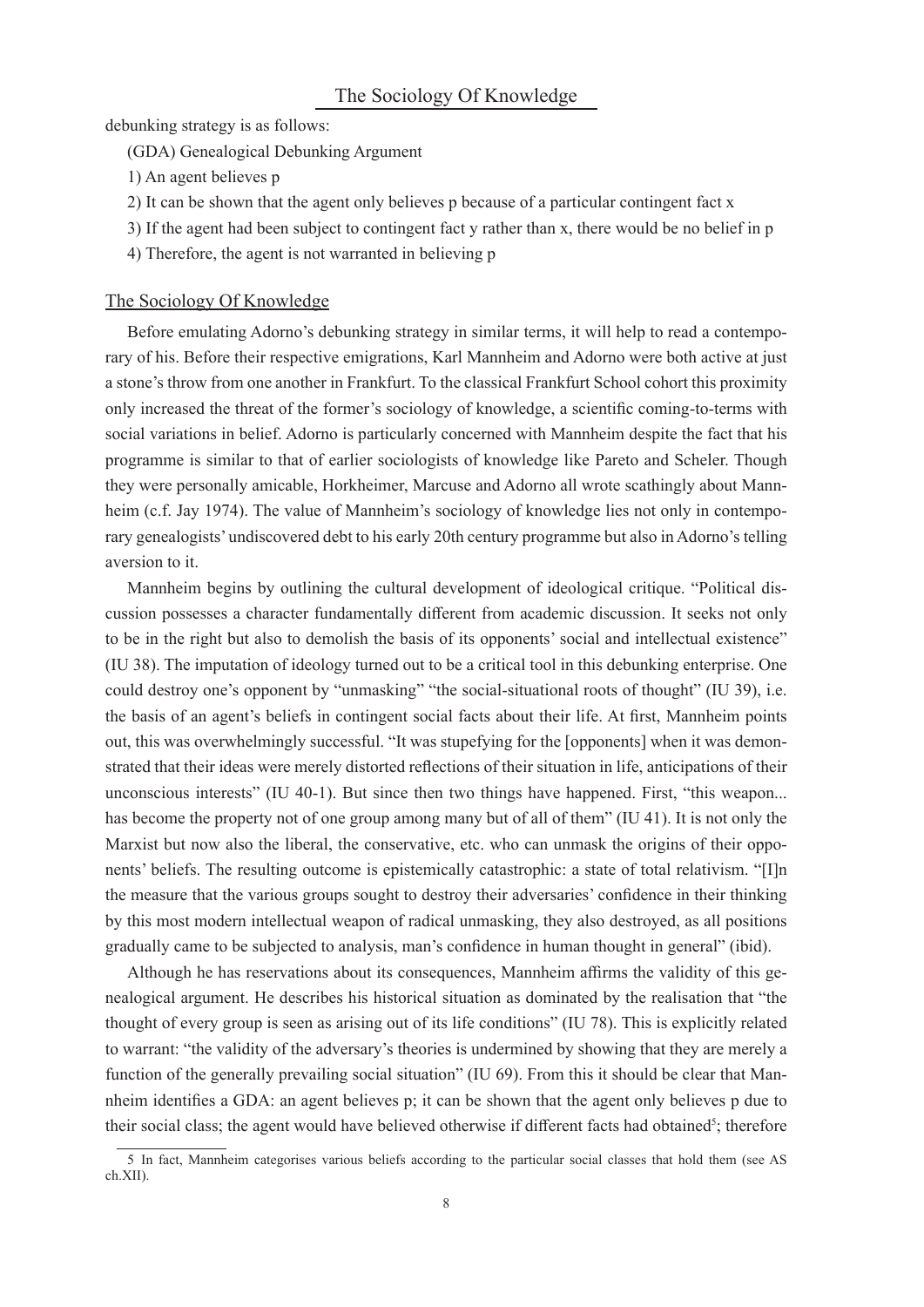debunking strategy is as follows:

(GDA) Genealogical Debunking Argument

1) An agent believes p

2) It can be shown that the agent only believes p because of a particular contingent fact x

3) If the agent had been subject to contingent fact y rather than x, there would be no belief in p

4) Therefore, the agent is not warranted in believing p

## The Sociology Of Knowledge

Before emulating Adorno's debunking strategy in similar terms, it will help to read a contemporary of his. Before their respective emigrations, Karl Mannheim and Adorno were both active at just a stone's throw from one another in Frankfurt. To the classical Frankfurt School cohort this proximity only increased the threat of the former's sociology of knowledge, a scientific coming-to-terms with social variations in belief. Adorno is particularly concerned with Mannheim despite the fact that his programme is similar to that of earlier sociologists of knowledge like Pareto and Scheler. Though they were personally amicable, Horkheimer, Marcuse and Adorno all wrote scathingly about Mannheim (c.f. Jay 1974). The value of Mannheim's sociology of knowledge lies not only in contemporary genealogists' undiscovered debt to his early 20th century programme but also in Adorno's telling aversion to it.

Mannheim begins by outlining the cultural development of ideological critique. "Political discussion possesses a character fundamentally different from academic discussion. It seeks not only to be in the right but also to demolish the basis of its opponents' social and intellectual existence" (IU 38). The imputation of ideology turned out to be a critical tool in this debunking enterprise. One could destroy one's opponent by "unmasking" "the social-situational roots of thought" (IU 39), i.e. the basis of an agent's beliefs in contingent social facts about their life. At first, Mannheim points out, this was overwhelmingly successful. "It was stupefying for the [opponents] when it was demonstrated that their ideas were merely distorted reflections of their situation in life, anticipations of their unconscious interests" (IU 40-1). But since then two things have happened. First, "this weapon... has become the property not of one group among many but of all of them" (IU 41). It is not only the Marxist but now also the liberal, the conservative, etc. who can unmask the origins of their opponents' beliefs. The resulting outcome is epistemically catastrophic: a state of total relativism. "[I]n the measure that the various groups sought to destroy their adversaries' confidence in their thinking by this most modern intellectual weapon of radical unmasking, they also destroyed, as all positions gradually came to be subjected to analysis, man's confidence in human thought in general" (ibid).

Although he has reservations about its consequences, Mannheim affirms the validity of this genealogical argument. He describes his historical situation as dominated by the realisation that "the thought of every group is seen as arising out of its life conditions" (IU 78). This is explicitly related to warrant: "the validity of the adversary's theories is undermined by showing that they are merely a function of the generally prevailing social situation" (IU 69). From this it should be clear that Mannheim identifies a GDA: an agent believes p; it can be shown that the agent only believes p due to their social class; the agent would have believed otherwise if different facts had obtained[5]; therefore

5 In fact, Mannheim categorises various beliefs according to the particular social classes that hold them (see AS ch.XII).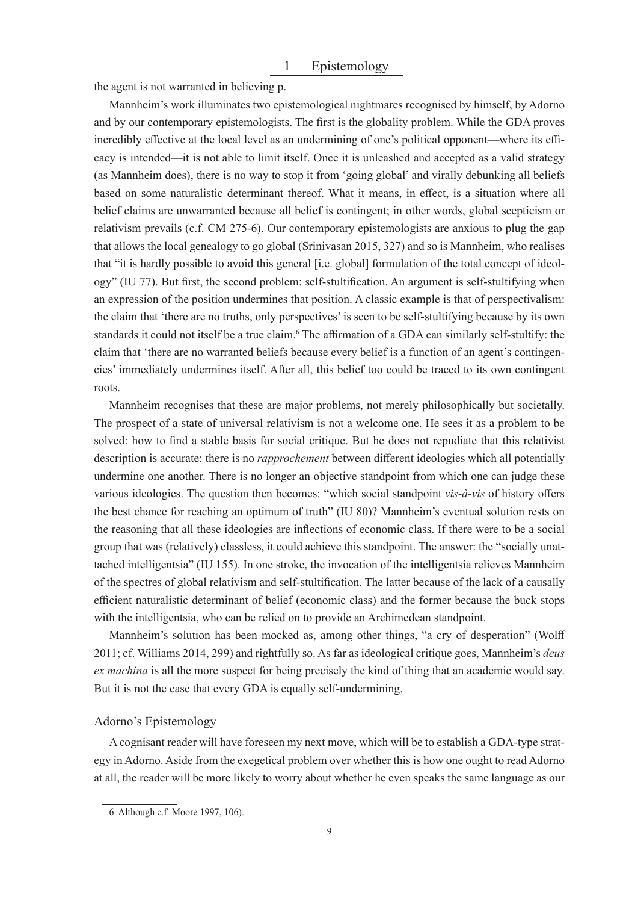the agent is not warranted in believing p.

Mannheim's work illuminates two epistemological nightmares recognised by himself, by Adorno and by our contemporary epistemologists. The first is the globality problem. While the GDA proves incredibly effective at the local level as an undermining of one's political opponent—where its efficacy is intended—it is not able to limit itself. Once it is unleashed and accepted as a valid strategy (as Mannheim does), there is no way to stop it from 'going global' and virally debunking all beliefs based on some naturalistic determinant thereof. What it means, in effect, is a situation where all belief claims are unwarranted because all belief is contingent; in other words, global scepticism or relativism prevails (c.f. CM 275-6). Our contemporary epistemologists are anxious to plug the gap that allows the local genealogy to go global (Srinivasan 2015, 327) and so is Mannheim, who realises that "it is hardly possible to avoid this general [i.e. global] formulation of the total concept of ideology" (IU 77). But first, the second problem: self-stultification. An argument is self-stultifying when an expression of the position undermines that position. A classic example is that of perspectivalism: the claim that 'there are no truths, only perspectives' is seen to be self-stultifying because by its own standards it could not itself be a true claim.[6] The affirmation of a GDA can similarly self-stultify: the claim that 'there are no warranted beliefs because every belief is a function of an agent's contingencies' immediately undermines itself. After all, this belief too could be traced to its own contingent roots.

Mannheim recognises that these are major problems, not merely philosophically but societally. The prospect of a state of universal relativism is not a welcome one. He sees it as a problem to be solved: how to find a stable basis for social critique. But he does not repudiate that this relativist description is accurate: there is no *rapprochement* between different ideologies which all potentially undermine one another. There is no longer an objective standpoint from which one can judge these various ideologies. The question then becomes: "which social standpoint *vis-à-vis* of history offers the best chance for reaching an optimum of truth" (IU 80)? Mannheim's eventual solution rests on the reasoning that all these ideologies are inflections of economic class. If there were to be a social group that was (relatively) classless, it could achieve this standpoint. The answer: the "socially unattached intelligentsia" (IU 155). In one stroke, the invocation of the intelligentsia relieves Mannheim of the spectres of global relativism and self-stultification. The latter because of the lack of a causally efficient naturalistic determinant of belief (economic class) and the former because the buck stops with the intelligentsia, who can be relied on to provide an Archimedean standpoint.

Mannheim's solution has been mocked as, among other things, "a cry of desperation" (Wolff 2011; cf. Williams 2014, 299) and rightfully so. As far as ideological critique goes, Mannheim's *deus ex machina* is all the more suspect for being precisely the kind of thing that an academic would say. But it is not the case that every GDA is equally self-undermining.

## Adorno's Epistemology

A cognisant reader will have foreseen my next move, which will be to establish a GDA-type strategy in Adorno. Aside from the exegetical problem over whether this is how one ought to read Adorno at all, the reader will be more likely to worry about whether he even speaks the same language as our

---

6 Although c.f. Moore 1997, 106).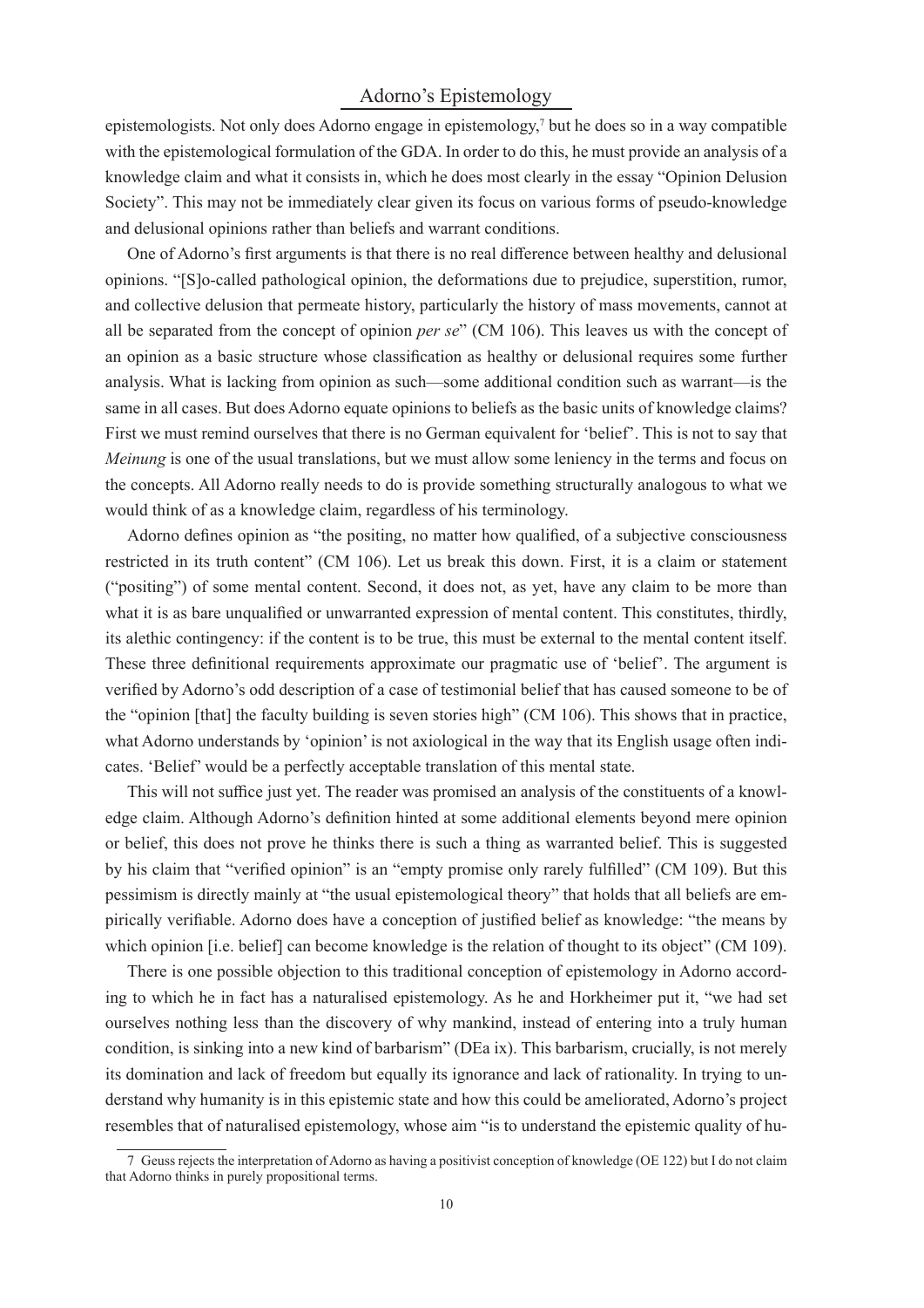epistemologists. Not only does Adorno engage in epistemology,[7] but he does so in a way compatible with the epistemological formulation of the GDA. In order to do this, he must provide an analysis of a knowledge claim and what it consists in, which he does most clearly in the essay "Opinion Delusion Society". This may not be immediately clear given its focus on various forms of pseudo-knowledge and delusional opinions rather than beliefs and warrant conditions.

One of Adorno's first arguments is that there is no real difference between healthy and delusional opinions. "[S]o-called pathological opinion, the deformations due to prejudice, superstition, rumor, and collective delusion that permeate history, particularly the history of mass movements, cannot at all be separated from the concept of opinion *per se*" (CM 106). This leaves us with the concept of an opinion as a basic structure whose classification as healthy or delusional requires some further analysis. What is lacking from opinion as such—some additional condition such as warrant—is the same in all cases. But does Adorno equate opinions to beliefs as the basic units of knowledge claims? First we must remind ourselves that there is no German equivalent for 'belief'. This is not to say that *Meinung* is one of the usual translations, but we must allow some leniency in the terms and focus on the concepts. All Adorno really needs to do is provide something structurally analogous to what we would think of as a knowledge claim, regardless of his terminology.

Adorno defines opinion as "the positing, no matter how qualified, of a subjective consciousness restricted in its truth content" (CM 106). Let us break this down. First, it is a claim or statement ("positing") of some mental content. Second, it does not, as yet, have any claim to be more than what it is as bare unqualified or unwarranted expression of mental content. This constitutes, thirdly, its alethic contingency: if the content is to be true, this must be external to the mental content itself. These three definitional requirements approximate our pragmatic use of 'belief'. The argument is verified by Adorno's odd description of a case of testimonial belief that has caused someone to be of the "opinion [that] the faculty building is seven stories high" (CM 106). This shows that in practice, what Adorno understands by 'opinion' is not axiological in the way that its English usage often indicates. 'Belief' would be a perfectly acceptable translation of this mental state.

This will not suffice just yet. The reader was promised an analysis of the constituents of a knowledge claim. Although Adorno's definition hinted at some additional elements beyond mere opinion or belief, this does not prove he thinks there is such a thing as warranted belief. This is suggested by his claim that "verified opinion" is an "empty promise only rarely fulfilled" (CM 109). But this pessimism is directly mainly at "the usual epistemological theory" that holds that all beliefs are empirically verifiable. Adorno does have a conception of justified belief as knowledge: "the means by which opinion [i.e. belief] can become knowledge is the relation of thought to its object" (CM 109).

There is one possible objection to this traditional conception of epistemology in Adorno according to which he in fact has a naturalised epistemology. As he and Horkheimer put it, "we had set ourselves nothing less than the discovery of why mankind, instead of entering into a truly human condition, is sinking into a new kind of barbarism" (DEa ix). This barbarism, crucially, is not merely its domination and lack of freedom but equally its ignorance and lack of rationality. In trying to understand why humanity is in this epistemic state and how this could be ameliorated, Adorno's project resembles that of naturalised epistemology, whose aim "is to understand the epistemic quality of hu-

[7] Geuss rejects the interpretation of Adorno as having a positivist conception of knowledge (OE 122) but I do not claim that Adorno thinks in purely propositional terms.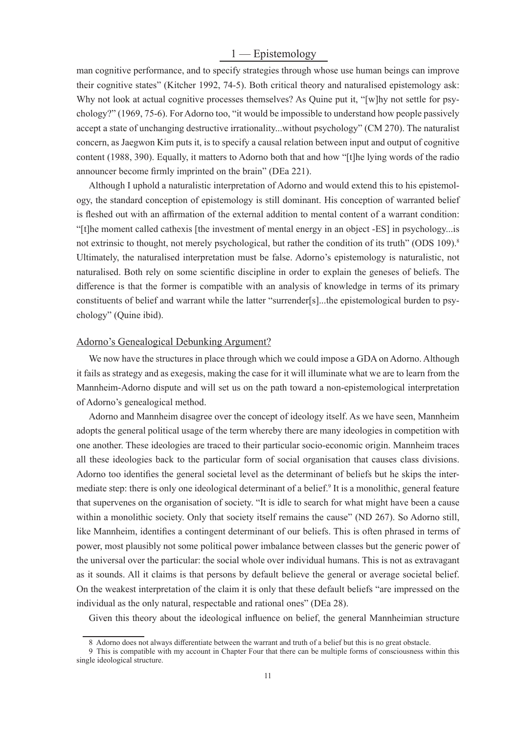man cognitive performance, and to specify strategies through whose use human beings can improve their cognitive states" (Kitcher 1992, 74-5). Both critical theory and naturalised epistemology ask: Why not look at actual cognitive processes themselves? As Quine put it, "[w]hy not settle for psychology?" (1969, 75-6). For Adorno too, "it would be impossible to understand how people passively accept a state of unchanging destructive irrationality...without psychology" (CM 270). The naturalist concern, as Jaegwon Kim puts it, is to specify a causal relation between input and output of cognitive content (1988, 390). Equally, it matters to Adorno both that and how "[t]he lying words of the radio announcer become firmly imprinted on the brain" (DEa 221).

Although I uphold a naturalistic interpretation of Adorno and would extend this to his epistemology, the standard conception of epistemology is still dominant. His conception of warranted belief is fleshed out with an affirmation of the external addition to mental content of a warrant condition: "[t]he moment called cathexis [the investment of mental energy in an object -ES] in psychology...is not extrinsic to thought, not merely psychological, but rather the condition of its truth" (ODS 109).[8] Ultimately, the naturalised interpretation must be false. Adorno's epistemology is naturalistic, not naturalised. Both rely on some scientific discipline in order to explain the geneses of beliefs. The difference is that the former is compatible with an analysis of knowledge in terms of its primary constituents of belief and warrant while the latter "surrender[s]...the epistemological burden to psychology" (Quine ibid).

## Adorno's Genealogical Debunking Argument?

We now have the structures in place through which we could impose a GDA on Adorno. Although it fails as strategy and as exegesis, making the case for it will illuminate what we are to learn from the Mannheim-Adorno dispute and will set us on the path toward a non-epistemological interpretation of Adorno's genealogical method.

Adorno and Mannheim disagree over the concept of ideology itself. As we have seen, Mannheim adopts the general political usage of the term whereby there are many ideologies in competition with one another. These ideologies are traced to their particular socio-economic origin. Mannheim traces all these ideologies back to the particular form of social organisation that causes class divisions. Adorno too identifies the general societal level as the determinant of beliefs but he skips the intermediate step: there is only one ideological determinant of a belief.[9] It is a monolithic, general feature that supervenes on the organisation of society. "It is idle to search for what might have been a cause within a monolithic society. Only that society itself remains the cause" (ND 267). So Adorno still, like Mannheim, identifies a contingent determinant of our beliefs. This is often phrased in terms of power, most plausibly not some political power imbalance between classes but the generic power of the universal over the particular: the social whole over individual humans. This is not as extravagant as it sounds. All it claims is that persons by default believe the general or average societal belief. On the weakest interpretation of the claim it is only that these default beliefs "are impressed on the individual as the only natural, respectable and rational ones" (DEa 28).

Given this theory about the ideological influence on belief, the general Mannheimian structure

---

[8] Adorno does not always differentiate between the warrant and truth of a belief but this is no great obstacle.

[9] This is compatible with my account in Chapter Four that there can be multiple forms of consciousness within this single ideological structure.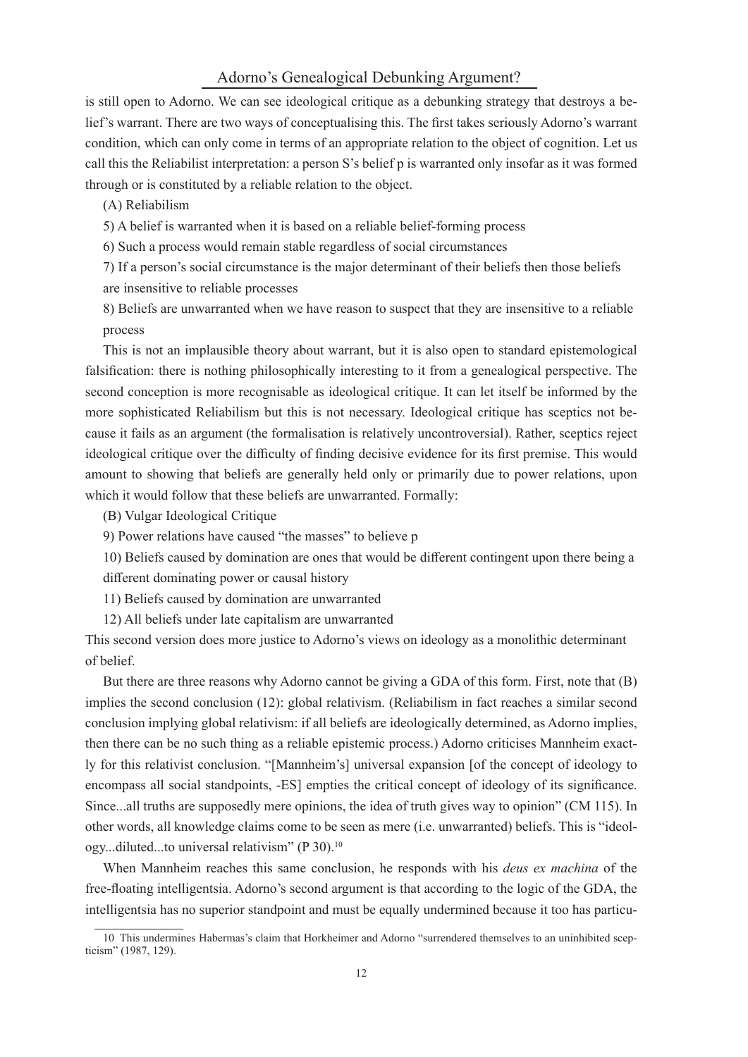is still open to Adorno. We can see ideological critique as a debunking strategy that destroys a belief's warrant. There are two ways of conceptualising this. The first takes seriously Adorno's warrant condition, which can only come in terms of an appropriate relation to the object of cognition. Let us call this the Reliabilist interpretation: a person S's belief p is warranted only insofar as it was formed through or is constituted by a reliable relation to the object.

(A) Reliabilism

5) A belief is warranted when it is based on a reliable belief-forming process

6) Such a process would remain stable regardless of social circumstances

7) If a person's social circumstance is the major determinant of their beliefs then those beliefs are insensitive to reliable processes

8) Beliefs are unwarranted when we have reason to suspect that they are insensitive to a reliable process

This is not an implausible theory about warrant, but it is also open to standard epistemological falsification: there is nothing philosophically interesting to it from a genealogical perspective. The second conception is more recognisable as ideological critique. It can let itself be informed by the more sophisticated Reliabilism but this is not necessary. Ideological critique has sceptics not because it fails as an argument (the formalisation is relatively uncontroversial). Rather, sceptics reject ideological critique over the difficulty of finding decisive evidence for its first premise. This would amount to showing that beliefs are generally held only or primarily due to power relations, upon which it would follow that these beliefs are unwarranted. Formally:

(B) Vulgar Ideological Critique

9) Power relations have caused "the masses" to believe p

10) Beliefs caused by domination are ones that would be different contingent upon there being a different dominating power or causal history

11) Beliefs caused by domination are unwarranted

12) All beliefs under late capitalism are unwarranted

This second version does more justice to Adorno's views on ideology as a monolithic determinant of belief.

But there are three reasons why Adorno cannot be giving a GDA of this form. First, note that (B) implies the second conclusion (12): global relativism. (Reliabilism in fact reaches a similar second conclusion implying global relativism: if all beliefs are ideologically determined, as Adorno implies, then there can be no such thing as a reliable epistemic process.) Adorno criticises Mannheim exactly for this relativist conclusion. "[Mannheim's] universal expansion [of the concept of ideology to encompass all social standpoints, -ES] empties the critical concept of ideology of its significance. Since...all truths are supposedly mere opinions, the idea of truth gives way to opinion" (CM 115). In other words, all knowledge claims come to be seen as mere (i.e. unwarranted) beliefs. This is "ideology...diluted...to universal relativism" (P 30).[10]

When Mannheim reaches this same conclusion, he responds with his *deus ex machina* of the free-floating intelligentsia. Adorno's second argument is that according to the logic of the GDA, the intelligentsia has no superior standpoint and must be equally undermined because it too has particu-

---

10 This undermines Habermas's claim that Horkheimer and Adorno "surrendered themselves to an uninhibited scepticism" (1987, 129).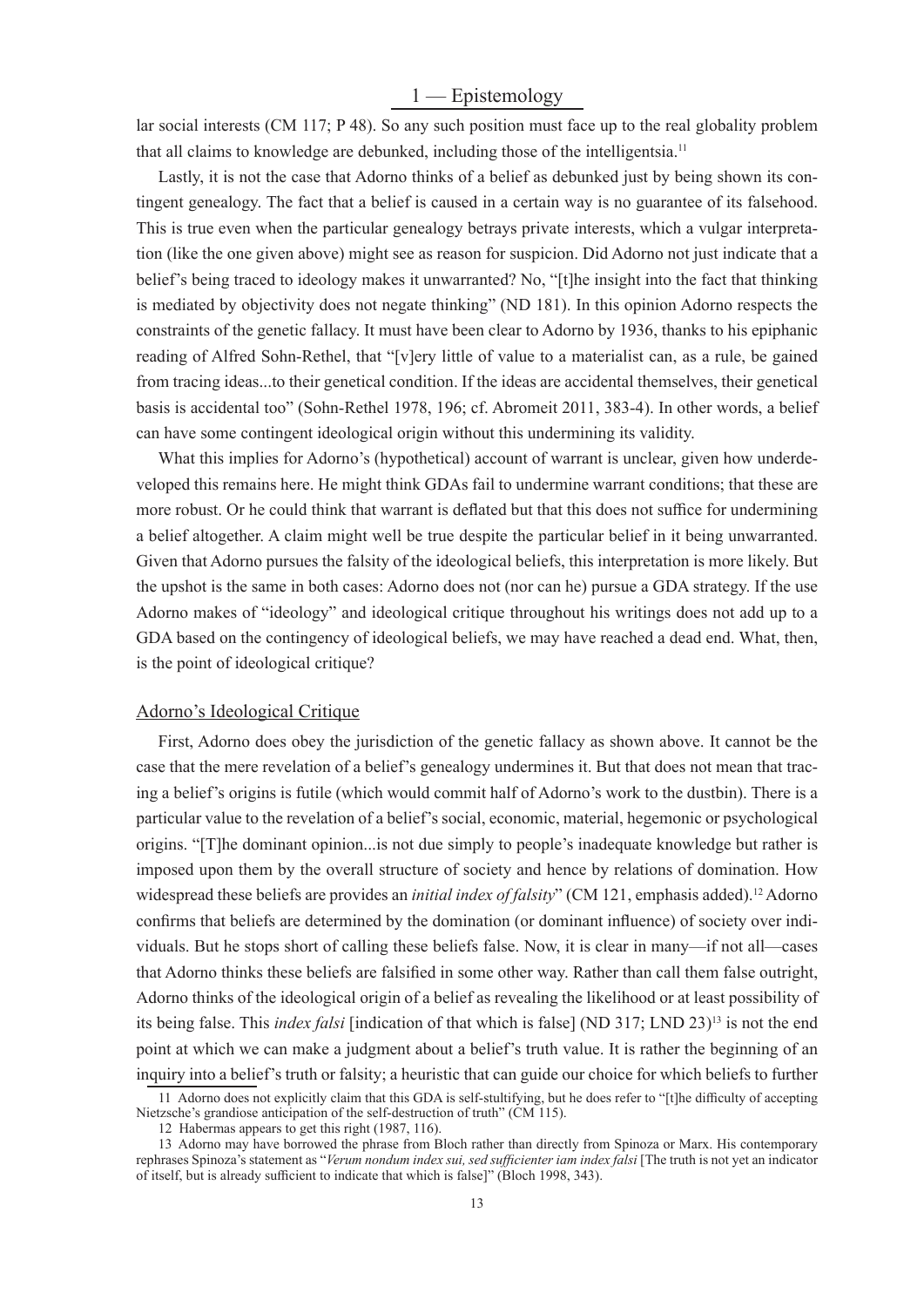lar social interests (CM 117; P 48). So any such position must face up to the real globality problem that all claims to knowledge are debunked, including those of the intelligentsia.[11]

Lastly, it is not the case that Adorno thinks of a belief as debunked just by being shown its contingent genealogy. The fact that a belief is caused in a certain way is no guarantee of its falsehood. This is true even when the particular genealogy betrays private interests, which a vulgar interpretation (like the one given above) might see as reason for suspicion. Did Adorno not just indicate that a belief's being traced to ideology makes it unwarranted? No, "[t]he insight into the fact that thinking is mediated by objectivity does not negate thinking" (ND 181). In this opinion Adorno respects the constraints of the genetic fallacy. It must have been clear to Adorno by 1936, thanks to his epiphanic reading of Alfred Sohn-Rethel, that "[v]ery little of value to a materialist can, as a rule, be gained from tracing ideas...to their genetical condition. If the ideas are accidental themselves, their genetical basis is accidental too" (Sohn-Rethel 1978, 196; cf. Abromeit 2011, 383-4). In other words, a belief can have some contingent ideological origin without this undermining its validity.

What this implies for Adorno's (hypothetical) account of warrant is unclear, given how underdeveloped this remains here. He might think GDAs fail to undermine warrant conditions; that these are more robust. Or he could think that warrant is deflated but that this does not suffice for undermining a belief altogether. A claim might well be true despite the particular belief in it being unwarranted. Given that Adorno pursues the falsity of the ideological beliefs, this interpretation is more likely. But the upshot is the same in both cases: Adorno does not (nor can he) pursue a GDA strategy. If the use Adorno makes of "ideology" and ideological critique throughout his writings does not add up to a GDA based on the contingency of ideological beliefs, we may have reached a dead end. What, then, is the point of ideological critique?

## Adorno's Ideological Critique

First, Adorno does obey the jurisdiction of the genetic fallacy as shown above. It cannot be the case that the mere revelation of a belief's genealogy undermines it. But that does not mean that tracing a belief's origins is futile (which would commit half of Adorno's work to the dustbin). There is a particular value to the revelation of a belief's social, economic, material, hegemonic or psychological origins. "[T]he dominant opinion...is not due simply to people's inadequate knowledge but rather is imposed upon them by the overall structure of society and hence by relations of domination. How widespread these beliefs are provides an *initial index of falsity*" (CM 121, emphasis added).[12] Adorno confirms that beliefs are determined by the domination (or dominant influence) of society over individuals. But he stops short of calling these beliefs false. Now, it is clear in many—if not all—cases that Adorno thinks these beliefs are falsified in some other way. Rather than call them false outright, Adorno thinks of the ideological origin of a belief as revealing the likelihood or at least possibility of its being false. This *index falsi* [indication of that which is false] (ND 317; LND 23)[13] is not the end point at which we can make a judgment about a belief's truth value. It is rather the beginning of an inquiry into a belief's truth or falsity; a heuristic that can guide our choice for which beliefs to further

11 Adorno does not explicitly claim that this GDA is self-stultifying, but he does refer to "[t]he difficulty of accepting Nietzsche's grandiose anticipation of the self-destruction of truth" (CM 115).

12 Habermas appears to get this right (1987, 116).

13 Adorno may have borrowed the phrase from Bloch rather than directly from Spinoza or Marx. His contemporary rephrases Spinoza's statement as "*Verum nondum index sui, sed sufficienter iam index falsi* [The truth is not yet an indicator of itself, but is already sufficient to indicate that which is false]" (Bloch 1998, 343).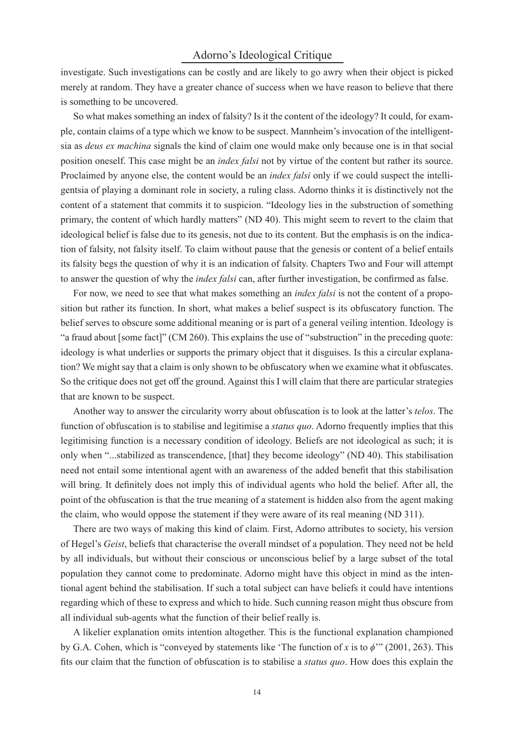investigate. Such investigations can be costly and are likely to go awry when their object is picked merely at random. They have a greater chance of success when we have reason to believe that there is something to be uncovered.

So what makes something an index of falsity? Is it the content of the ideology? It could, for example, contain claims of a type which we know to be suspect. Mannheim's invocation of the intelligentsia as *deus ex machina* signals the kind of claim one would make only because one is in that social position oneself. This case might be an *index falsi* not by virtue of the content but rather its source. Proclaimed by anyone else, the content would be an *index falsi* only if we could suspect the intelligentsia of playing a dominant role in society, a ruling class. Adorno thinks it is distinctively not the content of a statement that commits it to suspicion. "Ideology lies in the substruction of something primary, the content of which hardly matters" (ND 40). This might seem to revert to the claim that ideological belief is false due to its genesis, not due to its content. But the emphasis is on the indication of falsity, not falsity itself. To claim without pause that the genesis or content of a belief entails its falsity begs the question of why it is an indication of falsity. Chapters Two and Four will attempt to answer the question of why the *index falsi* can, after further investigation, be confirmed as false.

For now, we need to see that what makes something an *index falsi* is not the content of a proposition but rather its function. In short, what makes a belief suspect is its obfuscatory function. The belief serves to obscure some additional meaning or is part of a general veiling intention. Ideology is "a fraud about [some fact]" (CM 260). This explains the use of "substruction" in the preceding quote: ideology is what underlies or supports the primary object that it disguises. Is this a circular explanation? We might say that a claim is only shown to be obfuscatory when we examine what it obfuscates. So the critique does not get off the ground. Against this I will claim that there are particular strategies that are known to be suspect.

Another way to answer the circularity worry about obfuscation is to look at the latter's *telos*. The function of obfuscation is to stabilise and legitimise a *status quo*. Adorno frequently implies that this legitimising function is a necessary condition of ideology. Beliefs are not ideological as such; it is only when "...stabilized as transcendence, [that] they become ideology" (ND 40). This stabilisation need not entail some intentional agent with an awareness of the added benefit that this stabilisation will bring. It definitely does not imply this of individual agents who hold the belief. After all, the point of the obfuscation is that the true meaning of a statement is hidden also from the agent making the claim, who would oppose the statement if they were aware of its real meaning (ND 311).

There are two ways of making this kind of claim. First, Adorno attributes to society, his version of Hegel's *Geist*, beliefs that characterise the overall mindset of a population. They need not be held by all individuals, but without their conscious or unconscious belief by a large subset of the total population they cannot come to predominate. Adorno might have this object in mind as the intentional agent behind the stabilisation. If such a total subject can have beliefs it could have intentions regarding which of these to express and which to hide. Such cunning reason might thus obscure from all individual sub-agents what the function of their belief really is.

A likelier explanation omits intention altogether. This is the functional explanation championed by G.A. Cohen, which is "conveyed by statements like 'The function of $x$ is to $\phi$'" (2001, 263). This fits our claim that the function of obfuscation is to stabilise a *status quo*. How does this explain the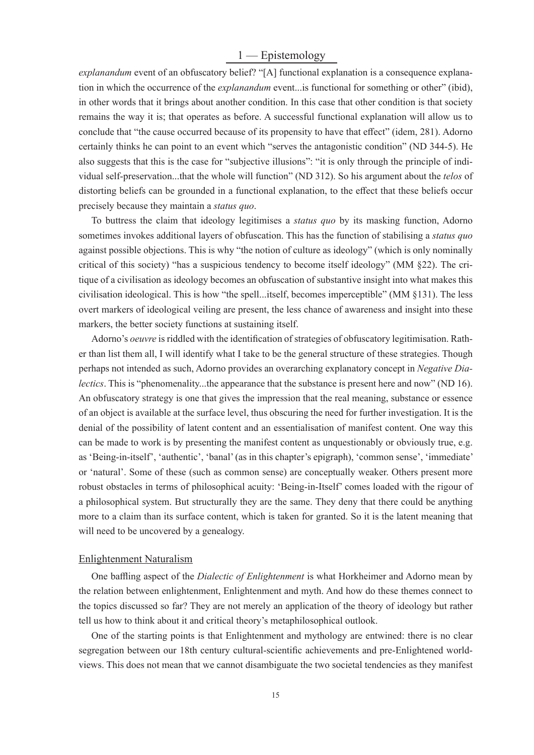*explanandum* event of an obfuscatory belief? "[A] functional explanation is a consequence explanation in which the occurrence of the *explanandum* event...is functional for something or other" (ibid), in other words that it brings about another condition. In this case that other condition is that society remains the way it is; that operates as before. A successful functional explanation will allow us to conclude that "the cause occurred because of its propensity to have that effect" (idem, 281). Adorno certainly thinks he can point to an event which "serves the antagonistic condition" (ND 344-5). He also suggests that this is the case for "subjective illusions": "it is only through the principle of individual self-preservation...that the whole will function" (ND 312). So his argument about the *telos* of distorting beliefs can be grounded in a functional explanation, to the effect that these beliefs occur precisely because they maintain a *status quo*.

To buttress the claim that ideology legitimises a *status quo* by its masking function, Adorno sometimes invokes additional layers of obfuscation. This has the function of stabilising a *status quo* against possible objections. This is why "the notion of culture as ideology" (which is only nominally critical of this society) "has a suspicious tendency to become itself ideology" (MM §22). The critique of a civilisation as ideology becomes an obfuscation of substantive insight into what makes this civilisation ideological. This is how "the spell...itself, becomes imperceptible" (MM §131). The less overt markers of ideological veiling are present, the less chance of awareness and insight into these markers, the better society functions at sustaining itself.

Adorno's *oeuvre* is riddled with the identification of strategies of obfuscatory legitimisation. Rather than list them all, I will identify what I take to be the general structure of these strategies. Though perhaps not intended as such, Adorno provides an overarching explanatory concept in *Negative Dialectics*. This is "phenomenality...the appearance that the substance is present here and now" (ND 16). An obfuscatory strategy is one that gives the impression that the real meaning, substance or essence of an object is available at the surface level, thus obscuring the need for further investigation. It is the denial of the possibility of latent content and an essentialisation of manifest content. One way this can be made to work is by presenting the manifest content as unquestionably or obviously true, e.g. as 'Being-in-itself', 'authentic', 'banal' (as in this chapter's epigraph), 'common sense', 'immediate' or 'natural'. Some of these (such as common sense) are conceptually weaker. Others present more robust obstacles in terms of philosophical acuity: 'Being-in-Itself' comes loaded with the rigour of a philosophical system. But structurally they are the same. They deny that there could be anything more to a claim than its surface content, which is taken for granted. So it is the latent meaning that will need to be uncovered by a genealogy.

## Enlightenment Naturalism

One baffling aspect of the *Dialectic of Enlightenment* is what Horkheimer and Adorno mean by the relation between enlightenment, Enlightenment and myth. And how do these themes connect to the topics discussed so far? They are not merely an application of the theory of ideology but rather tell us how to think about it and critical theory's metaphilosophical outlook.

One of the starting points is that Enlightenment and mythology are entwined: there is no clear segregation between our 18th century cultural-scientific achievements and pre-Enlightened worldviews. This does not mean that we cannot disambiguate the two societal tendencies as they manifest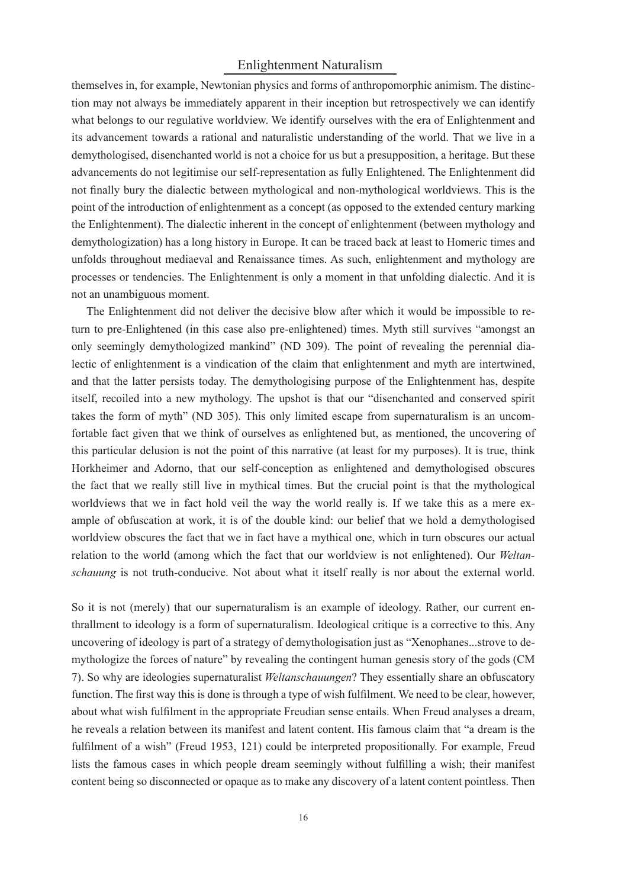themselves in, for example, Newtonian physics and forms of anthropomorphic animism. The distinction may not always be immediately apparent in their inception but retrospectively we can identify what belongs to our regulative worldview. We identify ourselves with the era of Enlightenment and its advancement towards a rational and naturalistic understanding of the world. That we live in a demythologised, disenchanted world is not a choice for us but a presupposition, a heritage. But these advancements do not legitimise our self-representation as fully Enlightened. The Enlightenment did not finally bury the dialectic between mythological and non-mythological worldviews. This is the point of the introduction of enlightenment as a concept (as opposed to the extended century marking the Enlightenment). The dialectic inherent in the concept of enlightenment (between mythology and demythologization) has a long history in Europe. It can be traced back at least to Homeric times and unfolds throughout mediaeval and Renaissance times. As such, enlightenment and mythology are processes or tendencies. The Enlightenment is only a moment in that unfolding dialectic. And it is not an unambiguous moment.

The Enlightenment did not deliver the decisive blow after which it would be impossible to return to pre-Enlightened (in this case also pre-enlightened) times. Myth still survives "amongst an only seemingly demythologized mankind" (ND 309). The point of revealing the perennial dialectic of enlightenment is a vindication of the claim that enlightenment and myth are intertwined, and that the latter persists today. The demythologising purpose of the Enlightenment has, despite itself, recoiled into a new mythology. The upshot is that our "disenchanted and conserved spirit takes the form of myth" (ND 305). This only limited escape from supernaturalism is an uncomfortable fact given that we think of ourselves as enlightened but, as mentioned, the uncovering of this particular delusion is not the point of this narrative (at least for my purposes). It is true, think Horkheimer and Adorno, that our self-conception as enlightened and demythologised obscures the fact that we really still live in mythical times. But the crucial point is that the mythological worldviews that we in fact hold veil the way the world really is. If we take this as a mere example of obfuscation at work, it is of the double kind: our belief that we hold a demythologised worldview obscures the fact that we in fact have a mythical one, which in turn obscures our actual relation to the world (among which the fact that our worldview is not enlightened). Our *Weltanschauung* is not truth-conducive. Not about what it itself really is nor about the external world.

So it is not (merely) that our supernaturalism is an example of ideology. Rather, our current enthrallment to ideology is a form of supernaturalism. Ideological critique is a corrective to this. Any uncovering of ideology is part of a strategy of demythologisation just as "Xenophanes...strove to demythologize the forces of nature" by revealing the contingent human genesis story of the gods (CM 7). So why are ideologies supernaturalist *Weltanschauungen*? They essentially share an obfuscatory function. The first way this is done is through a type of wish fulfilment. We need to be clear, however, about what wish fulfilment in the appropriate Freudian sense entails. When Freud analyses a dream, he reveals a relation between its manifest and latent content. His famous claim that "a dream is the fulfilment of a wish" (Freud 1953, 121) could be interpreted propositionally. For example, Freud lists the famous cases in which people dream seemingly without fulfilling a wish; their manifest content being so disconnected or opaque as to make any discovery of a latent content pointless. Then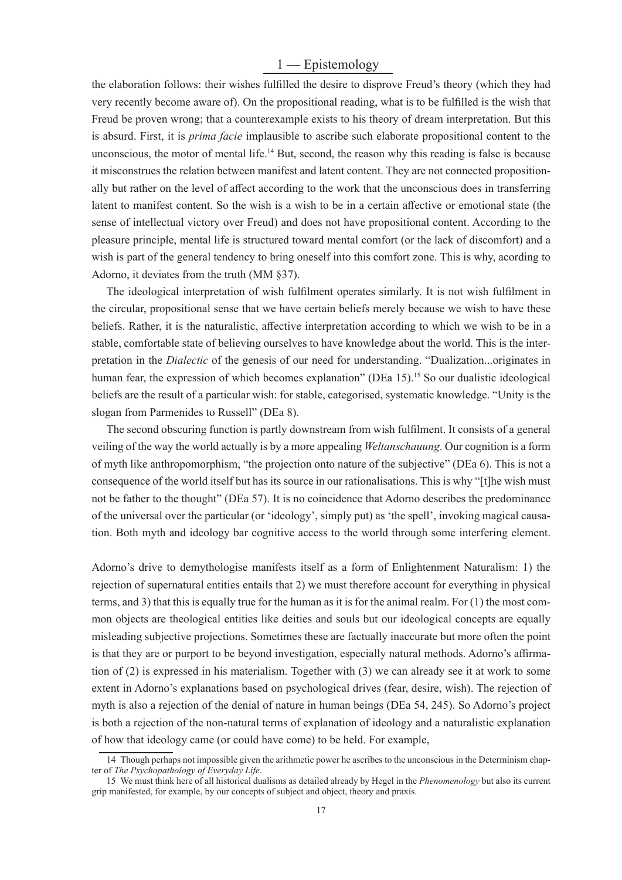the elaboration follows: their wishes fulfilled the desire to disprove Freud's theory (which they had very recently become aware of). On the propositional reading, what is to be fulfilled is the wish that Freud be proven wrong; that a counterexample exists to his theory of dream interpretation. But this is absurd. First, it is *prima facie* implausible to ascribe such elaborate propositional content to the unconscious, the motor of mental life.[14] But, second, the reason why this reading is false is because it misconstrues the relation between manifest and latent content. They are not connected propositionally but rather on the level of affect according to the work that the unconscious does in transferring latent to manifest content. So the wish is a wish to be in a certain affective or emotional state (the sense of intellectual victory over Freud) and does not have propositional content. According to the pleasure principle, mental life is structured toward mental comfort (or the lack of discomfort) and a wish is part of the general tendency to bring oneself into this comfort zone. This is why, acording to Adorno, it deviates from the truth (MM §37).

The ideological interpretation of wish fulfilment operates similarly. It is not wish fulfilment in the circular, propositional sense that we have certain beliefs merely because we wish to have these beliefs. Rather, it is the naturalistic, affective interpretation according to which we wish to be in a stable, comfortable state of believing ourselves to have knowledge about the world. This is the interpretation in the *Dialectic* of the genesis of our need for understanding. "Dualization...originates in human fear, the expression of which becomes explanation" (DEa 15).[15] So our dualistic ideological beliefs are the result of a particular wish: for stable, categorised, systematic knowledge. "Unity is the slogan from Parmenides to Russell" (DEa 8).

The second obscuring function is partly downstream from wish fulfilment. It consists of a general veiling of the way the world actually is by a more appealing *Weltanschauung*. Our cognition is a form of myth like anthropomorphism, "the projection onto nature of the subjective" (DEa 6). This is not a consequence of the world itself but has its source in our rationalisations. This is why "[t]he wish must not be father to the thought" (DEa 57). It is no coincidence that Adorno describes the predominance of the universal over the particular (or 'ideology', simply put) as 'the spell', invoking magical causation. Both myth and ideology bar cognitive access to the world through some interfering element.

Adorno's drive to demythologise manifests itself as a form of Enlightenment Naturalism: 1) the rejection of supernatural entities entails that 2) we must therefore account for everything in physical terms, and 3) that this is equally true for the human as it is for the animal realm. For (1) the most common objects are theological entities like deities and souls but our ideological concepts are equally misleading subjective projections. Sometimes these are factually inaccurate but more often the point is that they are or purport to be beyond investigation, especially natural methods. Adorno's affirmation of (2) is expressed in his materialism. Together with (3) we can already see it at work to some extent in Adorno's explanations based on psychological drives (fear, desire, wish). The rejection of myth is also a rejection of the denial of nature in human beings (DEa 54, 245). So Adorno's project is both a rejection of the non-natural terms of explanation of ideology and a naturalistic explanation of how that ideology came (or could have come) to be held. For example,

---

[14] Though perhaps not impossible given the arithmetic power he ascribes to the unconscious in the Determinism chapter of *The Psychopathology of Everyday Life*.

[15] We must think here of all historical dualisms as detailed already by Hegel in the *Phenomenology* but also its current grip manifested, for example, by our concepts of subject and object, theory and praxis.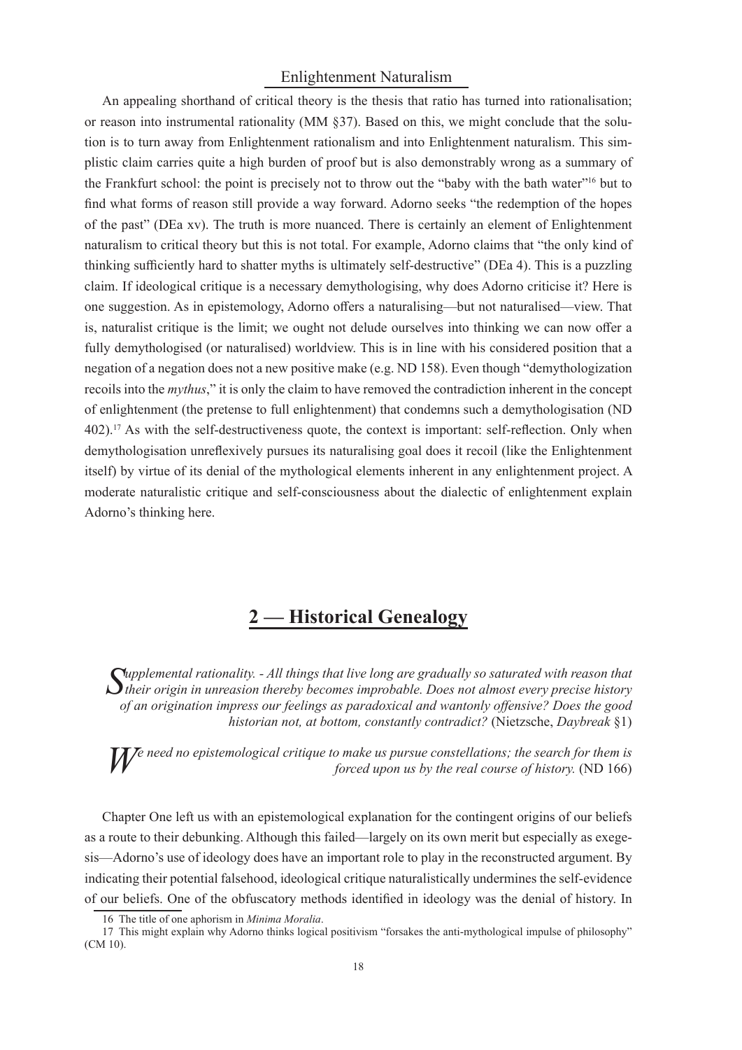### Enlightenment Naturalism

An appealing shorthand of critical theory is the thesis that ratio has turned into rationalisation; or reason into instrumental rationality (MM §37). Based on this, we might conclude that the solution is to turn away from Enlightenment rationalism and into Enlightenment naturalism. This simplistic claim carries quite a high burden of proof but is also demonstrably wrong as a summary of the Frankfurt school: the point is precisely not to throw out the "baby with the bath water"[16] but to find what forms of reason still provide a way forward. Adorno seeks "the redemption of the hopes of the past" (DEa xv). The truth is more nuanced. There is certainly an element of Enlightenment naturalism to critical theory but this is not total. For example, Adorno claims that "the only kind of thinking sufficiently hard to shatter myths is ultimately self-destructive" (DEa 4). This is a puzzling claim. If ideological critique is a necessary demythologising, why does Adorno criticise it? Here is one suggestion. As in epistemology, Adorno offers a naturalising—but not naturalised—view. That is, naturalist critique is the limit; we ought not delude ourselves into thinking we can now offer a fully demythologised (or naturalised) worldview. This is in line with his considered position that a negation of a negation does not a new positive make (e.g. ND 158). Even though "demythologization recoils into the *mythus*," it is only the claim to have removed the contradiction inherent in the concept of enlightenment (the pretense to full enlightenment) that condemns such a demythologisation (ND 402).[17] As with the self-destructiveness quote, the context is important: self-reflection. Only when demythologisation unreflexively pursues its naturalising goal does it recoil (like the Enlightenment itself) by virtue of its denial of the mythological elements inherent in any enlightenment project. A moderate naturalistic critique and self-consciousness about the dialectic of enlightenment explain Adorno's thinking here.

## 2 — Historical Genealogy

*Supplemental rationality. - All things that live long are gradually so saturated with reason that their origin in unreason thereby becomes improbable. Does not almost every precise history of an origination impress our feelings as paradoxical and wantonly offensive? Does the good historian not, at bottom, constantly contradict?* (Nietzsche, *Daybreak* §1)

*We need no epistemological critique to make us pursue constellations; the search for them is forced upon us by the real course of history.* (ND 166)

Chapter One left us with an epistemological explanation for the contingent origins of our beliefs as a route to their debunking. Although this failed—largely on its own merit but especially as exegesis—Adorno's use of ideology does have an important role to play in the reconstructed argument. By indicating their potential falsehood, ideological critique naturalistically undermines the self-evidence of our beliefs. One of the obfuscatory methods identified in ideology was the denial of history. In

[16] The title of one aphorism in *Minima Moralia*.

[17] This might explain why Adorno thinks logical positivism "forsakes the anti-mythological impulse of philosophy" (CM 10).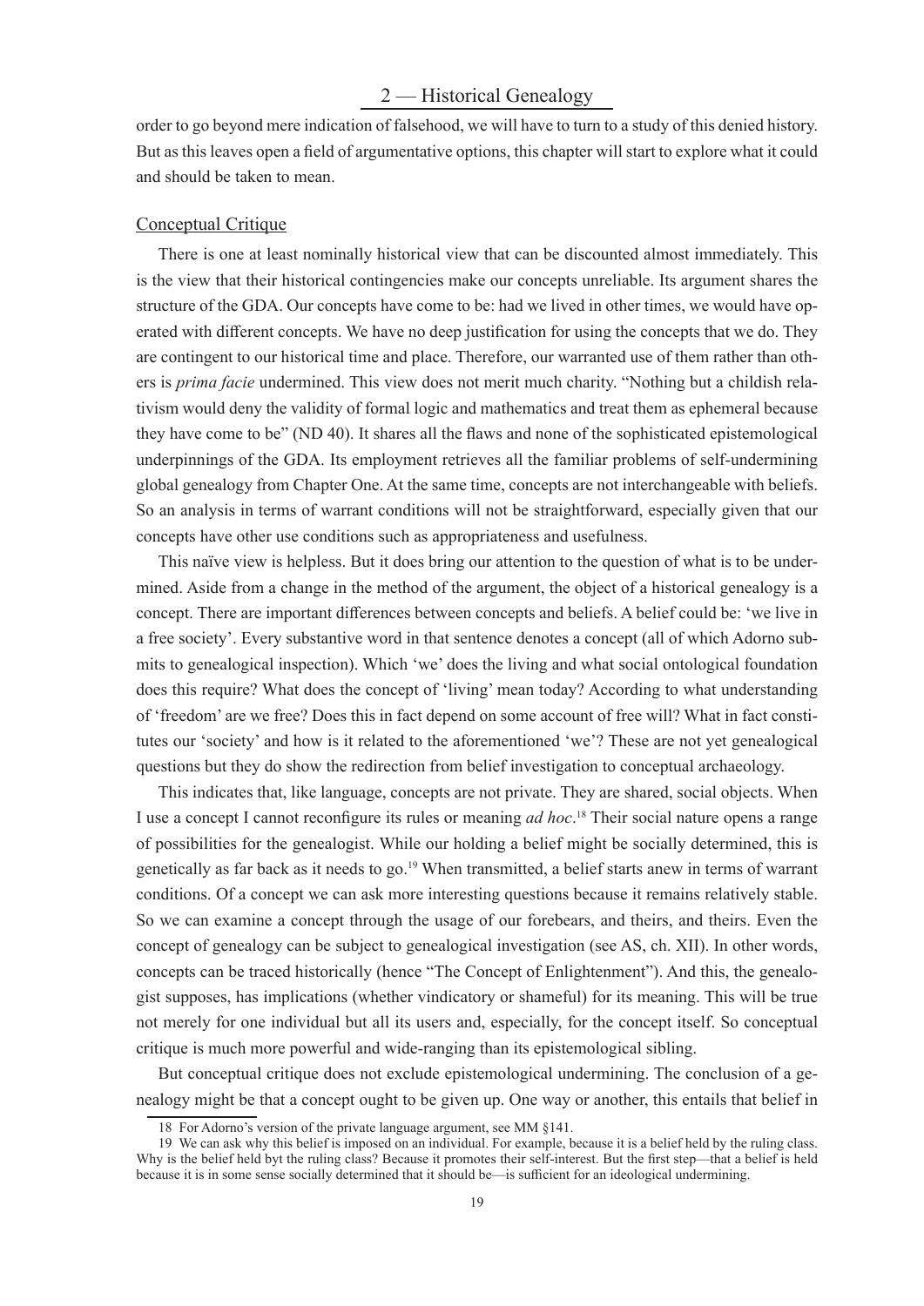order to go beyond mere indication of falsehood, we will have to turn to a study of this denied history. But as this leaves open a field of argumentative options, this chapter will start to explore what it could and should be taken to mean.

## Conceptual Critique

There is one at least nominally historical view that can be discounted almost immediately. This is the view that their historical contingencies make our concepts unreliable. Its argument shares the structure of the GDA. Our concepts have come to be: had we lived in other times, we would have operated with different concepts. We have no deep justification for using the concepts that we do. They are contingent to our historical time and place. Therefore, our warranted use of them rather than others is *prima facie* undermined. This view does not merit much charity. "Nothing but a childish relativism would deny the validity of formal logic and mathematics and treat them as ephemeral because they have come to be" (ND 40). It shares all the flaws and none of the sophisticated epistemological underpinnings of the GDA. Its employment retrieves all the familiar problems of self-undermining global genealogy from Chapter One. At the same time, concepts are not interchangeable with beliefs. So an analysis in terms of warrant conditions will not be straightforward, especially given that our concepts have other use conditions such as appropriateness and usefulness.

This naïve view is helpless. But it does bring our attention to the question of what is to be undermined. Aside from a change in the method of the argument, the object of a historical genealogy is a concept. There are important differences between concepts and beliefs. A belief could be: 'we live in a free society'. Every substantive word in that sentence denotes a concept (all of which Adorno submits to genealogical inspection). Which 'we' does the living and what social ontological foundation does this require? What does the concept of 'living' mean today? According to what understanding of 'freedom' are we free? Does this in fact depend on some account of free will? What in fact constitutes our 'society' and how is it related to the aforementioned 'we'? These are not yet genealogical questions but they do show the redirection from belief investigation to conceptual archaeology.

This indicates that, like language, concepts are not private. They are shared, social objects. When I use a concept I cannot reconfigure its rules or meaning *ad hoc*.[18] Their social nature opens a range of possibilities for the genealogist. While our holding a belief might be socially determined, this is genetically as far back as it needs to go.[19] When transmitted, a belief starts anew in terms of warrant conditions. Of a concept we can ask more interesting questions because it remains relatively stable. So we can examine a concept through the usage of our forebears, and theirs, and theirs. Even the concept of genealogy can be subject to genealogical investigation (see AS, ch. XII). In other words, concepts can be traced historically (hence "The Concept of Enlightenment"). And this, the genealogist supposes, has implications (whether vindicatory or shameful) for its meaning. This will be true not merely for one individual but all its users and, especially, for the concept itself. So conceptual critique is much more powerful and wide-ranging than its epistemological sibling.

But conceptual critique does not exclude epistemological undermining. The conclusion of a genealogy might be that a concept ought to be given up. One way or another, this entails that belief in

---

18 For Adorno's version of the private language argument, see MM §141.

19 We can ask why this belief is imposed on an individual. For example, because it is a belief held by the ruling class. Why is the belief held byt the ruling class? Because it promotes their self-interest. But the first step—that a belief is held because it is in some sense socially determined that it should be—is sufficient for an ideological undermining.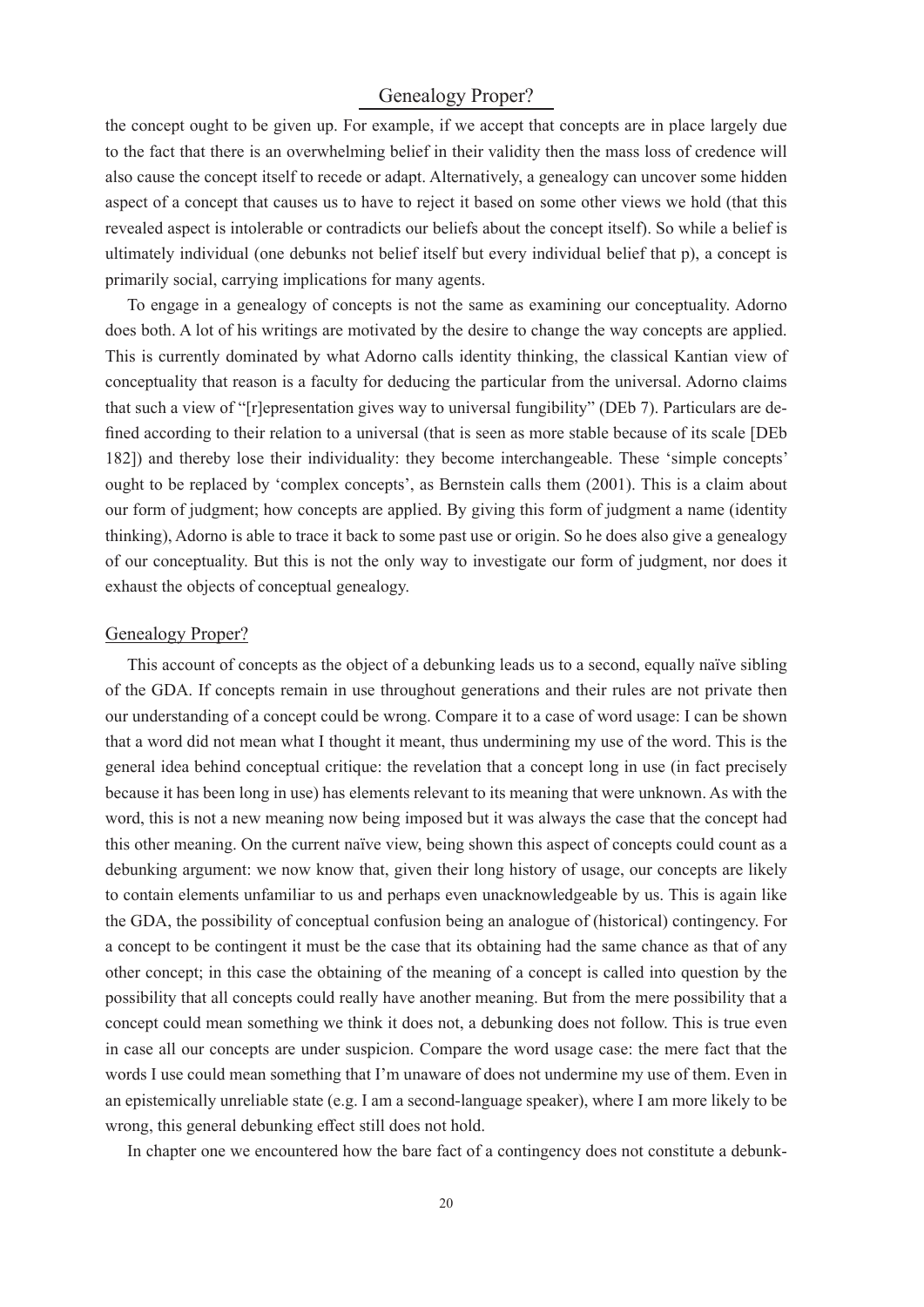the concept ought to be given up. For example, if we accept that concepts are in place largely due to the fact that there is an overwhelming belief in their validity then the mass loss of credence will also cause the concept itself to recede or adapt. Alternatively, a genealogy can uncover some hidden aspect of a concept that causes us to have to reject it based on some other views we hold (that this revealed aspect is intolerable or contradicts our beliefs about the concept itself). So while a belief is ultimately individual (one debunks not belief itself but every individual belief that p), a concept is primarily social, carrying implications for many agents.

To engage in a genealogy of concepts is not the same as examining our conceptuality. Adorno does both. A lot of his writings are motivated by the desire to change the way concepts are applied. This is currently dominated by what Adorno calls identity thinking, the classical Kantian view of conceptuality that reason is a faculty for deducing the particular from the universal. Adorno claims that such a view of "[r]epresentation gives way to universal fungibility" (DEb 7). Particulars are defined according to their relation to a universal (that is seen as more stable because of its scale [DEb 182]) and thereby lose their individuality: they become interchangeable. These 'simple concepts' ought to be replaced by 'complex concepts', as Bernstein calls them (2001). This is a claim about our form of judgment; how concepts are applied. By giving this form of judgment a name (identity thinking), Adorno is able to trace it back to some past use or origin. So he does also give a genealogy of our conceptuality. But this is not the only way to investigate our form of judgment, nor does it exhaust the objects of conceptual genealogy.

## Genealogy Proper?

This account of concepts as the object of a debunking leads us to a second, equally naïve sibling of the GDA. If concepts remain in use throughout generations and their rules are not private then our understanding of a concept could be wrong. Compare it to a case of word usage: I can be shown that a word did not mean what I thought it meant, thus undermining my use of the word. This is the general idea behind conceptual critique: the revelation that a concept long in use (in fact precisely because it has been long in use) has elements relevant to its meaning that were unknown. As with the word, this is not a new meaning now being imposed but it was always the case that the concept had this other meaning. On the current naïve view, being shown this aspect of concepts could count as a debunking argument: we now know that, given their long history of usage, our concepts are likely to contain elements unfamiliar to us and perhaps even unacknowledgeable by us. This is again like the GDA, the possibility of conceptual confusion being an analogue of (historical) contingency. For a concept to be contingent it must be the case that its obtaining had the same chance as that of any other concept; in this case the obtaining of the meaning of a concept is called into question by the possibility that all concepts could really have another meaning. But from the mere possibility that a concept could mean something we think it does not, a debunking does not follow. This is true even in case all our concepts are under suspicion. Compare the word usage case: the mere fact that the words I use could mean something that I'm unaware of does not undermine my use of them. Even in an epistemically unreliable state (e.g. I am a second-language speaker), where I am more likely to be wrong, this general debunking effect still does not hold.

In chapter one we encountered how the bare fact of a contingency does not constitute a debunk-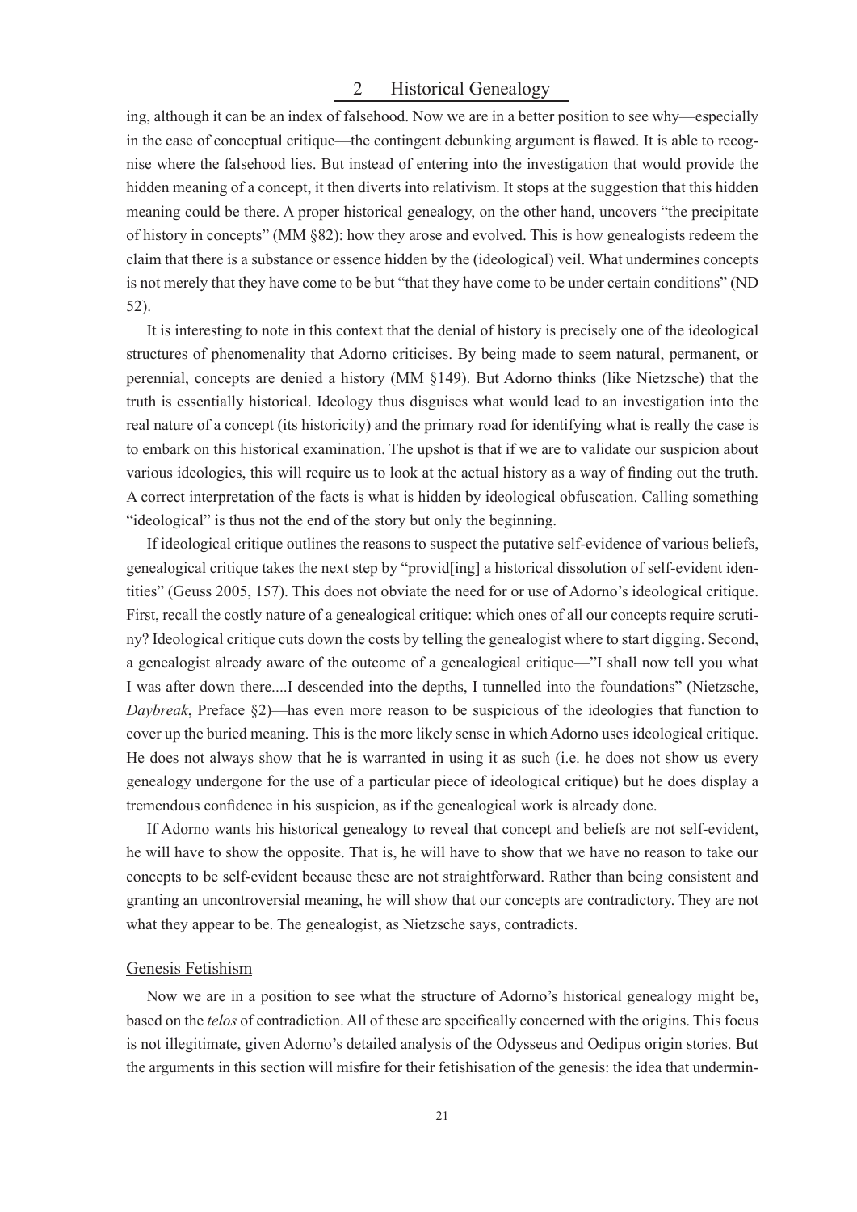ing, although it can be an index of falsehood. Now we are in a better position to see why—especially in the case of conceptual critique—the contingent debunking argument is flawed. It is able to recognise where the falsehood lies. But instead of entering into the investigation that would provide the hidden meaning of a concept, it then diverts into relativism. It stops at the suggestion that this hidden meaning could be there. A proper historical genealogy, on the other hand, uncovers "the precipitate of history in concepts" (MM §82): how they arose and evolved. This is how genealogists redeem the claim that there is a substance or essence hidden by the (ideological) veil. What undermines concepts is not merely that they have come to be but "that they have come to be under certain conditions" (ND 52).

It is interesting to note in this context that the denial of history is precisely one of the ideological structures of phenomenality that Adorno criticises. By being made to seem natural, permanent, or perennial, concepts are denied a history (MM §149). But Adorno thinks (like Nietzsche) that the truth is essentially historical. Ideology thus disguises what would lead to an investigation into the real nature of a concept (its historicity) and the primary road for identifying what is really the case is to embark on this historical examination. The upshot is that if we are to validate our suspicion about various ideologies, this will require us to look at the actual history as a way of finding out the truth. A correct interpretation of the facts is what is hidden by ideological obfuscation. Calling something "ideological" is thus not the end of the story but only the beginning.

If ideological critique outlines the reasons to suspect the putative self-evidence of various beliefs, genealogical critique takes the next step by "provid[ing] a historical dissolution of self-evident identities" (Geuss 2005, 157). This does not obviate the need for or use of Adorno's ideological critique. First, recall the costly nature of a genealogical critique: which ones of all our concepts require scrutiny? Ideological critique cuts down the costs by telling the genealogist where to start digging. Second, a genealogist already aware of the outcome of a genealogical critique—"I shall now tell you what I was after down there....I descended into the depths, I tunnelled into the foundations" (Nietzsche, *Daybreak*, Preface §2)—has even more reason to be suspicious of the ideologies that function to cover up the buried meaning. This is the more likely sense in which Adorno uses ideological critique. He does not always show that he is warranted in using it as such (i.e. he does not show us every genealogy undergone for the use of a particular piece of ideological critique) but he does display a tremendous confidence in his suspicion, as if the genealogical work is already done.

If Adorno wants his historical genealogy to reveal that concept and beliefs are not self-evident, he will have to show the opposite. That is, he will have to show that we have no reason to take our concepts to be self-evident because these are not straightforward. Rather than being consistent and granting an uncontroversial meaning, he will show that our concepts are contradictory. They are not what they appear to be. The genealogist, as Nietzsche says, contradicts.

### Genesis Fetishism

Now we are in a position to see what the structure of Adorno's historical genealogy might be, based on the *telos* of contradiction. All of these are specifically concerned with the origins. This focus is not illegitimate, given Adorno's detailed analysis of the Odysseus and Oedipus origin stories. But the arguments in this section will misfire for their fetishisation of the genesis: the idea that undermin-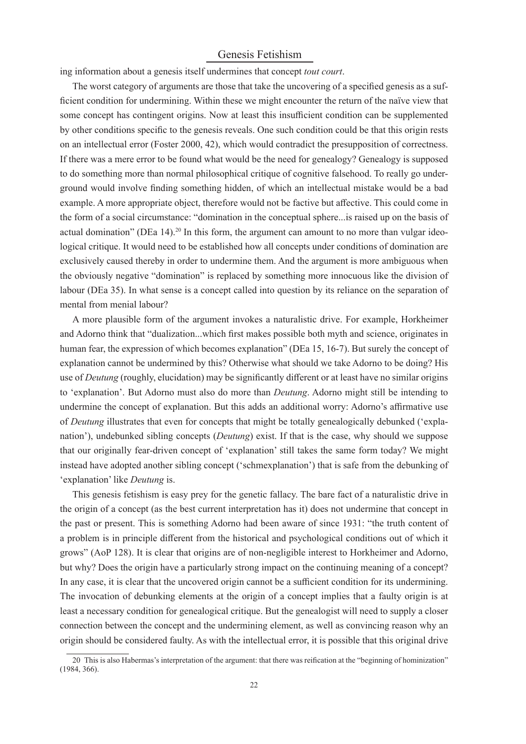ing information about a genesis itself undermines that concept *tout court*.

The worst category of arguments are those that take the uncovering of a specified genesis as a sufficient condition for undermining. Within these we might encounter the return of the naïve view that some concept has contingent origins. Now at least this insufficient condition can be supplemented by other conditions specific to the genesis reveals. One such condition could be that this origin rests on an intellectual error (Foster 2000, 42), which would contradict the presupposition of correctness. If there was a mere error to be found what would be the need for genealogy? Genealogy is supposed to do something more than normal philosophical critique of cognitive falsehood. To really go underground would involve finding something hidden, of which an intellectual mistake would be a bad example. A more appropriate object, therefore would not be factive but affective. This could come in the form of a social circumstance: "domination in the conceptual sphere...is raised up on the basis of actual domination" (DEa 14).[20] In this form, the argument can amount to no more than vulgar ideological critique. It would need to be established how all concepts under conditions of domination are exclusively caused thereby in order to undermine them. And the argument is more ambiguous when the obviously negative "domination" is replaced by something more innocuous like the division of labour (DEa 35). In what sense is a concept called into question by its reliance on the separation of mental from menial labour?

A more plausible form of the argument invokes a naturalistic drive. For example, Horkheimer and Adorno think that "dualization...which first makes possible both myth and science, originates in human fear, the expression of which becomes explanation" (DEa 15, 16-7). But surely the concept of explanation cannot be undermined by this? Otherwise what should we take Adorno to be doing? His use of *Deutung* (roughly, elucidation) may be significantly different or at least have no similar origins to 'explanation'. But Adorno must also do more than *Deutung*. Adorno might still be intending to undermine the concept of explanation. But this adds an additional worry: Adorno's affirmative use of *Deutung* illustrates that even for concepts that might be totally genealogically debunked ('explanation'), undebunked sibling concepts (*Deutung*) exist. If that is the case, why should we suppose that our originally fear-driven concept of 'explanation' still takes the same form today? We might instead have adopted another sibling concept ('schmexplanation') that is safe from the debunking of 'explanation' like *Deutung* is.

This genesis fetishism is easy prey for the genetic fallacy. The bare fact of a naturalistic drive in the origin of a concept (as the best current interpretation has it) does not undermine that concept in the past or present. This is something Adorno had been aware of since 1931: "the truth content of a problem is in principle different from the historical and psychological conditions out of which it grows" (AoP 128). It is clear that origins are of non-negligible interest to Horkheimer and Adorno, but why? Does the origin have a particularly strong impact on the continuing meaning of a concept? In any case, it is clear that the uncovered origin cannot be a sufficient condition for its undermining. The invocation of debunking elements at the origin of a concept implies that a faulty origin is at least a necessary condition for genealogical critique. But the genealogist will need to supply a closer connection between the concept and the undermining element, as well as convincing reason why an origin should be considered faulty. As with the intellectual error, it is possible that this original drive

20 This is also Habermas's interpretation of the argument: that there was reification at the "beginning of hominization" (1984, 366).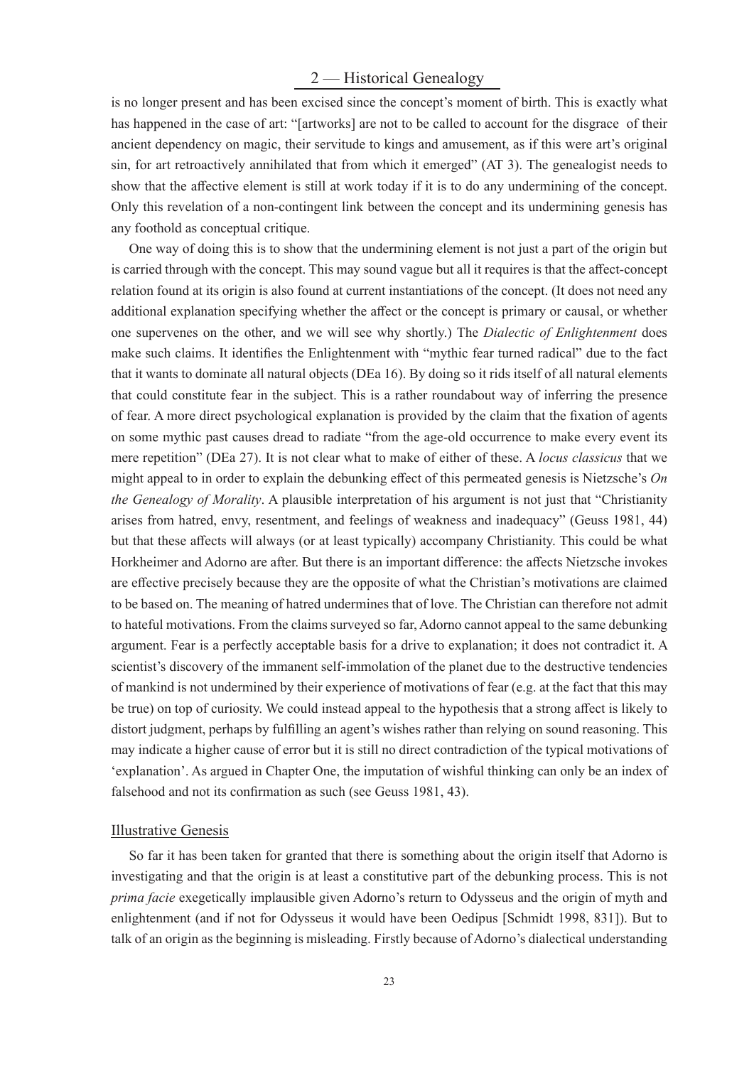is no longer present and has been excised since the concept's moment of birth. This is exactly what has happened in the case of art: "[artworks] are not to be called to account for the disgrace of their ancient dependency on magic, their servitude to kings and amusement, as if this were art's original sin, for art retroactively annihilated that from which it emerged" (AT 3). The genealogist needs to show that the affective element is still at work today if it is to do any undermining of the concept. Only this revelation of a non-contingent link between the concept and its undermining genesis has any foothold as conceptual critique.

One way of doing this is to show that the undermining element is not just a part of the origin but is carried through with the concept. This may sound vague but all it requires is that the affect-concept relation found at its origin is also found at current instantiations of the concept. (It does not need any additional explanation specifying whether the affect or the concept is primary or causal, or whether one supervenes on the other, and we will see why shortly.) The *Dialectic of Enlightenment* does make such claims. It identifies the Enlightenment with "mythic fear turned radical" due to the fact that it wants to dominate all natural objects (DEa 16). By doing so it rids itself of all natural elements that could constitute fear in the subject. This is a rather roundabout way of inferring the presence of fear. A more direct psychological explanation is provided by the claim that the fixation of agents on some mythic past causes dread to radiate "from the age-old occurrence to make every event its mere repetition" (DEa 27). It is not clear what to make of either of these. A *locus classicus* that we might appeal to in order to explain the debunking effect of this permeated genesis is Nietzsche's *On the Genealogy of Morality*. A plausible interpretation of his argument is not just that "Christianity arises from hatred, envy, resentment, and feelings of weakness and inadequacy" (Geuss 1981, 44) but that these affects will always (or at least typically) accompany Christianity. This could be what Horkheimer and Adorno are after. But there is an important difference: the affects Nietzsche invokes are effective precisely because they are the opposite of what the Christian's motivations are claimed to be based on. The meaning of hatred undermines that of love. The Christian can therefore not admit to hateful motivations. From the claims surveyed so far, Adorno cannot appeal to the same debunking argument. Fear is a perfectly acceptable basis for a drive to explanation; it does not contradict it. A scientist's discovery of the immanent self-immolation of the planet due to the destructive tendencies of mankind is not undermined by their experience of motivations of fear (e.g. at the fact that this may be true) on top of curiosity. We could instead appeal to the hypothesis that a strong affect is likely to distort judgment, perhaps by fulfilling an agent's wishes rather than relying on sound reasoning. This may indicate a higher cause of error but it is still no direct contradiction of the typical motivations of 'explanation'. As argued in Chapter One, the imputation of wishful thinking can only be an index of falsehood and not its confirmation as such (see Geuss 1981, 43).

### Illustrative Genesis

So far it has been taken for granted that there is something about the origin itself that Adorno is investigating and that the origin is at least a constitutive part of the debunking process. This is not *prima facie* exegetically implausible given Adorno's return to Odysseus and the origin of myth and enlightenment (and if not for Odysseus it would have been Oedipus [Schmidt 1998, 831]). But to talk of an origin as the beginning is misleading. Firstly because of Adorno's dialectical understanding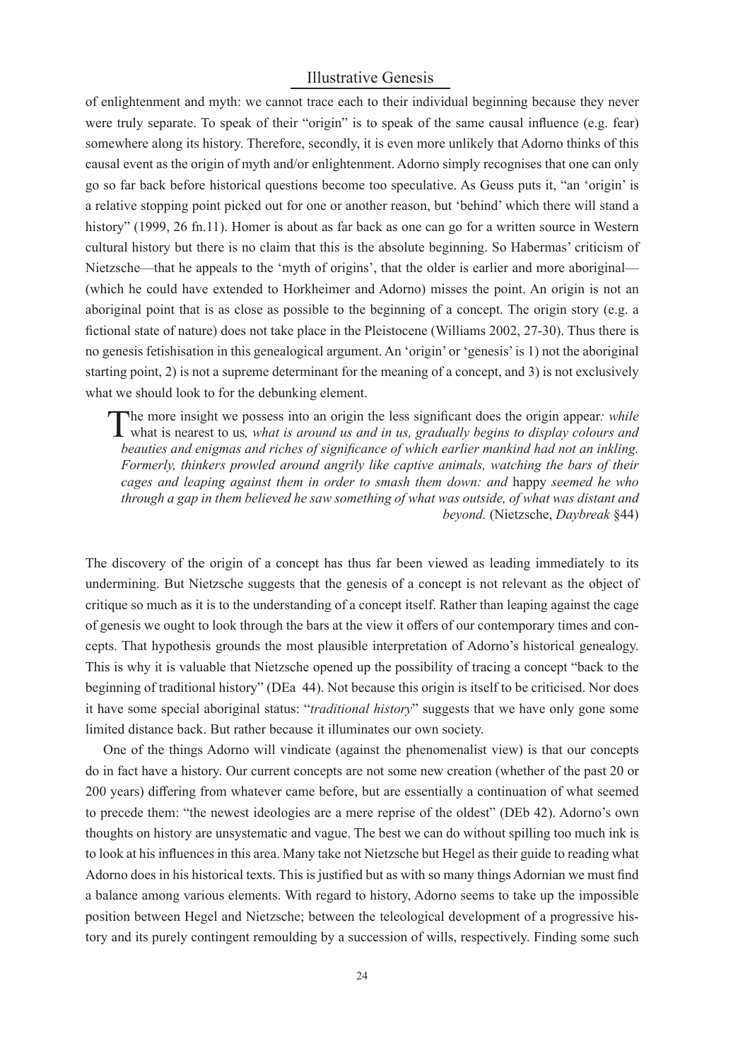of enlightenment and myth: we cannot trace each to their individual beginning because they never were truly separate. To speak of their "origin" is to speak of the same causal influence (e.g. fear) somewhere along its history. Therefore, secondly, it is even more unlikely that Adorno thinks of this causal event as the origin of myth and/or enlightenment. Adorno simply recognises that one can only go so far back before historical questions become too speculative. As Geuss puts it, "an 'origin' is a relative stopping point picked out for one or another reason, but 'behind' which there will stand a history" (1999, 26 fn.11). Homer is about as far back as one can go for a written source in Western cultural history but there is no claim that this is the absolute beginning. So Habermas' criticism of Nietzsche—that he appeals to the 'myth of origins', that the older is earlier and more aboriginal—(which he could have extended to Horkheimer and Adorno) misses the point. An origin is not an aboriginal point that is as close as possible to the beginning of a concept. The origin story (e.g. a fictional state of nature) does not take place in the Pleistocene (Williams 2002, 27-30). Thus there is no genesis fetishisation in this genealogical argument. An 'origin' or 'genesis' is 1) not the aboriginal starting point, 2) is not a supreme determinant for the meaning of a concept, and 3) is not exclusively what we should look to for the debunking element.

> The more insight we possess into an origin the less significant does the origin appear*: while* what is nearest to us*, what is around us and in us, gradually begins to display colours and beauties and enigmas and riches of significance of which earlier mankind had not an inkling. Formerly, thinkers prowled around angrily like captive animals, watching the bars of their cages and leaping against them in order to smash them down: and* happy *seemed he who through a gap in them believed he saw something of what was outside, of what was distant and beyond.* (Nietzsche, *Daybreak* §44)

The discovery of the origin of a concept has thus far been viewed as leading immediately to its undermining. But Nietzsche suggests that the genesis of a concept is not relevant as the object of critique so much as it is to the understanding of a concept itself. Rather than leaping against the cage of genesis we ought to look through the bars at the view it offers of our contemporary times and concepts. That hypothesis grounds the most plausible interpretation of Adorno's historical genealogy. This is why it is valuable that Nietzsche opened up the possibility of tracing a concept "back to the beginning of traditional history" (DEa 44). Not because this origin is itself to be criticised. Nor does it have some special aboriginal status: "*traditional history*" suggests that we have only gone some limited distance back. But rather because it illuminates our own society.

One of the things Adorno will vindicate (against the phenomenalist view) is that our concepts do in fact have a history. Our current concepts are not some new creation (whether of the past 20 or 200 years) differing from whatever came before, but are essentially a continuation of what seemed to precede them: "the newest ideologies are a mere reprise of the oldest" (DEb 42). Adorno's own thoughts on history are unsystematic and vague. The best we can do without spilling too much ink is to look at his influences in this area. Many take not Nietzsche but Hegel as their guide to reading what Adorno does in his historical texts. This is justified but as with so many things Adornian we must find a balance among various elements. With regard to history, Adorno seems to take up the impossible position between Hegel and Nietzsche; between the teleological development of a progressive history and its purely contingent remoulding by a succession of wills, respectively. Finding some such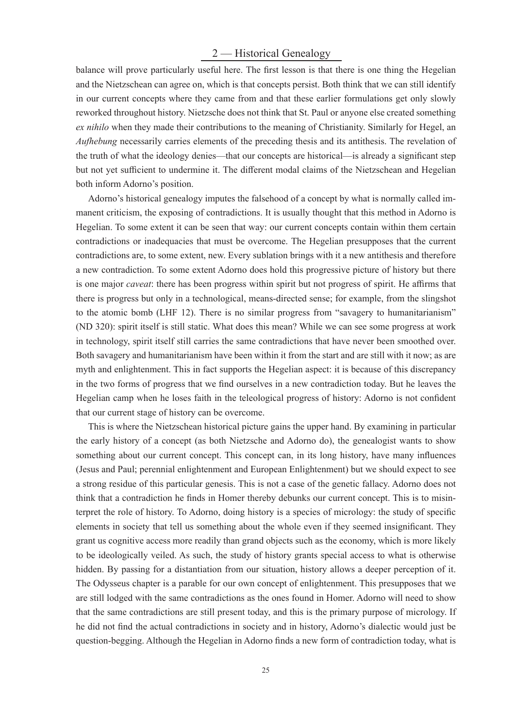balance will prove particularly useful here. The first lesson is that there is one thing the Hegelian and the Nietzschean can agree on, which is that concepts persist. Both think that we can still identify in our current concepts where they came from and that these earlier formulations get only slowly reworked throughout history. Nietzsche does not think that St. Paul or anyone else created something *ex nihilo* when they made their contributions to the meaning of Christianity. Similarly for Hegel, an *Aufhebung* necessarily carries elements of the preceding thesis and its antithesis. The revelation of the truth of what the ideology denies—that our concepts are historical—is already a significant step but not yet sufficient to undermine it. The different modal claims of the Nietzschean and Hegelian both inform Adorno's position.

Adorno's historical genealogy imputes the falsehood of a concept by what is normally called immanent criticism, the exposing of contradictions. It is usually thought that this method in Adorno is Hegelian. To some extent it can be seen that way: our current concepts contain within them certain contradictions or inadequacies that must be overcome. The Hegelian presupposes that the current contradictions are, to some extent, new. Every sublation brings with it a new antithesis and therefore a new contradiction. To some extent Adorno does hold this progressive picture of history but there is one major *caveat*: there has been progress within spirit but not progress of spirit. He affirms that there is progress but only in a technological, means-directed sense; for example, from the slingshot to the atomic bomb (LHF 12). There is no similar progress from "savagery to humanitarianism" (ND 320): spirit itself is still static. What does this mean? While we can see some progress at work in technology, spirit itself still carries the same contradictions that have never been smoothed over. Both savagery and humanitarianism have been within it from the start and are still with it now; as are myth and enlightenment. This in fact supports the Hegelian aspect: it is because of this discrepancy in the two forms of progress that we find ourselves in a new contradiction today. But he leaves the Hegelian camp when he loses faith in the teleological progress of history: Adorno is not confident that our current stage of history can be overcome.

This is where the Nietzschean historical picture gains the upper hand. By examining in particular the early history of a concept (as both Nietzsche and Adorno do), the genealogist wants to show something about our current concept. This concept can, in its long history, have many influences (Jesus and Paul; perennial enlightenment and European Enlightenment) but we should expect to see a strong residue of this particular genesis. This is not a case of the genetic fallacy. Adorno does not think that a contradiction he finds in Homer thereby debunks our current concept. This is to misinterpret the role of history. To Adorno, doing history is a species of micrology: the study of specific elements in society that tell us something about the whole even if they seemed insignificant. They grant us cognitive access more readily than grand objects such as the economy, which is more likely to be ideologically veiled. As such, the study of history grants special access to what is otherwise hidden. By passing for a distantiation from our situation, history allows a deeper perception of it. The Odysseus chapter is a parable for our own concept of enlightenment. This presupposes that we are still lodged with the same contradictions as the ones found in Homer. Adorno will need to show that the same contradictions are still present today, and this is the primary purpose of micrology. If he did not find the actual contradictions in society and in history, Adorno's dialectic would just be question-begging. Although the Hegelian in Adorno finds a new form of contradiction today, what is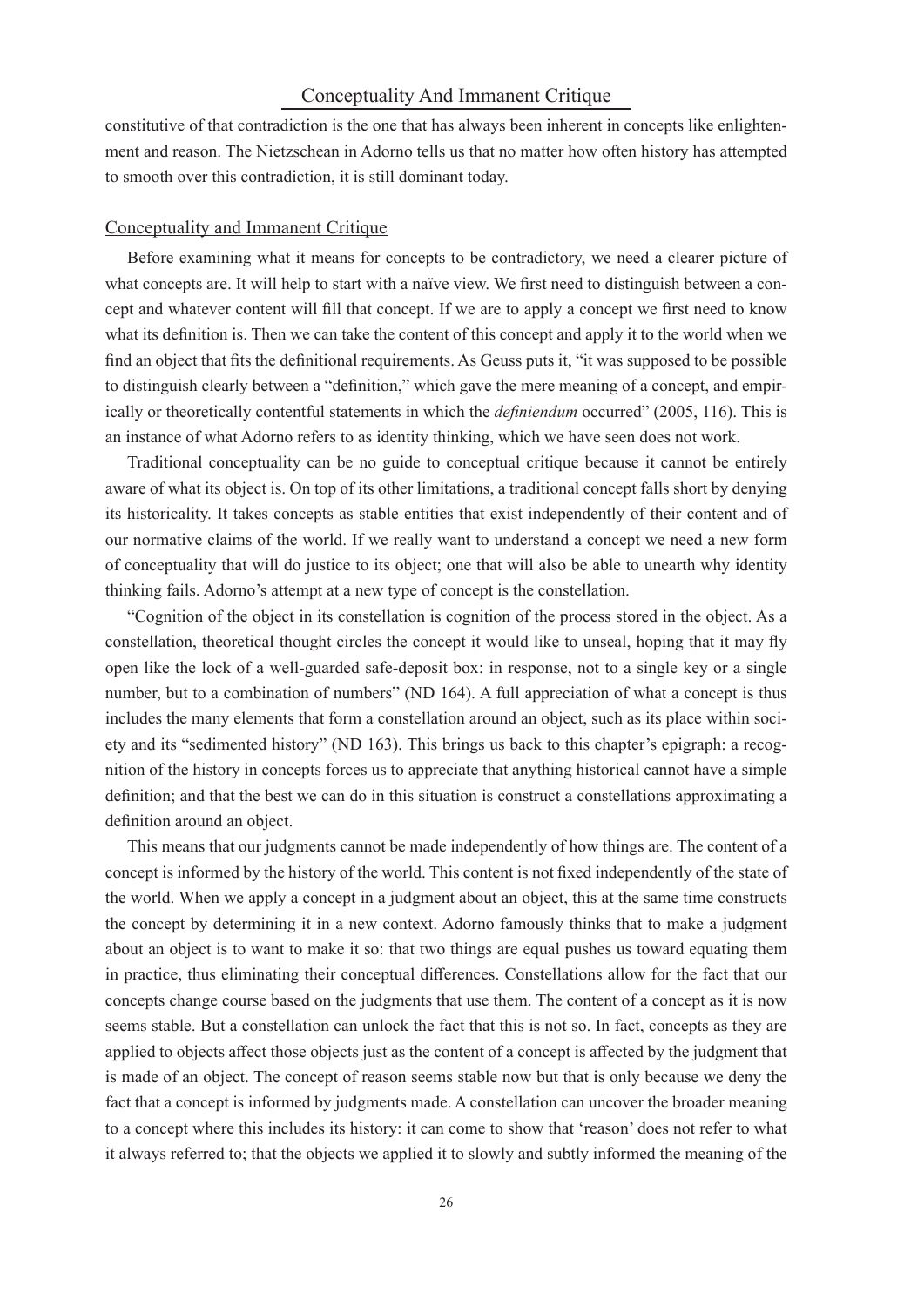constitutive of that contradiction is the one that has always been inherent in concepts like enlightenment and reason. The Nietzschean in Adorno tells us that no matter how often history has attempted to smooth over this contradiction, it is still dominant today.

## Conceptuality and Immanent Critique

Before examining what it means for concepts to be contradictory, we need a clearer picture of what concepts are. It will help to start with a naïve view. We first need to distinguish between a concept and whatever content will fill that concept. If we are to apply a concept we first need to know what its definition is. Then we can take the content of this concept and apply it to the world when we find an object that fits the definitional requirements. As Geuss puts it, "it was supposed to be possible to distinguish clearly between a "definition," which gave the mere meaning of a concept, and empirically or theoretically contentful statements in which the *definiendum* occurred" (2005, 116). This is an instance of what Adorno refers to as identity thinking, which we have seen does not work.

Traditional conceptuality can be no guide to conceptual critique because it cannot be entirely aware of what its object is. On top of its other limitations, a traditional concept falls short by denying its historicality. It takes concepts as stable entities that exist independently of their content and of our normative claims of the world. If we really want to understand a concept we need a new form of conceptuality that will do justice to its object; one that will also be able to unearth why identity thinking fails. Adorno's attempt at a new type of concept is the constellation.

"Cognition of the object in its constellation is cognition of the process stored in the object. As a constellation, theoretical thought circles the concept it would like to unseal, hoping that it may fly open like the lock of a well-guarded safe-deposit box: in response, not to a single key or a single number, but to a combination of numbers" (ND 164). A full appreciation of what a concept is thus includes the many elements that form a constellation around an object, such as its place within society and its "sedimented history" (ND 163). This brings us back to this chapter's epigraph: a recognition of the history in concepts forces us to appreciate that anything historical cannot have a simple definition; and that the best we can do in this situation is construct a constellations approximating a definition around an object.

This means that our judgments cannot be made independently of how things are. The content of a concept is informed by the history of the world. This content is not fixed independently of the state of the world. When we apply a concept in a judgment about an object, this at the same time constructs the concept by determining it in a new context. Adorno famously thinks that to make a judgment about an object is to want to make it so: that two things are equal pushes us toward equating them in practice, thus eliminating their conceptual differences. Constellations allow for the fact that our concepts change course based on the judgments that use them. The content of a concept as it is now seems stable. But a constellation can unlock the fact that this is not so. In fact, concepts as they are applied to objects affect those objects just as the content of a concept is affected by the judgment that is made of an object. The concept of reason seems stable now but that is only because we deny the fact that a concept is informed by judgments made. A constellation can uncover the broader meaning to a concept where this includes its history: it can come to show that 'reason' does not refer to what it always referred to; that the objects we applied it to slowly and subtly informed the meaning of the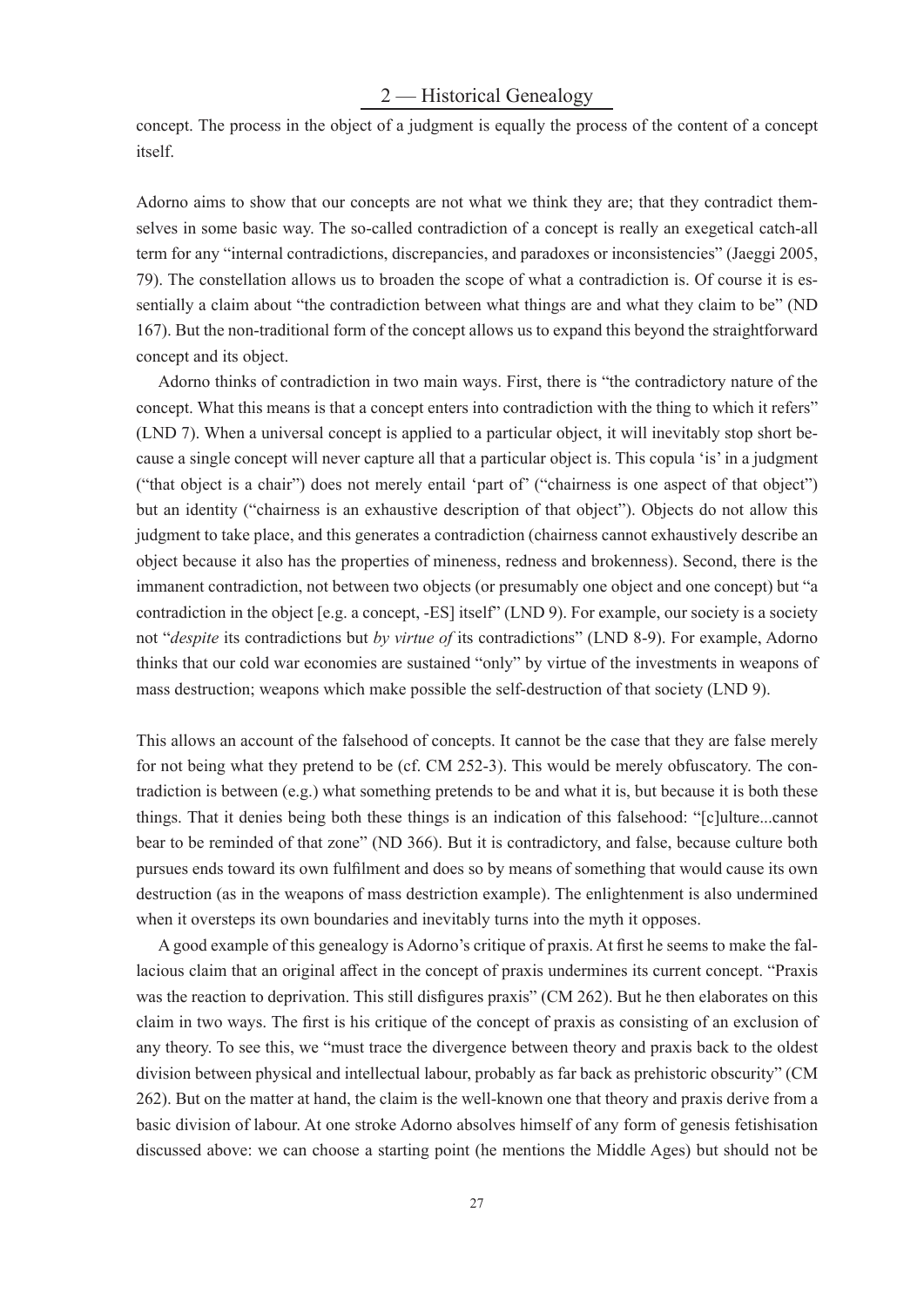concept. The process in the object of a judgment is equally the process of the content of a concept itself.

Adorno aims to show that our concepts are not what we think they are; that they contradict themselves in some basic way. The so-called contradiction of a concept is really an exegetical catch-all term for any "internal contradictions, discrepancies, and paradoxes or inconsistencies" (Jaeggi 2005, 79). The constellation allows us to broaden the scope of what a contradiction is. Of course it is essentially a claim about "the contradiction between what things are and what they claim to be" (ND 167). But the non-traditional form of the concept allows us to expand this beyond the straightforward concept and its object.

Adorno thinks of contradiction in two main ways. First, there is "the contradictory nature of the concept. What this means is that a concept enters into contradiction with the thing to which it refers" (LND 7). When a universal concept is applied to a particular object, it will inevitably stop short because a single concept will never capture all that a particular object is. This copula 'is' in a judgment ("that object is a chair") does not merely entail 'part of' ("chairness is one aspect of that object") but an identity ("chairness is an exhaustive description of that object"). Objects do not allow this judgment to take place, and this generates a contradiction (chairness cannot exhaustively describe an object because it also has the properties of mineness, redness and brokenness). Second, there is the immanent contradiction, not between two objects (or presumably one object and one concept) but "a contradiction in the object [e.g. a concept, -ES] itself" (LND 9). For example, our society is a society not "*despite* its contradictions but *by virtue of* its contradictions" (LND 8-9). For example, Adorno thinks that our cold war economies are sustained "only" by virtue of the investments in weapons of mass destruction; weapons which make possible the self-destruction of that society (LND 9).

This allows an account of the falsehood of concepts. It cannot be the case that they are false merely for not being what they pretend to be (cf. CM 252-3). This would be merely obfuscatory. The contradiction is between (e.g.) what something pretends to be and what it is, but because it is both these things. That it denies being both these things is an indication of this falsehood: "[c]ulture...cannot bear to be reminded of that zone" (ND 366). But it is contradictory, and false, because culture both pursues ends toward its own fulfilment and does so by means of something that would cause its own destruction (as in the weapons of mass destriction example). The enlightenment is also undermined when it oversteps its own boundaries and inevitably turns into the myth it opposes.

A good example of this genealogy is Adorno's critique of praxis. At first he seems to make the fallacious claim that an original affect in the concept of praxis undermines its current concept. "Praxis was the reaction to deprivation. This still disfigures praxis" (CM 262). But he then elaborates on this claim in two ways. The first is his critique of the concept of praxis as consisting of an exclusion of any theory. To see this, we "must trace the divergence between theory and praxis back to the oldest division between physical and intellectual labour, probably as far back as prehistoric obscurity" (CM 262). But on the matter at hand, the claim is the well-known one that theory and praxis derive from a basic division of labour. At one stroke Adorno absolves himself of any form of genesis fetishisation discussed above: we can choose a starting point (he mentions the Middle Ages) but should not be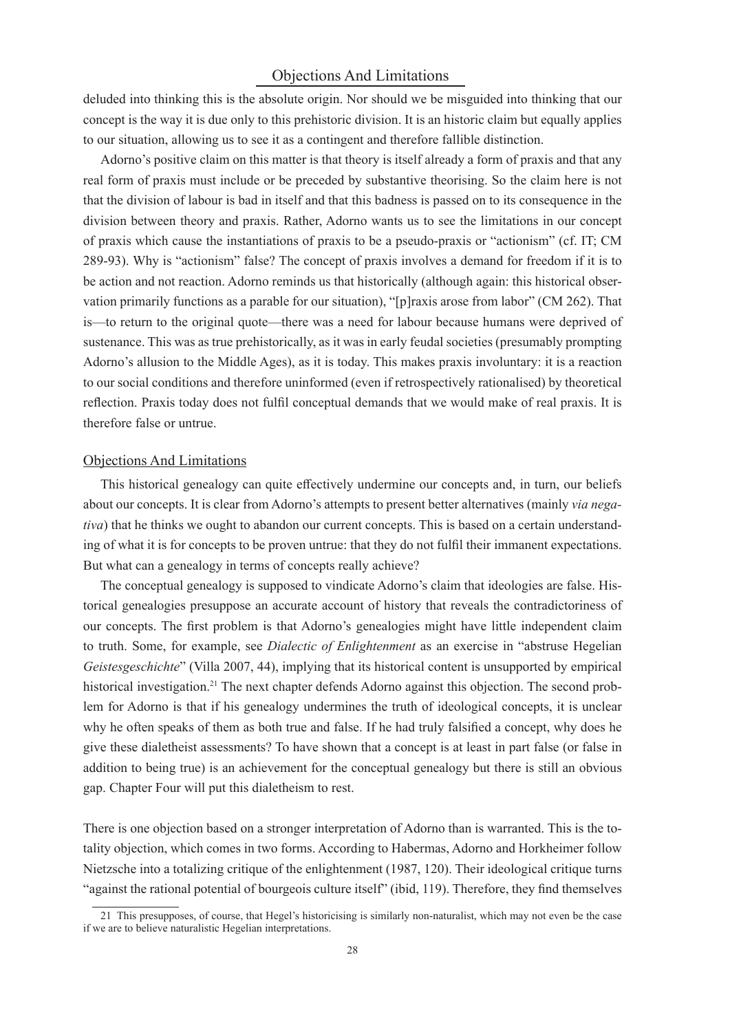deluded into thinking this is the absolute origin. Nor should we be misguided into thinking that our concept is the way it is due only to this prehistoric division. It is an historic claim but equally applies to our situation, allowing us to see it as a contingent and therefore fallible distinction.

Adorno's positive claim on this matter is that theory is itself already a form of praxis and that any real form of praxis must include or be preceded by substantive theorising. So the claim here is not that the division of labour is bad in itself and that this badness is passed on to its consequence in the division between theory and praxis. Rather, Adorno wants us to see the limitations in our concept of praxis which cause the instantiations of praxis to be a pseudo-praxis or "actionism" (cf. IT; CM 289-93). Why is "actionism" false? The concept of praxis involves a demand for freedom if it is to be action and not reaction. Adorno reminds us that historically (although again: this historical observation primarily functions as a parable for our situation), "[p]raxis arose from labor" (CM 262). That is—to return to the original quote—there was a need for labour because humans were deprived of sustenance. This was as true prehistorically, as it was in early feudal societies (presumably prompting Adorno's allusion to the Middle Ages), as it is today. This makes praxis involuntary: it is a reaction to our social conditions and therefore uninformed (even if retrospectively rationalised) by theoretical reflection. Praxis today does not fulfil conceptual demands that we would make of real praxis. It is therefore false or untrue.

## Objections And Limitations

This historical genealogy can quite effectively undermine our concepts and, in turn, our beliefs about our concepts. It is clear from Adorno's attempts to present better alternatives (mainly *via negativa*) that he thinks we ought to abandon our current concepts. This is based on a certain understanding of what it is for concepts to be proven untrue: that they do not fulfil their immanent expectations. But what can a genealogy in terms of concepts really achieve?

The conceptual genealogy is supposed to vindicate Adorno's claim that ideologies are false. Historical genealogies presuppose an accurate account of history that reveals the contradictoriness of our concepts. The first problem is that Adorno's genealogies might have little independent claim to truth. Some, for example, see *Dialectic of Enlightenment* as an exercise in "abstruse Hegelian *Geistesgeschichte*" (Villa 2007, 44), implying that its historical content is unsupported by empirical historical investigation.[21] The next chapter defends Adorno against this objection. The second problem for Adorno is that if his genealogy undermines the truth of ideological concepts, it is unclear why he often speaks of them as both true and false. If he had truly falsified a concept, why does he give these dialetheist assessments? To have shown that a concept is at least in part false (or false in addition to being true) is an achievement for the conceptual genealogy but there is still an obvious gap. Chapter Four will put this dialetheism to rest.

There is one objection based on a stronger interpretation of Adorno than is warranted. This is the totality objection, which comes in two forms. According to Habermas, Adorno and Horkheimer follow Nietzsche into a totalizing critique of the enlightenment (1987, 120). Their ideological critique turns "against the rational potential of bourgeois culture itself" (ibid, 119). Therefore, they find themselves

---

21 This presupposes, of course, that Hegel's historicising is similarly non-naturalist, which may not even be the case if we are to believe naturalistic Hegelian interpretations.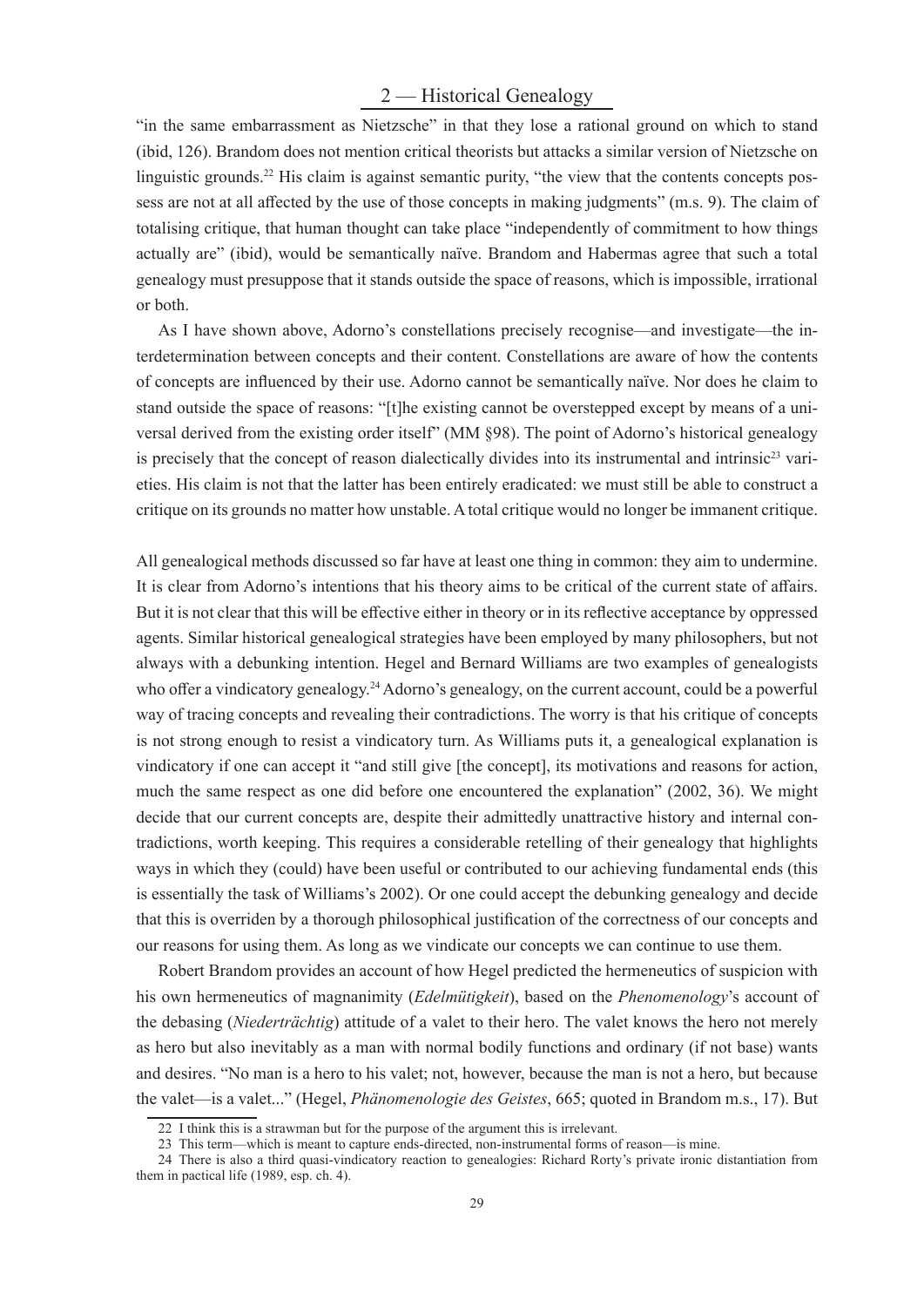"in the same embarrassment as Nietzsche" in that they lose a rational ground on which to stand (ibid, 126). Brandom does not mention critical theorists but attacks a similar version of Nietzsche on linguistic grounds.[22] His claim is against semantic purity, "the view that the contents concepts possess are not at all affected by the use of those concepts in making judgments" (m.s. 9). The claim of totalising critique, that human thought can take place "independently of commitment to how things actually are" (ibid), would be semantically naïve. Brandom and Habermas agree that such a total genealogy must presuppose that it stands outside the space of reasons, which is impossible, irrational or both.

As I have shown above, Adorno's constellations precisely recognise—and investigate—the interdetermination between concepts and their content. Constellations are aware of how the contents of concepts are influenced by their use. Adorno cannot be semantically naïve. Nor does he claim to stand outside the space of reasons: "[t]he existing cannot be overstepped except by means of a universal derived from the existing order itself" (MM §98). The point of Adorno's historical genealogy is precisely that the concept of reason dialectically divides into its instrumental and intrinsic[23] varieties. His claim is not that the latter has been entirely eradicated: we must still be able to construct a critique on its grounds no matter how unstable. A total critique would no longer be immanent critique.

All genealogical methods discussed so far have at least one thing in common: they aim to undermine. It is clear from Adorno's intentions that his theory aims to be critical of the current state of affairs. But it is not clear that this will be effective either in theory or in its reflective acceptance by oppressed agents. Similar historical genealogical strategies have been employed by many philosophers, but not always with a debunking intention. Hegel and Bernard Williams are two examples of genealogists who offer a vindicatory genealogy.[24] Adorno's genealogy, on the current account, could be a powerful way of tracing concepts and revealing their contradictions. The worry is that his critique of concepts is not strong enough to resist a vindicatory turn. As Williams puts it, a genealogical explanation is vindicatory if one can accept it "and still give [the concept], its motivations and reasons for action, much the same respect as one did before one encountered the explanation" (2002, 36). We might decide that our current concepts are, despite their admittedly unattractive history and internal contradictions, worth keeping. This requires a considerable retelling of their genealogy that highlights ways in which they (could) have been useful or contributed to our achieving fundamental ends (this is essentially the task of Williams's 2002). Or one could accept the debunking genealogy and decide that this is overriden by a thorough philosophical justification of the correctness of our concepts and our reasons for using them. As long as we vindicate our concepts we can continue to use them.

Robert Brandom provides an account of how Hegel predicted the hermeneutics of suspicion with his own hermeneutics of magnanimity (*Edelmütigkeit*), based on the *Phenomenology*'s account of the debasing (*Niederträchtig*) attitude of a valet to their hero. The valet knows the hero not merely as hero but also inevitably as a man with normal bodily functions and ordinary (if not base) wants and desires. "No man is a hero to his valet; not, however, because the man is not a hero, but because the valet—is a valet..." (Hegel, *Phänomenologie des Geistes*, 665; quoted in Brandom m.s., 17). But

22 I think this is a strawman but for the purpose of the argument this is irrelevant.

23 This term—which is meant to capture ends-directed, non-instrumental forms of reason—is mine.

24 There is also a third quasi-vindicatory reaction to genealogies: Richard Rorty's private ironic distantiation from them in pactical life (1989, esp. ch. 4).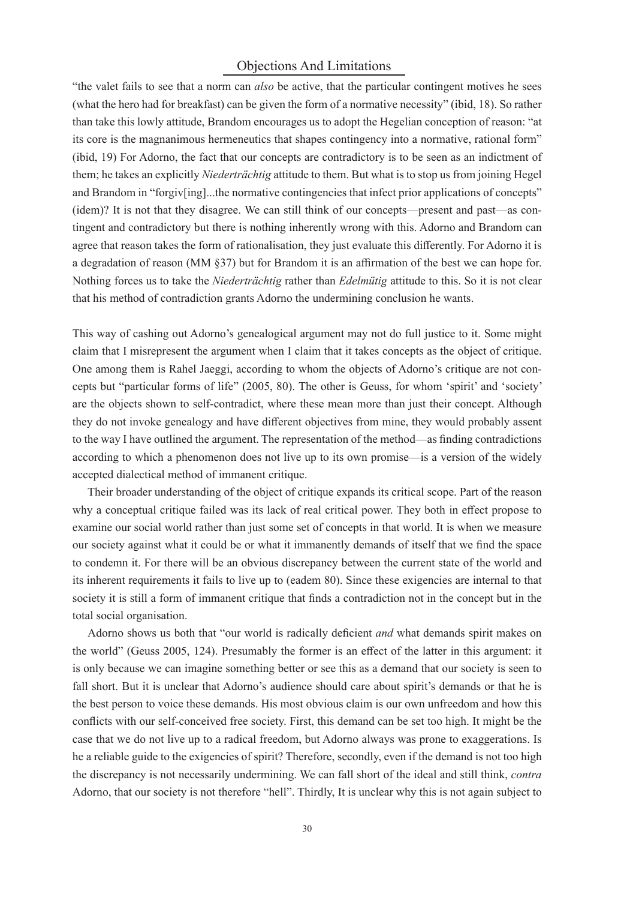"the valet fails to see that a norm can *also* be active, that the particular contingent motives he sees (what the hero had for breakfast) can be given the form of a normative necessity" (ibid, 18). So rather than take this lowly attitude, Brandom encourages us to adopt the Hegelian conception of reason: "at its core is the magnanimous hermeneutics that shapes contingency into a normative, rational form" (ibid, 19) For Adorno, the fact that our concepts are contradictory is to be seen as an indictment of them; he takes an explicitly *Niederträchtig* attitude to them. But what is to stop us from joining Hegel and Brandom in "forgiv[ing]...the normative contingencies that infect prior applications of concepts" (idem)? It is not that they disagree. We can still think of our concepts—present and past—as contingent and contradictory but there is nothing inherently wrong with this. Adorno and Brandom can agree that reason takes the form of rationalisation, they just evaluate this differently. For Adorno it is a degradation of reason (MM §37) but for Brandom it is an affirmation of the best we can hope for. Nothing forces us to take the *Niederträchtig* rather than *Edelmütig* attitude to this. So it is not clear that his method of contradiction grants Adorno the undermining conclusion he wants.

This way of cashing out Adorno's genealogical argument may not do full justice to it. Some might claim that I misrepresent the argument when I claim that it takes concepts as the object of critique. One among them is Rahel Jaeggi, according to whom the objects of Adorno's critique are not concepts but "particular forms of life" (2005, 80). The other is Geuss, for whom 'spirit' and 'society' are the objects shown to self-contradict, where these mean more than just their concept. Although they do not invoke genealogy and have different objectives from mine, they would probably assent to the way I have outlined the argument. The representation of the method—as finding contradictions according to which a phenomenon does not live up to its own promise—is a version of the widely accepted dialectical method of immanent critique.

Their broader understanding of the object of critique expands its critical scope. Part of the reason why a conceptual critique failed was its lack of real critical power. They both in effect propose to examine our social world rather than just some set of concepts in that world. It is when we measure our society against what it could be or what it immanently demands of itself that we find the space to condemn it. For there will be an obvious discrepancy between the current state of the world and its inherent requirements it fails to live up to (eadem 80). Since these exigencies are internal to that society it is still a form of immanent critique that finds a contradiction not in the concept but in the total social organisation.

Adorno shows us both that "our world is radically deficient *and* what demands spirit makes on the world" (Geuss 2005, 124). Presumably the former is an effect of the latter in this argument: it is only because we can imagine something better or see this as a demand that our society is seen to fall short. But it is unclear that Adorno's audience should care about spirit's demands or that he is the best person to voice these demands. His most obvious claim is our own unfreedom and how this conflicts with our self-conceived free society. First, this demand can be set too high. It might be the case that we do not live up to a radical freedom, but Adorno always was prone to exaggerations. Is he a reliable guide to the exigencies of spirit? Therefore, secondly, even if the demand is not too high the discrepancy is not necessarily undermining. We can fall short of the ideal and still think, *contra* Adorno, that our society is not therefore "hell". Thirdly, It is unclear why this is not again subject to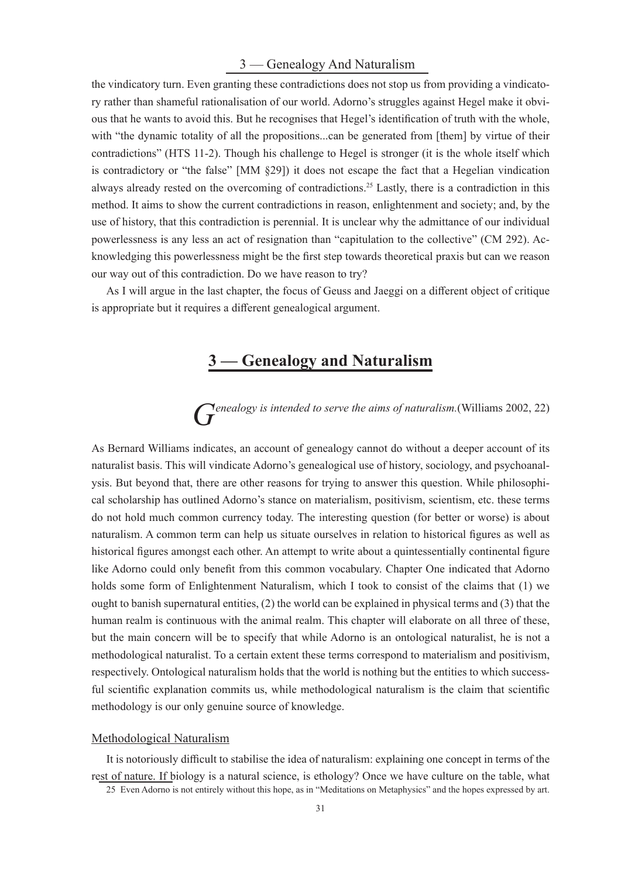the vindicatory turn. Even granting these contradictions does not stop us from providing a vindicatory rather than shameful rationalisation of our world. Adorno's struggles against Hegel make it obvious that he wants to avoid this. But he recognises that Hegel's identification of truth with the whole, with "the dynamic totality of all the propositions...can be generated from [them] by virtue of their contradictions" (HTS 11-2). Though his challenge to Hegel is stronger (it is the whole itself which is contradictory or "the false" [MM §29]) it does not escape the fact that a Hegelian vindication always already rested on the overcoming of contradictions.[25] Lastly, there is a contradiction in this method. It aims to show the current contradictions in reason, enlightenment and society; and, by the use of history, that this contradiction is perennial. It is unclear why the admittance of our individual powerlessness is any less an act of resignation than "capitulation to the collective" (CM 292). Acknowledging this powerlessness might be the first step towards theoretical praxis but can we reason our way out of this contradiction. Do we have reason to try?

As I will argue in the last chapter, the focus of Geuss and Jaeggi on a different object of critique is appropriate but it requires a different genealogical argument.

# 3 — Genealogy and Naturalism

*Genealogy is intended to serve the aims of naturalism.* (Williams 2002, 22)

As Bernard Williams indicates, an account of genealogy cannot do without a deeper account of its naturalist basis. This will vindicate Adorno's genealogical use of history, sociology, and psychoanalysis. But beyond that, there are other reasons for trying to answer this question. While philosophical scholarship has outlined Adorno's stance on materialism, positivism, scientism, etc. these terms do not hold much common currency today. The interesting question (for better or worse) is about naturalism. A common term can help us situate ourselves in relation to historical figures as well as historical figures amongst each other. An attempt to write about a quintessentially continental figure like Adorno could only benefit from this common vocabulary. Chapter One indicated that Adorno holds some form of Enlightenment Naturalism, which I took to consist of the claims that (1) we ought to banish supernatural entities, (2) the world can be explained in physical terms and (3) that the human realm is continuous with the animal realm. This chapter will elaborate on all three of these, but the main concern will be to specify that while Adorno is an ontological naturalist, he is not a methodological naturalist. To a certain extent these terms correspond to materialism and positivism, respectively. Ontological naturalism holds that the world is nothing but the entities to which successful scientific explanation commits us, while methodological naturalism is the claim that scientific methodology is our only genuine source of knowledge.

## Methodological Naturalism

It is notoriously difficult to stabilise the idea of naturalism: explaining one concept in terms of the rest of nature. If biology is a natural science, is ethology? Once we have culture on the table, what

25 Even Adorno is not entirely without this hope, as in "Meditations on Metaphysics" and the hopes expressed by art.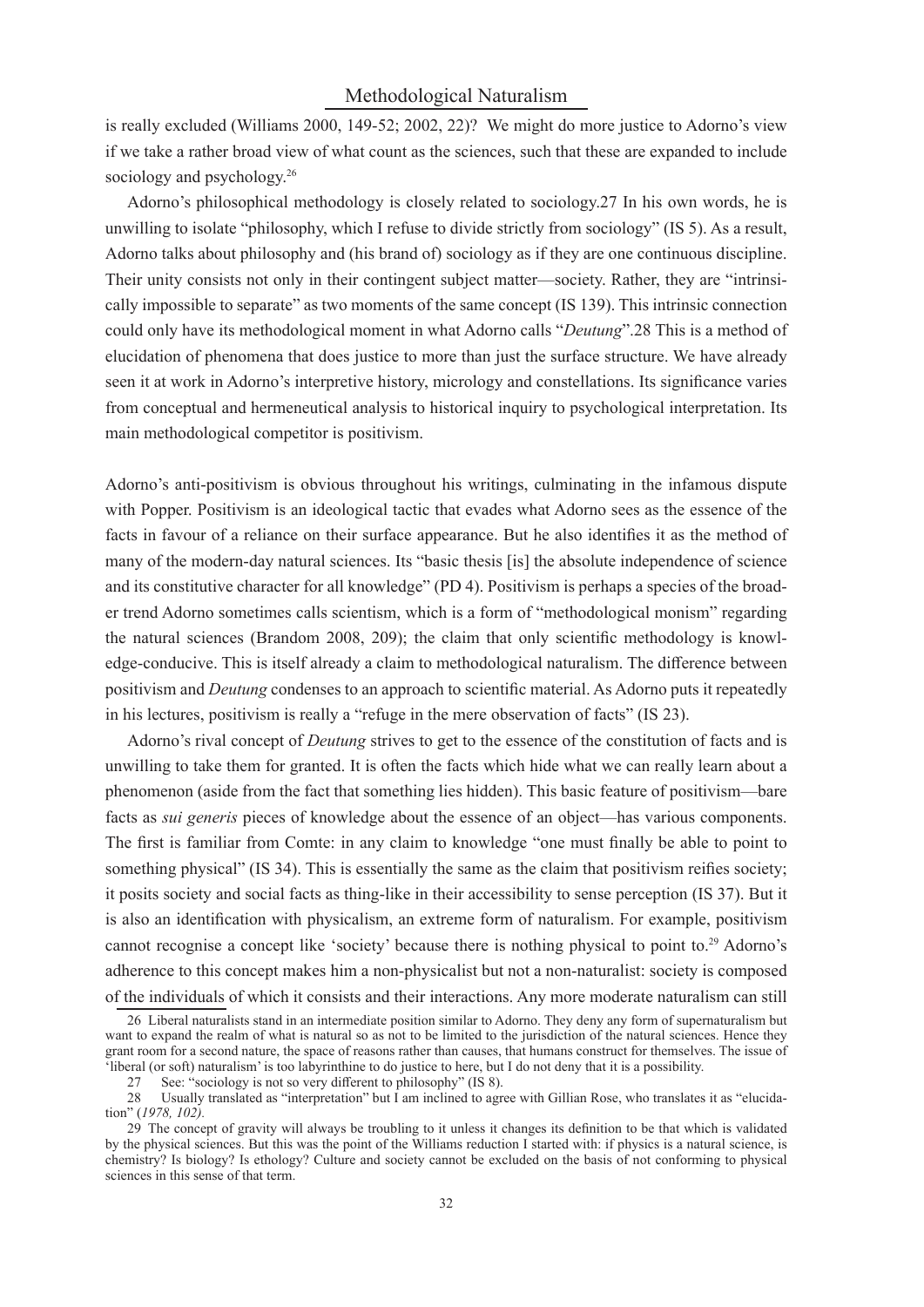is really excluded (Williams 2000, 149-52; 2002, 22)? We might do more justice to Adorno's view if we take a rather broad view of what count as the sciences, such that these are expanded to include sociology and psychology.[26]

Adorno's philosophical methodology is closely related to sociology.27 In his own words, he is unwilling to isolate "philosophy, which I refuse to divide strictly from sociology" (IS 5). As a result, Adorno talks about philosophy and (his brand of) sociology as if they are one continuous discipline. Their unity consists not only in their contingent subject matter—society. Rather, they are "intrinsically impossible to separate" as two moments of the same concept (IS 139). This intrinsic connection could only have its methodological moment in what Adorno calls "*Deutung*".28 This is a method of elucidation of phenomena that does justice to more than just the surface structure. We have already seen it at work in Adorno's interpretive history, micrology and constellations. Its significance varies from conceptual and hermeneutical analysis to historical inquiry to psychological interpretation. Its main methodological competitor is positivism.

Adorno's anti-positivism is obvious throughout his writings, culminating in the infamous dispute with Popper. Positivism is an ideological tactic that evades what Adorno sees as the essence of the facts in favour of a reliance on their surface appearance. But he also identifies it as the method of many of the modern-day natural sciences. Its "basic thesis [is] the absolute independence of science and its constitutive character for all knowledge" (PD 4). Positivism is perhaps a species of the broader trend Adorno sometimes calls scientism, which is a form of "methodological monism" regarding the natural sciences (Brandom 2008, 209); the claim that only scientific methodology is knowledge-conducive. This is itself already a claim to methodological naturalism. The difference between positivism and *Deutung* condenses to an approach to scientific material. As Adorno puts it repeatedly in his lectures, positivism is really a "refuge in the mere observation of facts" (IS 23).

Adorno's rival concept of *Deutung* strives to get to the essence of the constitution of facts and is unwilling to take them for granted. It is often the facts which hide what we can really learn about a phenomenon (aside from the fact that something lies hidden). This basic feature of positivism—bare facts as *sui generis* pieces of knowledge about the essence of an object—has various components. The first is familiar from Comte: in any claim to knowledge "one must finally be able to point to something physical" (IS 34). This is essentially the same as the claim that positivism reifies society; it posits society and social facts as thing-like in their accessibility to sense perception (IS 37). But it is also an identification with physicalism, an extreme form of naturalism. For example, positivism cannot recognise a concept like 'society' because there is nothing physical to point to.[29] Adorno's adherence to this concept makes him a non-physicalist but not a non-naturalist: society is composed of the individuals of which it consists and their interactions. Any more moderate naturalism can still

26 Liberal naturalists stand in an intermediate position similar to Adorno. They deny any form of supernaturalism but want to expand the realm of what is natural so as not to be limited to the jurisdiction of the natural sciences. Hence they grant room for a second nature, the space of reasons rather than causes, that humans construct for themselves. The issue of 'liberal (or soft) naturalism' is too labyrinthine to do justice to here, but I do not deny that it is a possibility.

27 See: "sociology is not so very different to philosophy" (IS 8).

28 Usually translated as "interpretation" but I am inclined to agree with Gillian Rose, who translates it as "elucidation" (*1978, 102).*

29 The concept of gravity will always be troubling to it unless it changes its definition to be that which is validated by the physical sciences. But this was the point of the Williams reduction I started with: if physics is a natural science, is chemistry? Is biology? Is ethology? Culture and society cannot be excluded on the basis of not conforming to physical sciences in this sense of that term.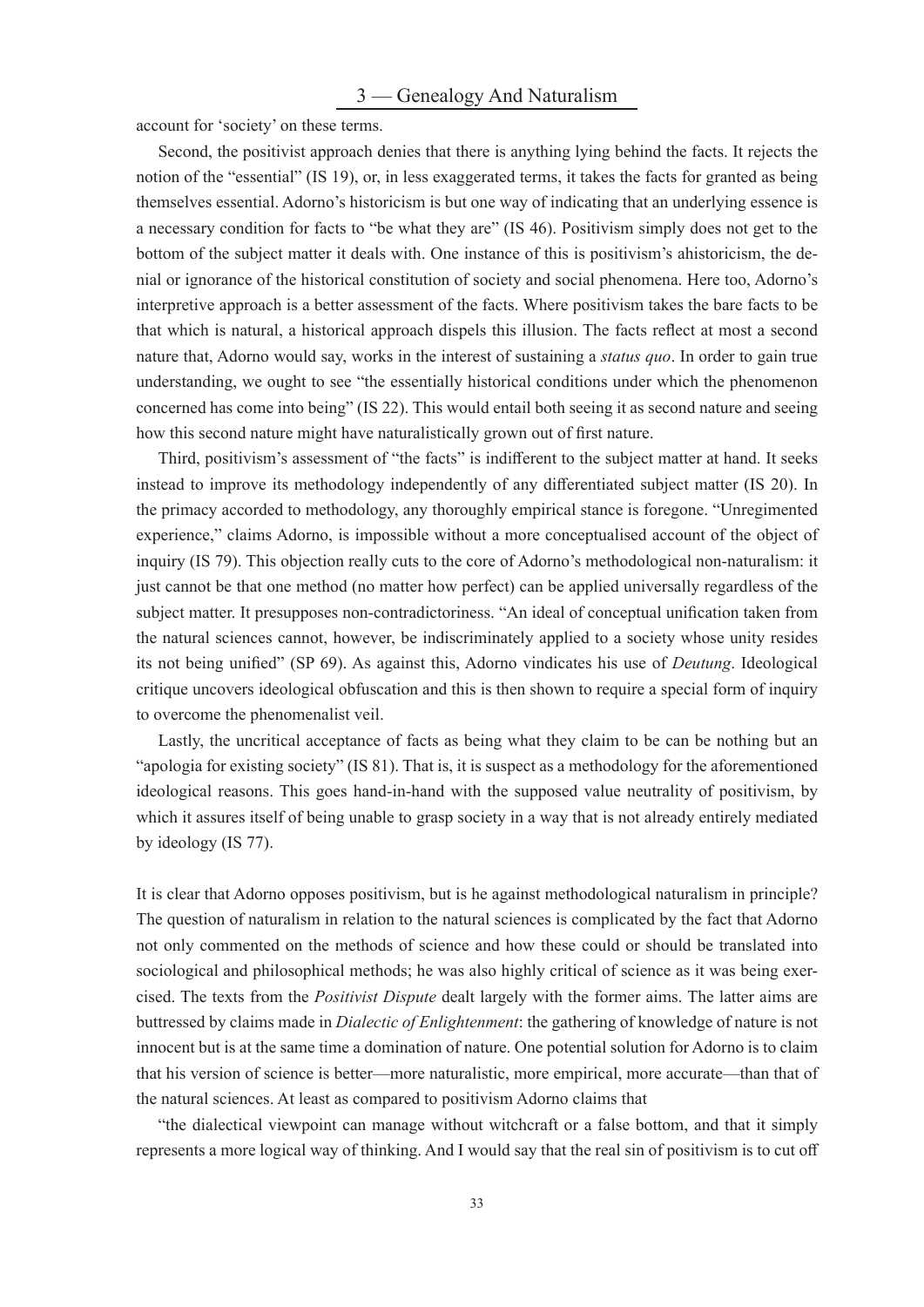account for 'society' on these terms.

Second, the positivist approach denies that there is anything lying behind the facts. It rejects the notion of the "essential" (IS 19), or, in less exaggerated terms, it takes the facts for granted as being themselves essential. Adorno's historicism is but one way of indicating that an underlying essence is a necessary condition for facts to "be what they are" (IS 46). Positivism simply does not get to the bottom of the subject matter it deals with. One instance of this is positivism's ahistoricism, the denial or ignorance of the historical constitution of society and social phenomena. Here too, Adorno's interpretive approach is a better assessment of the facts. Where positivism takes the bare facts to be that which is natural, a historical approach dispels this illusion. The facts reflect at most a second nature that, Adorno would say, works in the interest of sustaining a *status quo*. In order to gain true understanding, we ought to see "the essentially historical conditions under which the phenomenon concerned has come into being" (IS 22). This would entail both seeing it as second nature and seeing how this second nature might have naturalistically grown out of first nature.

Third, positivism's assessment of "the facts" is indifferent to the subject matter at hand. It seeks instead to improve its methodology independently of any differentiated subject matter (IS 20). In the primacy accorded to methodology, any thoroughly empirical stance is foregone. "Unregimented experience," claims Adorno, is impossible without a more conceptualised account of the object of inquiry (IS 79). This objection really cuts to the core of Adorno's methodological non-naturalism: it just cannot be that one method (no matter how perfect) can be applied universally regardless of the subject matter. It presupposes non-contradictoriness. "An ideal of conceptual unification taken from the natural sciences cannot, however, be indiscriminately applied to a society whose unity resides its not being unified" (SP 69). As against this, Adorno vindicates his use of *Deutung*. Ideological critique uncovers ideological obfuscation and this is then shown to require a special form of inquiry to overcome the phenomenalist veil.

Lastly, the uncritical acceptance of facts as being what they claim to be can be nothing but an "apologia for existing society" (IS 81). That is, it is suspect as a methodology for the aforementioned ideological reasons. This goes hand-in-hand with the supposed value neutrality of positivism, by which it assures itself of being unable to grasp society in a way that is not already entirely mediated by ideology (IS 77).

It is clear that Adorno opposes positivism, but is he against methodological naturalism in principle? The question of naturalism in relation to the natural sciences is complicated by the fact that Adorno not only commented on the methods of science and how these could or should be translated into sociological and philosophical methods; he was also highly critical of science as it was being exercised. The texts from the *Positivist Dispute* dealt largely with the former aims. The latter aims are buttressed by claims made in *Dialectic of Enlightenment*: the gathering of knowledge of nature is not innocent but is at the same time a domination of nature. One potential solution for Adorno is to claim that his version of science is better—more naturalistic, more empirical, more accurate—than that of the natural sciences. At least as compared to positivism Adorno claims that

"the dialectical viewpoint can manage without witchcraft or a false bottom, and that it simply represents a more logical way of thinking. And I would say that the real sin of positivism is to cut off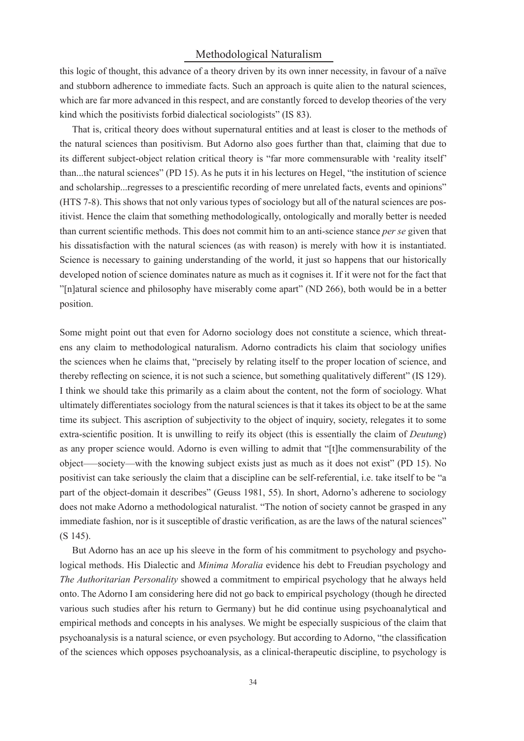this logic of thought, this advance of a theory driven by its own inner necessity, in favour of a naïve and stubborn adherence to immediate facts. Such an approach is quite alien to the natural sciences, which are far more advanced in this respect, and are constantly forced to develop theories of the very kind which the positivists forbid dialectical sociologists" (IS 83).

That is, critical theory does without supernatural entities and at least is closer to the methods of the natural sciences than positivism. But Adorno also goes further than that, claiming that due to its different subject-object relation critical theory is "far more commensurable with 'reality itself' than...the natural sciences" (PD 15). As he puts it in his lectures on Hegel, "the institution of science and scholarship...regresses to a prescientific recording of mere unrelated facts, events and opinions" (HTS 7-8). This shows that not only various types of sociology but all of the natural sciences are positivist. Hence the claim that something methodologically, ontologically and morally better is needed than current scientific methods. This does not commit him to an anti-science stance *per se* given that his dissatisfaction with the natural sciences (as with reason) is merely with how it is instantiated. Science is necessary to gaining understanding of the world, it just so happens that our historically developed notion of science dominates nature as much as it cognises it. If it were not for the fact that "[n]atural science and philosophy have miserably come apart" (ND 266), both would be in a better position.

Some might point out that even for Adorno sociology does not constitute a science, which threatens any claim to methodological naturalism. Adorno contradicts his claim that sociology unifies the sciences when he claims that, "precisely by relating itself to the proper location of science, and thereby reflecting on science, it is not such a science, but something qualitatively different" (IS 129). I think we should take this primarily as a claim about the content, not the form of sociology. What ultimately differentiates sociology from the natural sciences is that it takes its object to be at the same time its subject. This ascription of subjectivity to the object of inquiry, society, relegates it to some extra-scientific position. It is unwilling to reify its object (this is essentially the claim of *Deutung*) as any proper science would. Adorno is even willing to admit that "[t]he commensurability of the object—–society—with the knowing subject exists just as much as it does not exist" (PD 15). No positivist can take seriously the claim that a discipline can be self-referential, i.e. take itself to be "a part of the object-domain it describes" (Geuss 1981, 55). In short, Adorno's adherene to sociology does not make Adorno a methodological naturalist. "The notion of society cannot be grasped in any immediate fashion, nor is it susceptible of drastic verification, as are the laws of the natural sciences" (S 145).

But Adorno has an ace up his sleeve in the form of his commitment to psychology and psychological methods. His Dialectic and *Minima Moralia* evidence his debt to Freudian psychology and *The Authoritarian Personality* showed a commitment to empirical psychology that he always held onto. The Adorno I am considering here did not go back to empirical psychology (though he directed various such studies after his return to Germany) but he did continue using psychoanalytical and empirical methods and concepts in his analyses. We might be especially suspicious of the claim that psychoanalysis is a natural science, or even psychology. But according to Adorno, "the classification of the sciences which opposes psychoanalysis, as a clinical-therapeutic discipline, to psychology is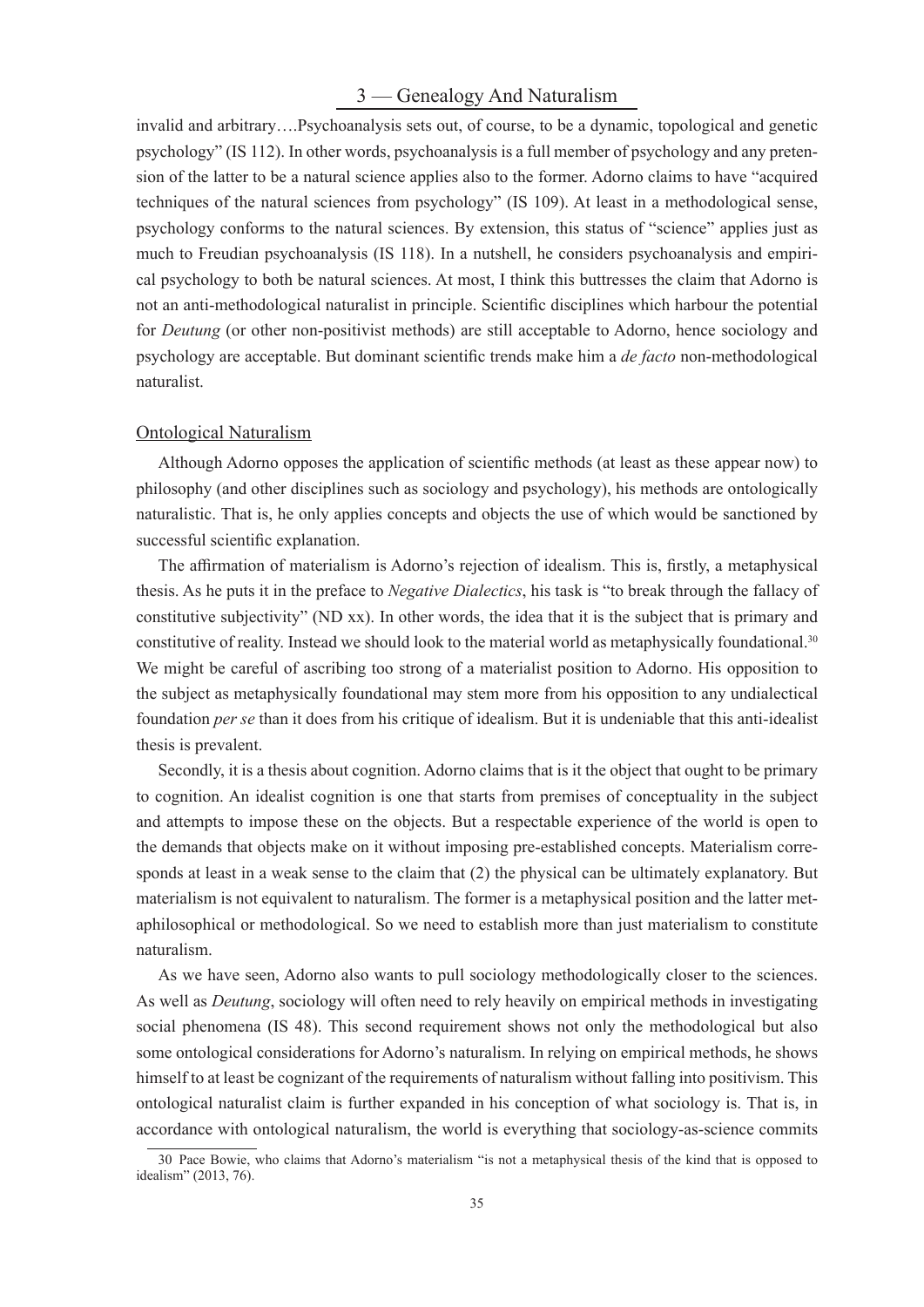invalid and arbitrary….Psychoanalysis sets out, of course, to be a dynamic, topological and genetic psychology" (IS 112). In other words, psychoanalysis is a full member of psychology and any pretension of the latter to be a natural science applies also to the former. Adorno claims to have "acquired techniques of the natural sciences from psychology" (IS 109). At least in a methodological sense, psychology conforms to the natural sciences. By extension, this status of "science" applies just as much to Freudian psychoanalysis (IS 118). In a nutshell, he considers psychoanalysis and empirical psychology to both be natural sciences. At most, I think this buttresses the claim that Adorno is not an anti-methodological naturalist in principle. Scientific disciplines which harbour the potential for *Deutung* (or other non-positivist methods) are still acceptable to Adorno, hence sociology and psychology are acceptable. But dominant scientific trends make him a *de facto* non-methodological naturalist.

## Ontological Naturalism

Although Adorno opposes the application of scientific methods (at least as these appear now) to philosophy (and other disciplines such as sociology and psychology), his methods are ontologically naturalistic. That is, he only applies concepts and objects the use of which would be sanctioned by successful scientific explanation.

The affirmation of materialism is Adorno's rejection of idealism. This is, firstly, a metaphysical thesis. As he puts it in the preface to *Negative Dialectics*, his task is "to break through the fallacy of constitutive subjectivity" (ND xx). In other words, the idea that it is the subject that is primary and constitutive of reality. Instead we should look to the material world as metaphysically foundational.[30] We might be careful of ascribing too strong of a materialist position to Adorno. His opposition to the subject as metaphysically foundational may stem more from his opposition to any undialectical foundation *per se* than it does from his critique of idealism. But it is undeniable that this anti-idealist thesis is prevalent.

Secondly, it is a thesis about cognition. Adorno claims that is it the object that ought to be primary to cognition. An idealist cognition is one that starts from premises of conceptuality in the subject and attempts to impose these on the objects. But a respectable experience of the world is open to the demands that objects make on it without imposing pre-established concepts. Materialism corresponds at least in a weak sense to the claim that (2) the physical can be ultimately explanatory. But materialism is not equivalent to naturalism. The former is a metaphysical position and the latter metaphilosophical or methodological. So we need to establish more than just materialism to constitute naturalism.

As we have seen, Adorno also wants to pull sociology methodologically closer to the sciences. As well as *Deutung*, sociology will often need to rely heavily on empirical methods in investigating social phenomena (IS 48). This second requirement shows not only the methodological but also some ontological considerations for Adorno's naturalism. In relying on empirical methods, he shows himself to at least be cognizant of the requirements of naturalism without falling into positivism. This ontological naturalist claim is further expanded in his conception of what sociology is. That is, in accordance with ontological naturalism, the world is everything that sociology-as-science commits

---

30 Pace Bowie, who claims that Adorno's materialism "is not a metaphysical thesis of the kind that is opposed to idealism" (2013, 76).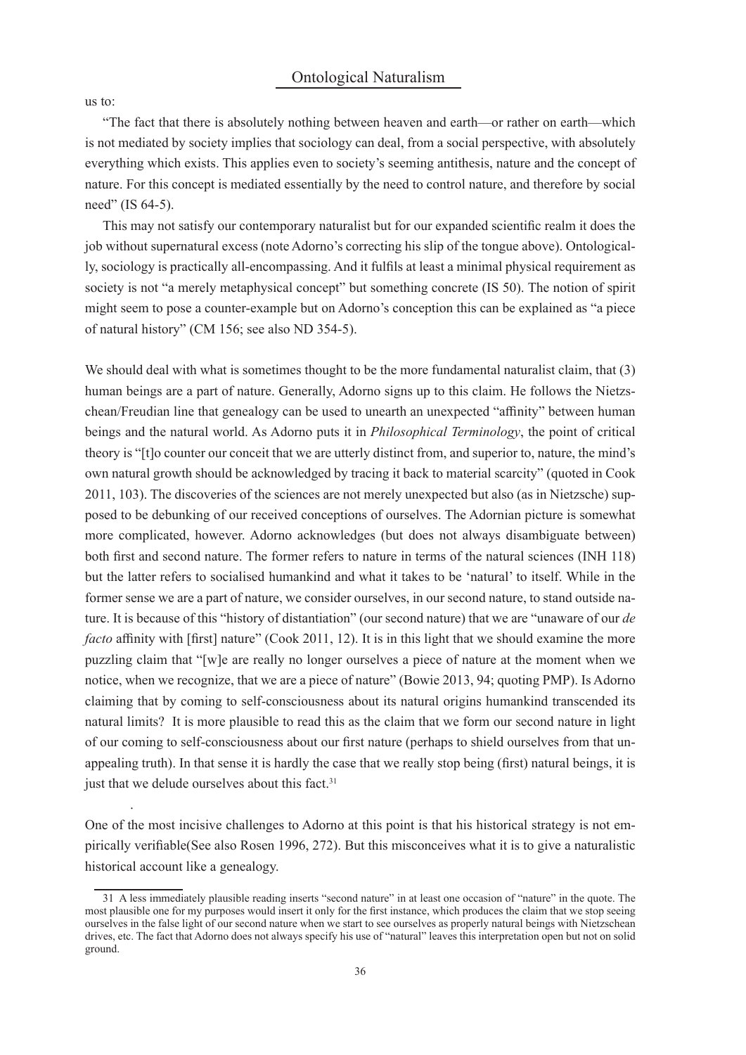us to:

"The fact that there is absolutely nothing between heaven and earth—or rather on earth—which is not mediated by society implies that sociology can deal, from a social perspective, with absolutely everything which exists. This applies even to society's seeming antithesis, nature and the concept of nature. For this concept is mediated essentially by the need to control nature, and therefore by social need" (IS 64-5).

This may not satisfy our contemporary naturalist but for our expanded scientific realm it does the job without supernatural excess (note Adorno's correcting his slip of the tongue above). Ontologically, sociology is practically all-encompassing. And it fulfils at least a minimal physical requirement as society is not "a merely metaphysical concept" but something concrete (IS 50). The notion of spirit might seem to pose a counter-example but on Adorno's conception this can be explained as "a piece of natural history" (CM 156; see also ND 354-5).

We should deal with what is sometimes thought to be the more fundamental naturalist claim, that (3) human beings are a part of nature. Generally, Adorno signs up to this claim. He follows the Nietzschean/Freudian line that genealogy can be used to unearth an unexpected "affinity" between human beings and the natural world. As Adorno puts it in *Philosophical Terminology*, the point of critical theory is "[t]o counter our conceit that we are utterly distinct from, and superior to, nature, the mind's own natural growth should be acknowledged by tracing it back to material scarcity" (quoted in Cook 2011, 103). The discoveries of the sciences are not merely unexpected but also (as in Nietzsche) supposed to be debunking of our received conceptions of ourselves. The Adornian picture is somewhat more complicated, however. Adorno acknowledges (but does not always disambiguate between) both first and second nature. The former refers to nature in terms of the natural sciences (INH 118) but the latter refers to socialised humankind and what it takes to be 'natural' to itself. While in the former sense we are a part of nature, we consider ourselves, in our second nature, to stand outside nature. It is because of this "history of distantiation" (our second nature) that we are "unaware of our *de facto* affinity with [first] nature" (Cook 2011, 12). It is in this light that we should examine the more puzzling claim that "[w]e are really no longer ourselves a piece of nature at the moment when we notice, when we recognize, that we are a piece of nature" (Bowie 2013, 94; quoting PMP). Is Adorno claiming that by coming to self-consciousness about its natural origins humankind transcended its natural limits? It is more plausible to read this as the claim that we form our second nature in light of our coming to self-consciousness about our first nature (perhaps to shield ourselves from that unappealing truth). In that sense it is hardly the case that we really stop being (first) natural beings, it is just that we delude ourselves about this fact.[31]

.

One of the most incisive challenges to Adorno at this point is that his historical strategy is not empirically verifiable(See also Rosen 1996, 272). But this misconceives what it is to give a naturalistic historical account like a genealogy.

---

31 A less immediately plausible reading inserts "second nature" in at least one occasion of "nature" in the quote. The most plausible one for my purposes would insert it only for the first instance, which produces the claim that we stop seeing ourselves in the false light of our second nature when we start to see ourselves as properly natural beings with Nietzschean drives, etc. The fact that Adorno does not always specify his use of "natural" leaves this interpretation open but not on solid ground.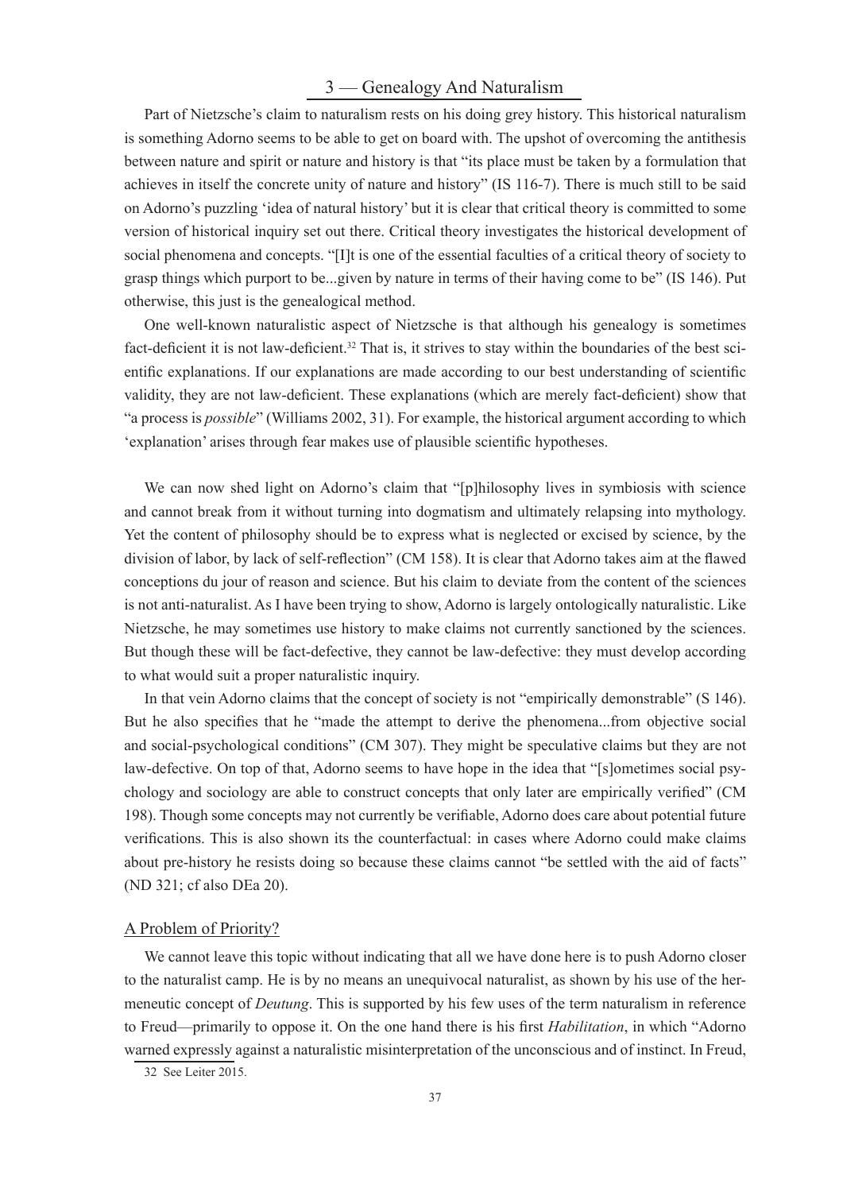## 3 — Genealogy And Naturalism

Part of Nietzsche's claim to naturalism rests on his doing grey history. This historical naturalism is something Adorno seems to be able to get on board with. The upshot of overcoming the antithesis between nature and spirit or nature and history is that "its place must be taken by a formulation that achieves in itself the concrete unity of nature and history" (IS 116-7). There is much still to be said on Adorno's puzzling 'idea of natural history' but it is clear that critical theory is committed to some version of historical inquiry set out there. Critical theory investigates the historical development of social phenomena and concepts. "[I]t is one of the essential faculties of a critical theory of society to grasp things which purport to be...given by nature in terms of their having come to be" (IS 146). Put otherwise, this just is the genealogical method.

One well-known naturalistic aspect of Nietzsche is that although his genealogy is sometimes fact-deficient it is not law-deficient.[32] That is, it strives to stay within the boundaries of the best scientific explanations. If our explanations are made according to our best understanding of scientific validity, they are not law-deficient. These explanations (which are merely fact-deficient) show that "a process is *possible*" (Williams 2002, 31). For example, the historical argument according to which 'explanation' arises through fear makes use of plausible scientific hypotheses.

We can now shed light on Adorno's claim that "[p]hilosophy lives in symbiosis with science and cannot break from it without turning into dogmatism and ultimately relapsing into mythology. Yet the content of philosophy should be to express what is neglected or excised by science, by the division of labor, by lack of self-reflection" (CM 158). It is clear that Adorno takes aim at the flawed conceptions du jour of reason and science. But his claim to deviate from the content of the sciences is not anti-naturalist. As I have been trying to show, Adorno is largely ontologically naturalistic. Like Nietzsche, he may sometimes use history to make claims not currently sanctioned by the sciences. But though these will be fact-defective, they cannot be law-defective: they must develop according to what would suit a proper naturalistic inquiry.

In that vein Adorno claims that the concept of society is not "empirically demonstrable" (S 146). But he also specifies that he "made the attempt to derive the phenomena...from objective social and social-psychological conditions" (CM 307). They might be speculative claims but they are not law-defective. On top of that, Adorno seems to have hope in the idea that "[s]ometimes social psychology and sociology are able to construct concepts that only later are empirically verified" (CM 198). Though some concepts may not currently be verifiable, Adorno does care about potential future verifications. This is also shown its the counterfactual: in cases where Adorno could make claims about pre-history he resists doing so because these claims cannot "be settled with the aid of facts" (ND 321; cf also DEa 20).

### A Problem of Priority?

We cannot leave this topic without indicating that all we have done here is to push Adorno closer to the naturalist camp. He is by no means an unequivocal naturalist, as shown by his use of the hermeneutic concept of *Deutung*. This is supported by his few uses of the term naturalism in reference to Freud—primarily to oppose it. On the one hand there is his first *Habilitation*, in which "Adorno warned expressly against a naturalistic misinterpretation of the unconscious and of instinct. In Freud,

[32] See Leiter 2015.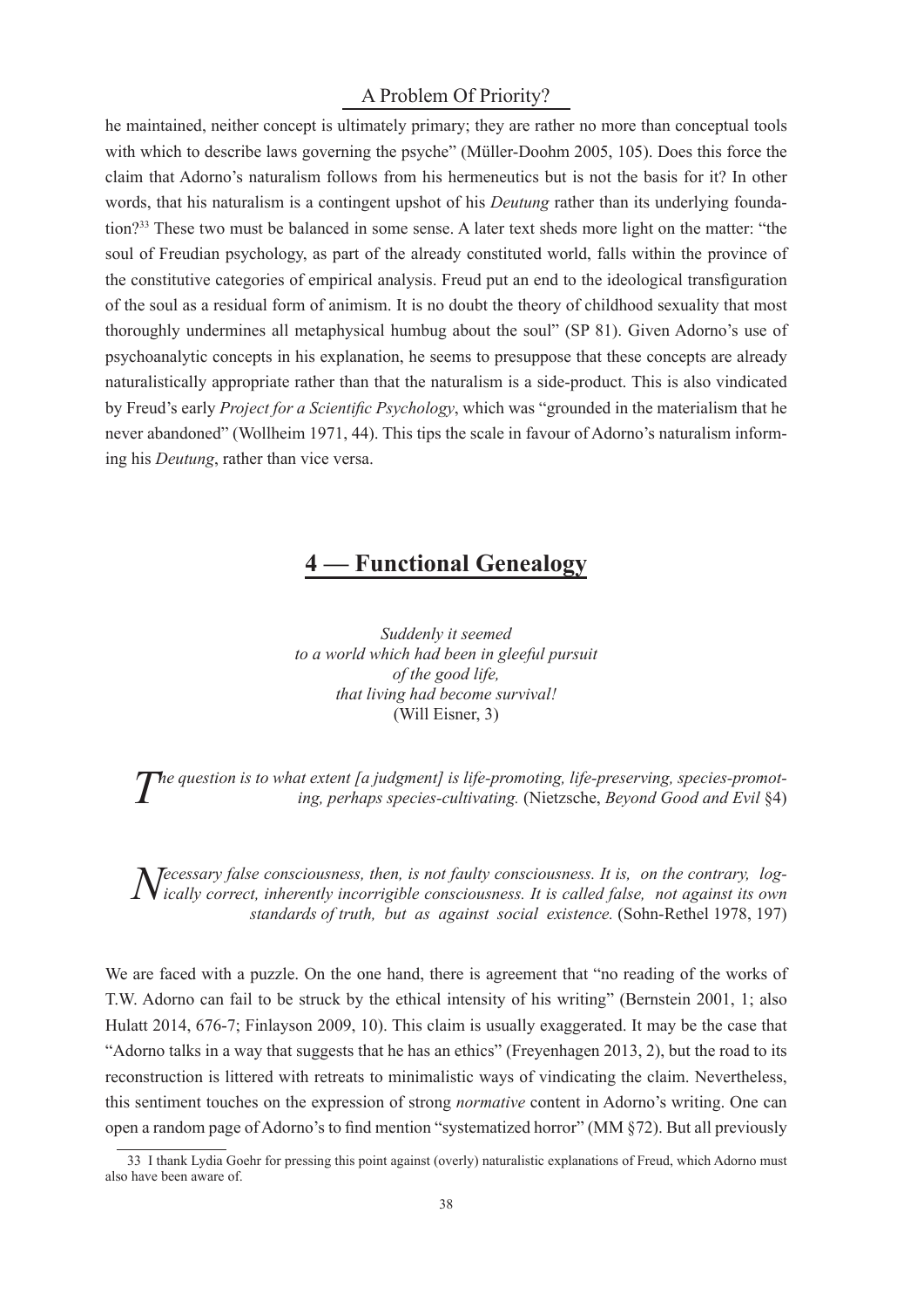he maintained, neither concept is ultimately primary; they are rather no more than conceptual tools with which to describe laws governing the psyche" (Müller-Doohm 2005, 105). Does this force the claim that Adorno's naturalism follows from his hermeneutics but is not the basis for it? In other words, that his naturalism is a contingent upshot of his *Deutung* rather than its underlying foundation?[33] These two must be balanced in some sense. A later text sheds more light on the matter: "the soul of Freudian psychology, as part of the already constituted world, falls within the province of the constitutive categories of empirical analysis. Freud put an end to the ideological transfiguration of the soul as a residual form of animism. It is no doubt the theory of childhood sexuality that most thoroughly undermines all metaphysical humbug about the soul" (SP 81). Given Adorno's use of psychoanalytic concepts in his explanation, he seems to presuppose that these concepts are already naturalistically appropriate rather than that the naturalism is a side-product. This is also vindicated by Freud's early *Project for a Scientific Psychology*, which was "grounded in the materialism that he never abandoned" (Wollheim 1971, 44). This tips the scale in favour of Adorno's naturalism informing his *Deutung*, rather than vice versa.

## 4 — Functional Genealogy

*Suddenly it seemed*
*to a world which had been in gleeful pursuit*
*of the good life,*
*that living had become survival!*
(Will Eisner, 3)

*The question is to what extent [a judgment] is life-promoting, life-preserving, species-promoting, perhaps species-cultivating.* (Nietzsche, *Beyond Good and Evil* §4)

*Necessary false consciousness, then, is not faulty consciousness. It is, on the contrary, logically correct, inherently incorrigible consciousness. It is called false, not against its own standards of truth, but as against social existence.* (Sohn-Rethel 1978, 197)

We are faced with a puzzle. On the one hand, there is agreement that "no reading of the works of T.W. Adorno can fail to be struck by the ethical intensity of his writing" (Bernstein 2001, 1; also Hulatt 2014, 676-7; Finlayson 2009, 10). This claim is usually exaggerated. It may be the case that "Adorno talks in a way that suggests that he has an ethics" (Freyenhagen 2013, 2), but the road to its reconstruction is littered with retreats to minimalistic ways of vindicating the claim. Nevertheless, this sentiment touches on the expression of strong *normative* content in Adorno's writing. One can open a random page of Adorno's to find mention "systematized horror" (MM §72). But all previously

33 I thank Lydia Goehr for pressing this point against (overly) naturalistic explanations of Freud, which Adorno must also have been aware of.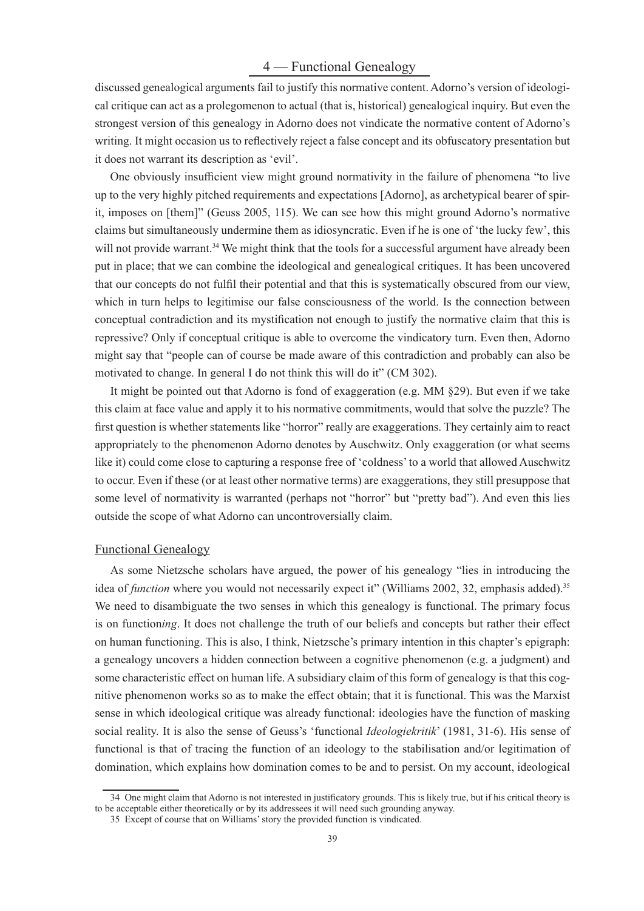discussed genealogical arguments fail to justify this normative content. Adorno's version of ideological critique can act as a prolegomenon to actual (that is, historical) genealogical inquiry. But even the strongest version of this genealogy in Adorno does not vindicate the normative content of Adorno's writing. It might occasion us to reflectively reject a false concept and its obfuscatory presentation but it does not warrant its description as 'evil'.

One obviously insufficient view might ground normativity in the failure of phenomena "to live up to the very highly pitched requirements and expectations [Adorno], as archetypical bearer of spirit, imposes on [them]" (Geuss 2005, 115). We can see how this might ground Adorno's normative claims but simultaneously undermine them as idiosyncratic. Even if he is one of 'the lucky few', this will not provide warrant.[34] We might think that the tools for a successful argument have already been put in place; that we can combine the ideological and genealogical critiques. It has been uncovered that our concepts do not fulfil their potential and that this is systematically obscured from our view, which in turn helps to legitimise our false consciousness of the world. Is the connection between conceptual contradiction and its mystification not enough to justify the normative claim that this is repressive? Only if conceptual critique is able to overcome the vindicatory turn. Even then, Adorno might say that "people can of course be made aware of this contradiction and probably can also be motivated to change. In general I do not think this will do it" (CM 302).

It might be pointed out that Adorno is fond of exaggeration (e.g. MM §29). But even if we take this claim at face value and apply it to his normative commitments, would that solve the puzzle? The first question is whether statements like "horror" really are exaggerations. They certainly aim to react appropriately to the phenomenon Adorno denotes by Auschwitz. Only exaggeration (or what seems like it) could come close to capturing a response free of 'coldness' to a world that allowed Auschwitz to occur. Even if these (or at least other normative terms) are exaggerations, they still presuppose that some level of normativity is warranted (perhaps not "horror" but "pretty bad"). And even this lies outside the scope of what Adorno can uncontroversially claim.

## Functional Genealogy

As some Nietzsche scholars have argued, the power of his genealogy "lies in introducing the idea of *function* where you would not necessarily expect it" (Williams 2002, 32, emphasis added).[35] We need to disambiguate the two senses in which this genealogy is functional. The primary focus is on function*ing*. It does not challenge the truth of our beliefs and concepts but rather their effect on human functioning. This is also, I think, Nietzsche's primary intention in this chapter's epigraph: a genealogy uncovers a hidden connection between a cognitive phenomenon (e.g. a judgment) and some characteristic effect on human life. A subsidiary claim of this form of genealogy is that this cognitive phenomenon works so as to make the effect obtain; that it is functional. This was the Marxist sense in which ideological critique was already functional: ideologies have the function of masking social reality. It is also the sense of Geuss's 'functional *Ideologiekritik*' (1981, 31-6). His sense of functional is that of tracing the function of an ideology to the stabilisation and/or legitimation of domination, which explains how domination comes to be and to persist. On my account, ideological

---

34 One might claim that Adorno is not interested in justificatory grounds. This is likely true, but if his critical theory is to be acceptable either theoretically or by its addressees it will need such grounding anyway.

35 Except of course that on Williams' story the provided function is vindicated.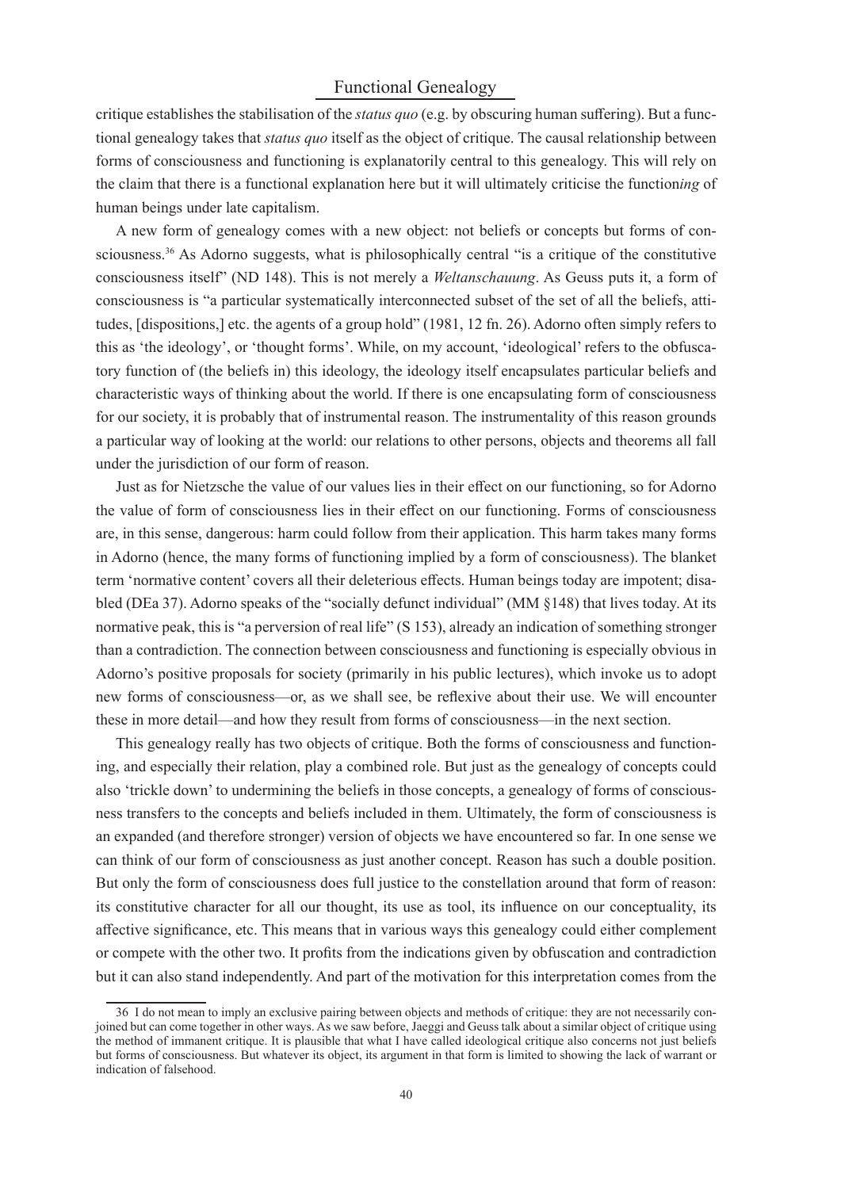critique establishes the stabilisation of the *status quo* (e.g. by obscuring human suffering). But a functional genealogy takes that *status quo* itself as the object of critique. The causal relationship between forms of consciousness and functioning is explanatorily central to this genealogy. This will rely on the claim that there is a functional explanation here but it will ultimately criticise the function*ing* of human beings under late capitalism.

A new form of genealogy comes with a new object: not beliefs or concepts but forms of consciousness.[36] As Adorno suggests, what is philosophically central "is a critique of the constitutive consciousness itself" (ND 148). This is not merely a *Weltanschauung*. As Geuss puts it, a form of consciousness is "a particular systematically interconnected subset of the set of all the beliefs, attitudes, [dispositions,] etc. the agents of a group hold" (1981, 12 fn. 26). Adorno often simply refers to this as 'the ideology', or 'thought forms'. While, on my account, 'ideological' refers to the obfuscatory function of (the beliefs in) this ideology, the ideology itself encapsulates particular beliefs and characteristic ways of thinking about the world. If there is one encapsulating form of consciousness for our society, it is probably that of instrumental reason. The instrumentality of this reason grounds a particular way of looking at the world: our relations to other persons, objects and theorems all fall under the jurisdiction of our form of reason.

Just as for Nietzsche the value of our values lies in their effect on our functioning, so for Adorno the value of form of consciousness lies in their effect on our functioning. Forms of consciousness are, in this sense, dangerous: harm could follow from their application. This harm takes many forms in Adorno (hence, the many forms of functioning implied by a form of consciousness). The blanket term 'normative content' covers all their deleterious effects. Human beings today are impotent; disabled (DEa 37). Adorno speaks of the "socially defunct individual" (MM §148) that lives today. At its normative peak, this is "a perversion of real life" (S 153), already an indication of something stronger than a contradiction. The connection between consciousness and functioning is especially obvious in Adorno's positive proposals for society (primarily in his public lectures), which invoke us to adopt new forms of consciousness—or, as we shall see, be reflexive about their use. We will encounter these in more detail—and how they result from forms of consciousness—in the next section.

This genealogy really has two objects of critique. Both the forms of consciousness and functioning, and especially their relation, play a combined role. But just as the genealogy of concepts could also 'trickle down' to undermining the beliefs in those concepts, a genealogy of forms of consciousness transfers to the concepts and beliefs included in them. Ultimately, the form of consciousness is an expanded (and therefore stronger) version of objects we have encountered so far. In one sense we can think of our form of consciousness as just another concept. Reason has such a double position. But only the form of consciousness does full justice to the constellation around that form of reason: its constitutive character for all our thought, its use as tool, its influence on our conceptuality, its affective significance, etc. This means that in various ways this genealogy could either complement or compete with the other two. It profits from the indications given by obfuscation and contradiction but it can also stand independently. And part of the motivation for this interpretation comes from the

---

36 I do not mean to imply an exclusive pairing between objects and methods of critique: they are not necessarily conjoined but can come together in other ways. As we saw before, Jaeggi and Geuss talk about a similar object of critique using the method of immanent critique. It is plausible that what I have called ideological critique also concerns not just beliefs but forms of consciousness. But whatever its object, its argument in that form is limited to showing the lack of warrant or indication of falsehood.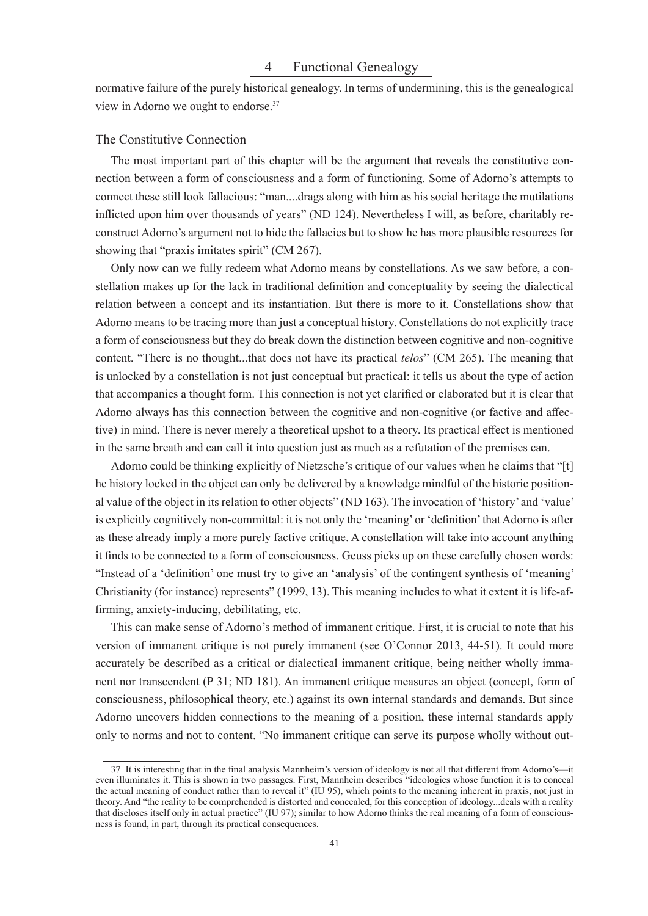normative failure of the purely historical genealogy. In terms of undermining, this is the genealogical view in Adorno we ought to endorse.[37]

## The Constitutive Connection

The most important part of this chapter will be the argument that reveals the constitutive connection between a form of consciousness and a form of functioning. Some of Adorno's attempts to connect these still look fallacious: "man....drags along with him as his social heritage the mutilations inflicted upon him over thousands of years" (ND 124). Nevertheless I will, as before, charitably reconstruct Adorno's argument not to hide the fallacies but to show he has more plausible resources for showing that "praxis imitates spirit" (CM 267).

Only now can we fully redeem what Adorno means by constellations. As we saw before, a constellation makes up for the lack in traditional definition and conceptuality by seeing the dialectical relation between a concept and its instantiation. But there is more to it. Constellations show that Adorno means to be tracing more than just a conceptual history. Constellations do not explicitly trace a form of consciousness but they do break down the distinction between cognitive and non-cognitive content. "There is no thought...that does not have its practical *telos*" (CM 265). The meaning that is unlocked by a constellation is not just conceptual but practical: it tells us about the type of action that accompanies a thought form. This connection is not yet clarified or elaborated but it is clear that Adorno always has this connection between the cognitive and non-cognitive (or factive and affective) in mind. There is never merely a theoretical upshot to a theory. Its practical effect is mentioned in the same breath and can call it into question just as much as a refutation of the premises can.

Adorno could be thinking explicitly of Nietzsche's critique of our values when he claims that "[t]he history locked in the object can only be delivered by a knowledge mindful of the historic positional value of the object in its relation to other objects" (ND 163). The invocation of 'history' and 'value' is explicitly cognitively non-committal: it is not only the 'meaning' or 'definition' that Adorno is after as these already imply a more purely factive critique. A constellation will take into account anything it finds to be connected to a form of consciousness. Geuss picks up on these carefully chosen words: "Instead of a 'definition' one must try to give an 'analysis' of the contingent synthesis of 'meaning' Christianity (for instance) represents" (1999, 13). This meaning includes to what it extent it is life-affirming, anxiety-inducing, debilitating, etc.

This can make sense of Adorno's method of immanent critique. First, it is crucial to note that his version of immanent critique is not purely immanent (see O'Connor 2013, 44-51). It could more accurately be described as a critical or dialectical immanent critique, being neither wholly immanent nor transcendent (P 31; ND 181). An immanent critique measures an object (concept, form of consciousness, philosophical theory, etc.) against its own internal standards and demands. But since Adorno uncovers hidden connections to the meaning of a position, these internal standards apply only to norms and not to content. "No immanent critique can serve its purpose wholly without out-

---

37 It is interesting that in the final analysis Mannheim's version of ideology is not all that different from Adorno's—it even illuminates it. This is shown in two passages. First, Mannheim describes "ideologies whose function it is to conceal the actual meaning of conduct rather than to reveal it" (IU 95), which points to the meaning inherent in praxis, not just in theory. And "the reality to be comprehended is distorted and concealed, for this conception of ideology...deals with a reality that discloses itself only in actual practice" (IU 97); similar to how Adorno thinks the real meaning of a form of consciousness is found, in part, through its practical consequences.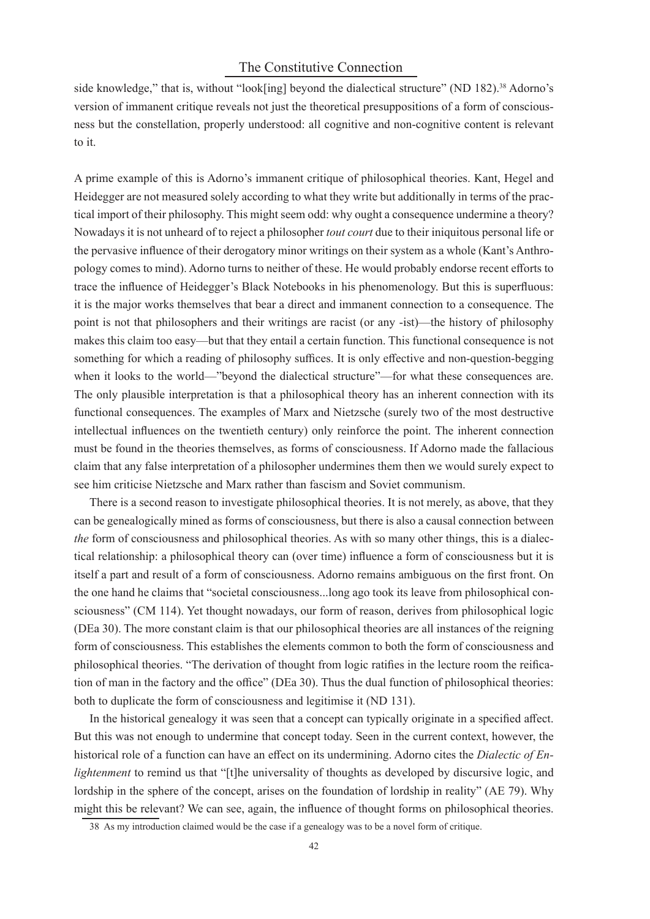side knowledge," that is, without "look[ing] beyond the dialectical structure" (ND 182).[38] Adorno's version of immanent critique reveals not just the theoretical presuppositions of a form of consciousness but the constellation, properly understood: all cognitive and non-cognitive content is relevant to it.

A prime example of this is Adorno's immanent critique of philosophical theories. Kant, Hegel and Heidegger are not measured solely according to what they write but additionally in terms of the practical import of their philosophy. This might seem odd: why ought a consequence undermine a theory? Nowadays it is not unheard of to reject a philosopher *tout court* due to their iniquitous personal life or the pervasive influence of their derogatory minor writings on their system as a whole (Kant's Anthropology comes to mind). Adorno turns to neither of these. He would probably endorse recent efforts to trace the influence of Heidegger's Black Notebooks in his phenomenology. But this is superfluous: it is the major works themselves that bear a direct and immanent connection to a consequence. The point is not that philosophers and their writings are racist (or any -ist)—the history of philosophy makes this claim too easy—but that they entail a certain function. This functional consequence is not something for which a reading of philosophy suffices. It is only effective and non-question-begging when it looks to the world—"beyond the dialectical structure"—for what these consequences are. The only plausible interpretation is that a philosophical theory has an inherent connection with its functional consequences. The examples of Marx and Nietzsche (surely two of the most destructive intellectual influences on the twentieth century) only reinforce the point. The inherent connection must be found in the theories themselves, as forms of consciousness. If Adorno made the fallacious claim that any false interpretation of a philosopher undermines them then we would surely expect to see him criticise Nietzsche and Marx rather than fascism and Soviet communism.

There is a second reason to investigate philosophical theories. It is not merely, as above, that they can be genealogically mined as forms of consciousness, but there is also a causal connection between *the* form of consciousness and philosophical theories. As with so many other things, this is a dialectical relationship: a philosophical theory can (over time) influence a form of consciousness but it is itself a part and result of a form of consciousness. Adorno remains ambiguous on the first front. On the one hand he claims that "societal consciousness...long ago took its leave from philosophical consciousness" (CM 114). Yet thought nowadays, our form of reason, derives from philosophical logic (DEa 30). The more constant claim is that our philosophical theories are all instances of the reigning form of consciousness. This establishes the elements common to both the form of consciousness and philosophical theories. "The derivation of thought from logic ratifies in the lecture room the reification of man in the factory and the office" (DEa 30). Thus the dual function of philosophical theories: both to duplicate the form of consciousness and legitimise it (ND 131).

In the historical genealogy it was seen that a concept can typically originate in a specified affect. But this was not enough to undermine that concept today. Seen in the current context, however, the historical role of a function can have an effect on its undermining. Adorno cites the *Dialectic of Enlightenment* to remind us that "[t]he universality of thoughts as developed by discursive logic, and lordship in the sphere of the concept, arises on the foundation of lordship in reality" (AE 79). Why might this be relevant? We can see, again, the influence of thought forms on philosophical theories.

38 As my introduction claimed would be the case if a genealogy was to be a novel form of critique.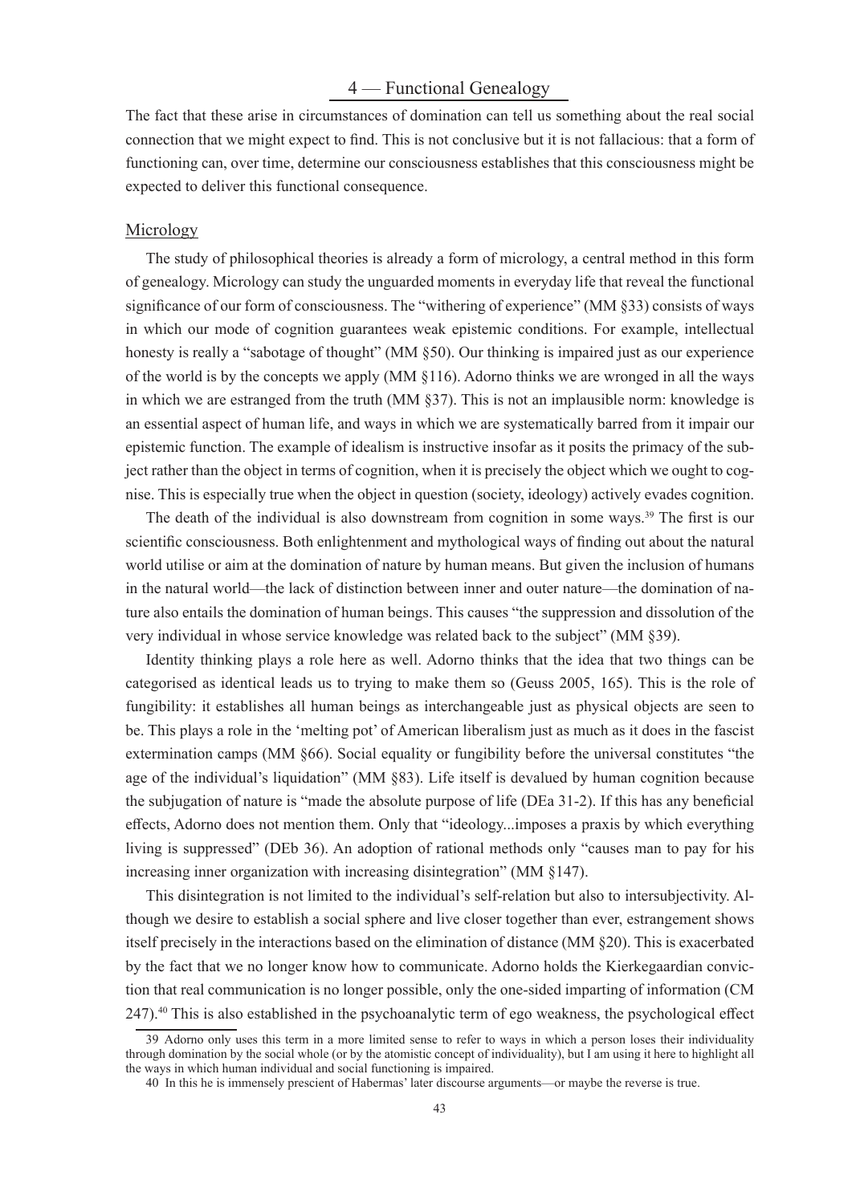The fact that these arise in circumstances of domination can tell us something about the real social connection that we might expect to find. This is not conclusive but it is not fallacious: that a form of functioning can, over time, determine our consciousness establishes that this consciousness might be expected to deliver this functional consequence.

### Micrology

The study of philosophical theories is already a form of micrology, a central method in this form of genealogy. Micrology can study the unguarded moments in everyday life that reveal the functional significance of our form of consciousness. The "withering of experience" (MM §33) consists of ways in which our mode of cognition guarantees weak epistemic conditions. For example, intellectual honesty is really a "sabotage of thought" (MM §50). Our thinking is impaired just as our experience of the world is by the concepts we apply (MM §116). Adorno thinks we are wronged in all the ways in which we are estranged from the truth (MM §37). This is not an implausible norm: knowledge is an essential aspect of human life, and ways in which we are systematically barred from it impair our epistemic function. The example of idealism is instructive insofar as it posits the primacy of the subject rather than the object in terms of cognition, when it is precisely the object which we ought to cognise. This is especially true when the object in question (society, ideology) actively evades cognition.

The death of the individual is also downstream from cognition in some ways.[39] The first is our scientific consciousness. Both enlightenment and mythological ways of finding out about the natural world utilise or aim at the domination of nature by human means. But given the inclusion of humans in the natural world—the lack of distinction between inner and outer nature—the domination of nature also entails the domination of human beings. This causes "the suppression and dissolution of the very individual in whose service knowledge was related back to the subject" (MM §39).

Identity thinking plays a role here as well. Adorno thinks that the idea that two things can be categorised as identical leads us to trying to make them so (Geuss 2005, 165). This is the role of fungibility: it establishes all human beings as interchangeable just as physical objects are seen to be. This plays a role in the 'melting pot' of American liberalism just as much as it does in the fascist extermination camps (MM §66). Social equality or fungibility before the universal constitutes "the age of the individual's liquidation" (MM §83). Life itself is devalued by human cognition because the subjugation of nature is "made the absolute purpose of life (DEa 31-2). If this has any beneficial effects, Adorno does not mention them. Only that "ideology...imposes a praxis by which everything living is suppressed" (DEb 36). An adoption of rational methods only "causes man to pay for his increasing inner organization with increasing disintegration" (MM §147).

This disintegration is not limited to the individual's self-relation but also to intersubjectivity. Although we desire to establish a social sphere and live closer together than ever, estrangement shows itself precisely in the interactions based on the elimination of distance (MM §20). This is exacerbated by the fact that we no longer know how to communicate. Adorno holds the Kierkegaardian conviction that real communication is no longer possible, only the one-sided imparting of information (CM 247).[40] This is also established in the psychoanalytic term of ego weakness, the psychological effect

---

39 Adorno only uses this term in a more limited sense to refer to ways in which a person loses their individuality through domination by the social whole (or by the atomistic concept of individuality), but I am using it here to highlight all the ways in which human individual and social functioning is impaired.

40 In this he is immensely prescient of Habermas' later discourse arguments—or maybe the reverse is true.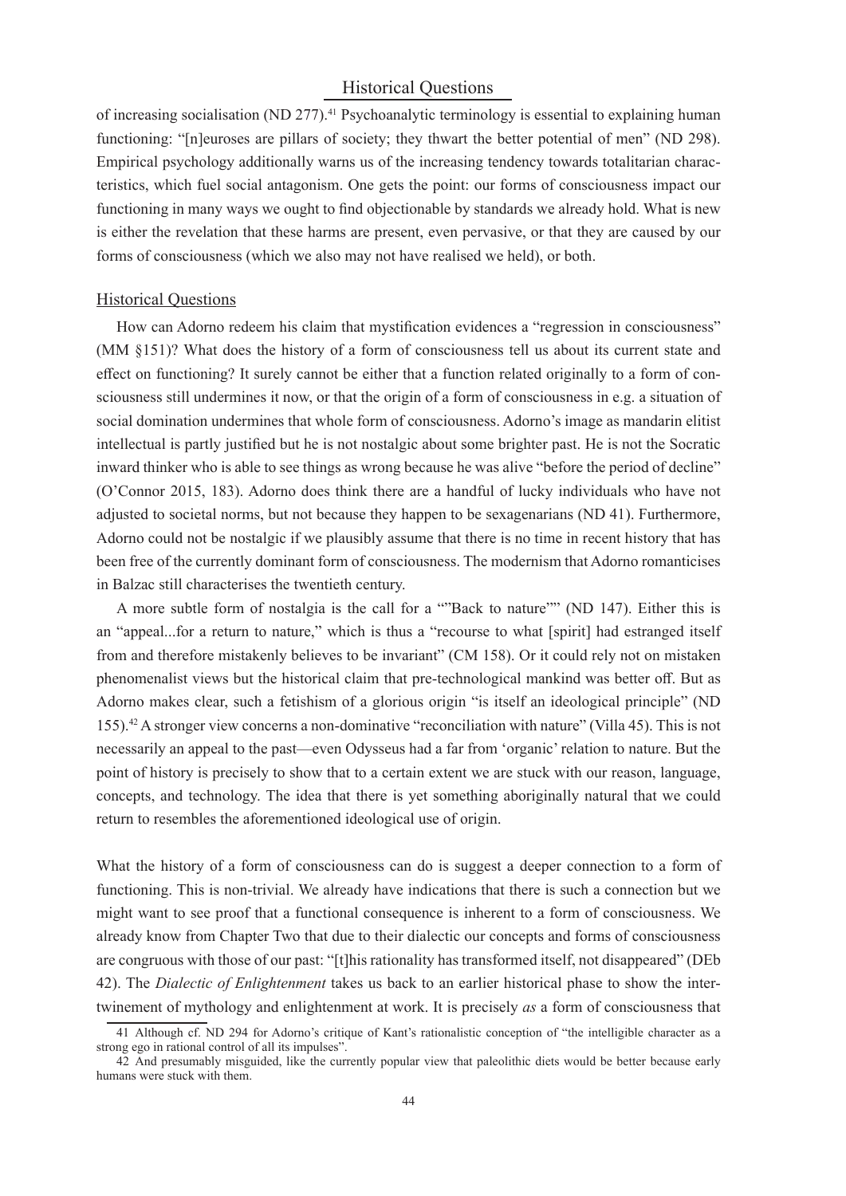of increasing socialisation (ND 277).[41] Psychoanalytic terminology is essential to explaining human functioning: "[n]euroses are pillars of society; they thwart the better potential of men" (ND 298). Empirical psychology additionally warns us of the increasing tendency towards totalitarian characteristics, which fuel social antagonism. One gets the point: our forms of consciousness impact our functioning in many ways we ought to find objectionable by standards we already hold. What is new is either the revelation that these harms are present, even pervasive, or that they are caused by our forms of consciousness (which we also may not have realised we held), or both.

## Historical Questions

How can Adorno redeem his claim that mystification evidences a "regression in consciousness" (MM §151)? What does the history of a form of consciousness tell us about its current state and effect on functioning? It surely cannot be either that a function related originally to a form of consciousness still undermines it now, or that the origin of a form of consciousness in e.g. a situation of social domination undermines that whole form of consciousness. Adorno's image as mandarin elitist intellectual is partly justified but he is not nostalgic about some brighter past. He is not the Socratic inward thinker who is able to see things as wrong because he was alive "before the period of decline" (O'Connor 2015, 183). Adorno does think there are a handful of lucky individuals who have not adjusted to societal norms, but not because they happen to be sexagenarians (ND 41). Furthermore, Adorno could not be nostalgic if we plausibly assume that there is no time in recent history that has been free of the currently dominant form of consciousness. The modernism that Adorno romanticises in Balzac still characterises the twentieth century.

A more subtle form of nostalgia is the call for a ""Back to nature"" (ND 147). Either this is an "appeal...for a return to nature," which is thus a "recourse to what [spirit] had estranged itself from and therefore mistakenly believes to be invariant" (CM 158). Or it could rely not on mistaken phenomenalist views but the historical claim that pre-technological mankind was better off. But as Adorno makes clear, such a fetishism of a glorious origin "is itself an ideological principle" (ND 155).[42] A stronger view concerns a non-dominative "reconciliation with nature" (Villa 45). This is not necessarily an appeal to the past—even Odysseus had a far from 'organic' relation to nature. But the point of history is precisely to show that to a certain extent we are stuck with our reason, language, concepts, and technology. The idea that there is yet something aboriginally natural that we could return to resembles the aforementioned ideological use of origin.

What the history of a form of consciousness can do is suggest a deeper connection to a form of functioning. This is non-trivial. We already have indications that there is such a connection but we might want to see proof that a functional consequence is inherent to a form of consciousness. We already know from Chapter Two that due to their dialectic our concepts and forms of consciousness are congruous with those of our past: "[t]his rationality has transformed itself, not disappeared" (DEb 42). The *Dialectic of Enlightenment* takes us back to an earlier historical phase to show the intertwinement of mythology and enlightenment at work. It is precisely *as* a form of consciousness that

---

41 Although cf. ND 294 for Adorno's critique of Kant's rationalistic conception of "the intelligible character as a strong ego in rational control of all its impulses".

42 And presumably misguided, like the currently popular view that paleolithic diets would be better because early humans were stuck with them.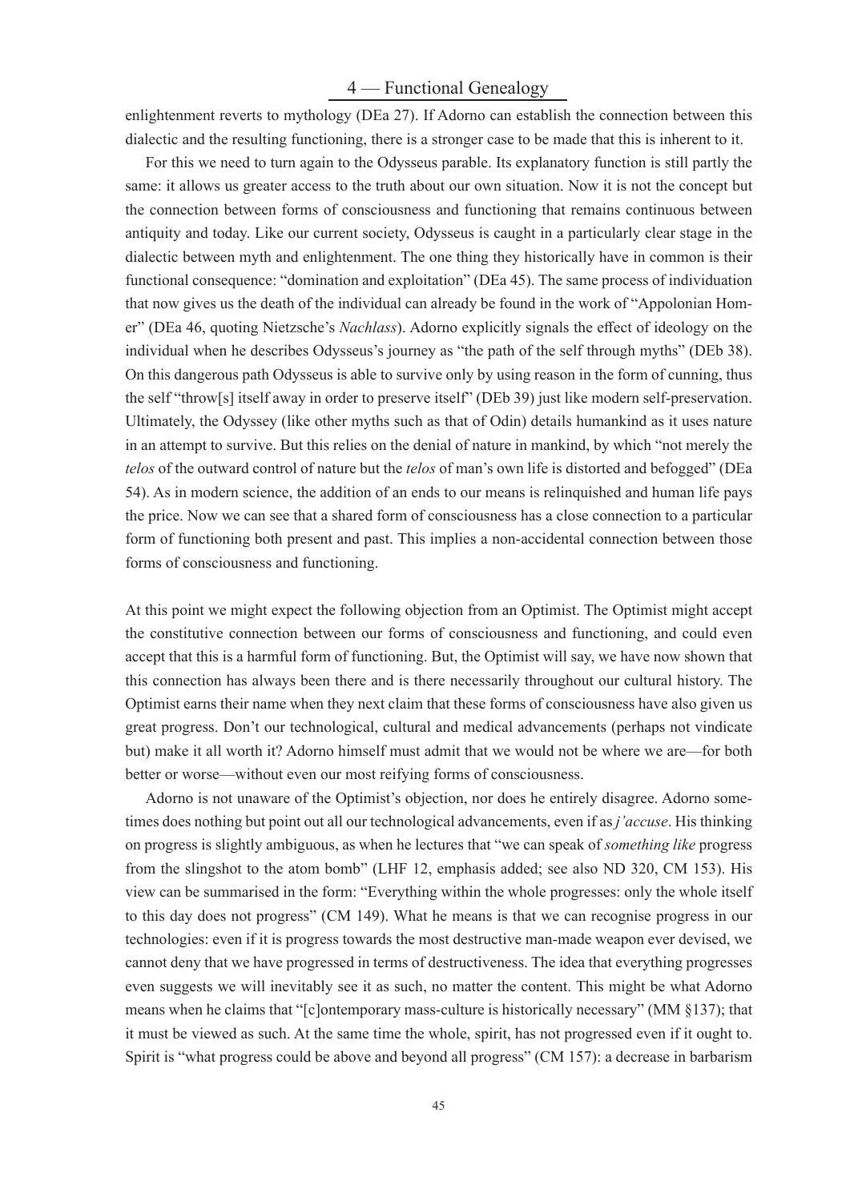enlightenment reverts to mythology (DEa 27). If Adorno can establish the connection between this dialectic and the resulting functioning, there is a stronger case to be made that this is inherent to it.

For this we need to turn again to the Odysseus parable. Its explanatory function is still partly the same: it allows us greater access to the truth about our own situation. Now it is not the concept but the connection between forms of consciousness and functioning that remains continuous between antiquity and today. Like our current society, Odysseus is caught in a particularly clear stage in the dialectic between myth and enlightenment. The one thing they historically have in common is their functional consequence: "domination and exploitation" (DEa 45). The same process of individuation that now gives us the death of the individual can already be found in the work of "Appolonian Homer" (DEa 46, quoting Nietzsche's *Nachlass*). Adorno explicitly signals the effect of ideology on the individual when he describes Odysseus's journey as "the path of the self through myths" (DEb 38). On this dangerous path Odysseus is able to survive only by using reason in the form of cunning, thus the self "throw[s] itself away in order to preserve itself" (DEb 39) just like modern self-preservation. Ultimately, the Odyssey (like other myths such as that of Odin) details humankind as it uses nature in an attempt to survive. But this relies on the denial of nature in mankind, by which "not merely the *telos* of the outward control of nature but the *telos* of man's own life is distorted and befogged" (DEa 54). As in modern science, the addition of an ends to our means is relinquished and human life pays the price. Now we can see that a shared form of consciousness has a close connection to a particular form of functioning both present and past. This implies a non-accidental connection between those forms of consciousness and functioning.

At this point we might expect the following objection from an Optimist. The Optimist might accept the constitutive connection between our forms of consciousness and functioning, and could even accept that this is a harmful form of functioning. But, the Optimist will say, we have now shown that this connection has always been there and is there necessarily throughout our cultural history. The Optimist earns their name when they next claim that these forms of consciousness have also given us great progress. Don't our technological, cultural and medical advancements (perhaps not vindicate but) make it all worth it? Adorno himself must admit that we would not be where we are—for both better or worse—without even our most reifying forms of consciousness.

Adorno is not unaware of the Optimist's objection, nor does he entirely disagree. Adorno sometimes does nothing but point out all our technological advancements, even if as *j'accuse*. His thinking on progress is slightly ambiguous, as when he lectures that "we can speak of *something like* progress from the slingshot to the atom bomb" (LHF 12, emphasis added; see also ND 320, CM 153). His view can be summarised in the form: "Everything within the whole progresses: only the whole itself to this day does not progress" (CM 149). What he means is that we can recognise progress in our technologies: even if it is progress towards the most destructive man-made weapon ever devised, we cannot deny that we have progressed in terms of destructiveness. The idea that everything progresses even suggests we will inevitably see it as such, no matter the content. This might be what Adorno means when he claims that "[c]ontemporary mass-culture is historically necessary" (MM §137); that it must be viewed as such. At the same time the whole, spirit, has not progressed even if it ought to. Spirit is "what progress could be above and beyond all progress" (CM 157): a decrease in barbarism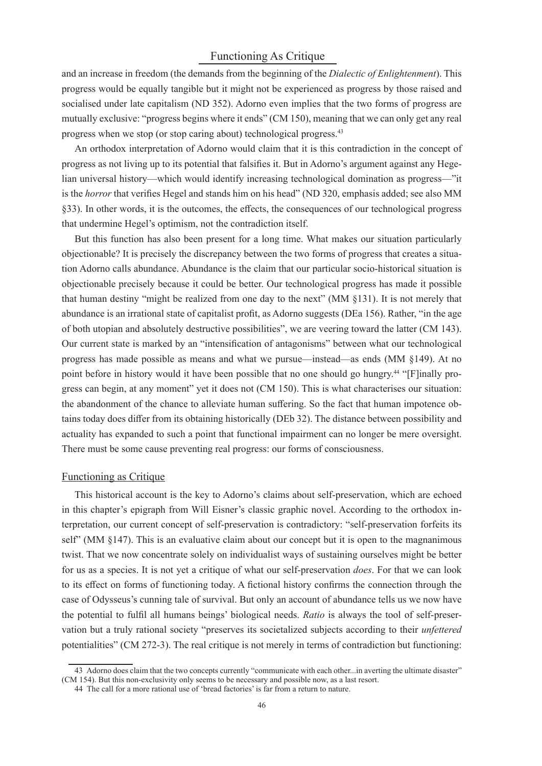and an increase in freedom (the demands from the beginning of the *Dialectic of Enlightenment*). This progress would be equally tangible but it might not be experienced as progress by those raised and socialised under late capitalism (ND 352). Adorno even implies that the two forms of progress are mutually exclusive: "progress begins where it ends" (CM 150), meaning that we can only get any real progress when we stop (or stop caring about) technological progress.[43]

An orthodox interpretation of Adorno would claim that it is this contradiction in the concept of progress as not living up to its potential that falsifies it. But in Adorno's argument against any Hegelian universal history—which would identify increasing technological domination as progress—"it is the *horror* that verifies Hegel and stands him on his head" (ND 320, emphasis added; see also MM §33). In other words, it is the outcomes, the effects, the consequences of our technological progress that undermine Hegel's optimism, not the contradiction itself.

But this function has also been present for a long time. What makes our situation particularly objectionable? It is precisely the discrepancy between the two forms of progress that creates a situation Adorno calls abundance. Abundance is the claim that our particular socio-historical situation is objectionable precisely because it could be better. Our technological progress has made it possible that human destiny "might be realized from one day to the next" (MM §131). It is not merely that abundance is an irrational state of capitalist profit, as Adorno suggests (DEa 156). Rather, "in the age of both utopian and absolutely destructive possibilities", we are veering toward the latter (CM 143). Our current state is marked by an "intensification of antagonisms" between what our technological progress has made possible as means and what we pursue—instead—as ends (MM §149). At no point before in history would it have been possible that no one should go hungry.[44] "[F]inally progress can begin, at any moment" yet it does not (CM 150). This is what characterises our situation: the abandonment of the chance to alleviate human suffering. So the fact that human impotence obtains today does differ from its obtaining historically (DEb 32). The distance between possibility and actuality has expanded to such a point that functional impairment can no longer be mere oversight. There must be some cause preventing real progress: our forms of consciousness.

## Functioning as Critique

This historical account is the key to Adorno's claims about self-preservation, which are echoed in this chapter's epigraph from Will Eisner's classic graphic novel. According to the orthodox interpretation, our current concept of self-preservation is contradictory: "self-preservation forfeits its self" (MM §147). This is an evaluative claim about our concept but it is open to the magnanimous twist. That we now concentrate solely on individualist ways of sustaining ourselves might be better for us as a species. It is not yet a critique of what our self-preservation *does*. For that we can look to its effect on forms of functioning today. A fictional history confirms the connection through the case of Odysseus's cunning tale of survival. But only an account of abundance tells us we now have the potential to fulfil all humans beings' biological needs. *Ratio* is always the tool of self-preservation but a truly rational society "preserves its societalized subjects according to their *unfettered* potentialities" (CM 272-3). The real critique is not merely in terms of contradiction but functioning:

---

43 Adorno does claim that the two concepts currently "communicate with each other...in averting the ultimate disaster" (CM 154). But this non-exclusivity only seems to be necessary and possible now, as a last resort.

44 The call for a more rational use of 'bread factories' is far from a return to nature.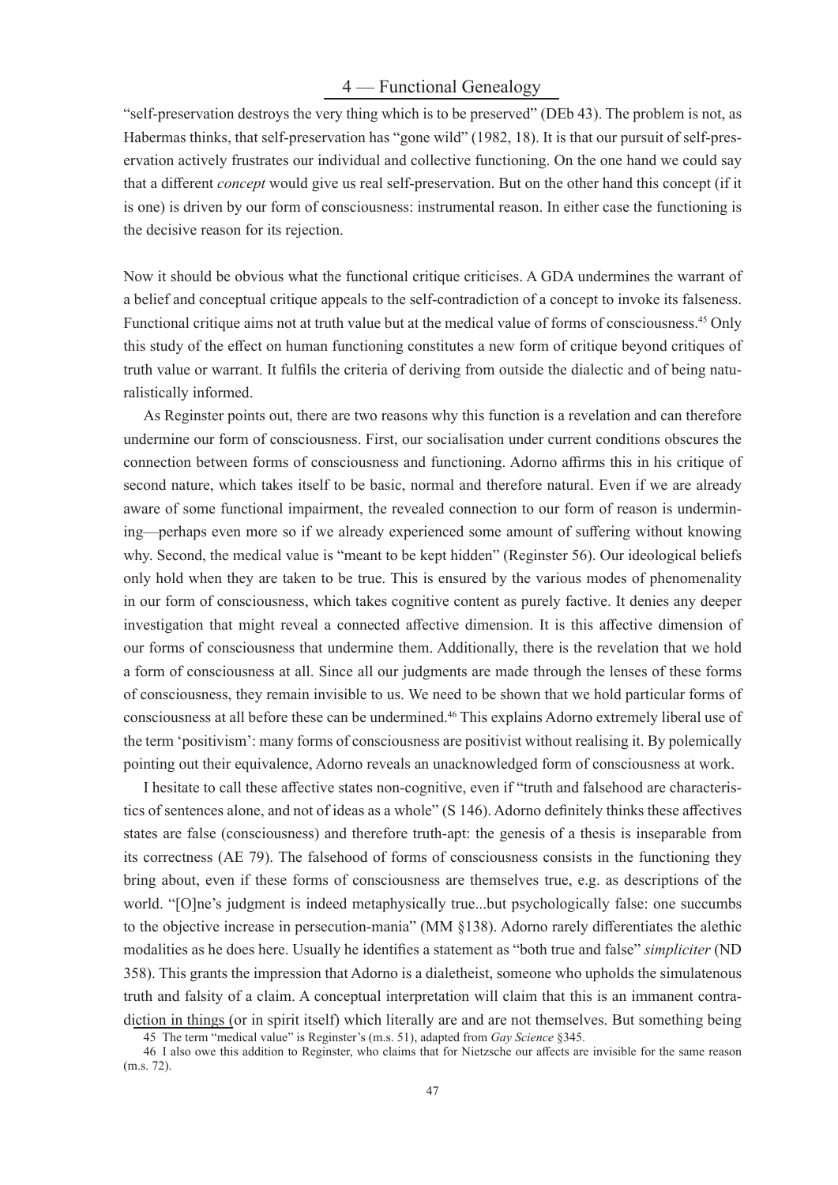"self-preservation destroys the very thing which is to be preserved" (DEb 43). The problem is not, as Habermas thinks, that self-preservation has "gone wild" (1982, 18). It is that our pursuit of self-preservation actively frustrates our individual and collective functioning. On the one hand we could say that a different *concept* would give us real self-preservation. But on the other hand this concept (if it is one) is driven by our form of consciousness: instrumental reason. In either case the functioning is the decisive reason for its rejection.

Now it should be obvious what the functional critique criticises. A GDA undermines the warrant of a belief and conceptual critique appeals to the self-contradiction of a concept to invoke its falseness. Functional critique aims not at truth value but at the medical value of forms of consciousness.[45] Only this study of the effect on human functioning constitutes a new form of critique beyond critiques of truth value or warrant. It fulfils the criteria of deriving from outside the dialectic and of being naturalistically informed.

As Reginster points out, there are two reasons why this function is a revelation and can therefore undermine our form of consciousness. First, our socialisation under current conditions obscures the connection between forms of consciousness and functioning. Adorno affirms this in his critique of second nature, which takes itself to be basic, normal and therefore natural. Even if we are already aware of some functional impairment, the revealed connection to our form of reason is undermining—perhaps even more so if we already experienced some amount of suffering without knowing why. Second, the medical value is "meant to be kept hidden" (Reginster 56). Our ideological beliefs only hold when they are taken to be true. This is ensured by the various modes of phenomenality in our form of consciousness, which takes cognitive content as purely factive. It denies any deeper investigation that might reveal a connected affective dimension. It is this affective dimension of our forms of consciousness that undermine them. Additionally, there is the revelation that we hold a form of consciousness at all. Since all our judgments are made through the lenses of these forms of consciousness, they remain invisible to us. We need to be shown that we hold particular forms of consciousness at all before these can be undermined.[46] This explains Adorno extremely liberal use of the term 'positivism': many forms of consciousness are positivist without realising it. By polemically pointing out their equivalence, Adorno reveals an unacknowledged form of consciousness at work.

I hesitate to call these affective states non-cognitive, even if "truth and falsehood are characteristics of sentences alone, and not of ideas as a whole" (S 146). Adorno definitely thinks these affectives states are false (consciousness) and therefore truth-apt: the genesis of a thesis is inseparable from its correctness (AE 79). The falsehood of forms of consciousness consists in the functioning they bring about, even if these forms of consciousness are themselves true, e.g. as descriptions of the world. "[O]ne's judgment is indeed metaphysically true...but psychologically false: one succumbs to the objective increase in persecution-mania" (MM §138). Adorno rarely differentiates the alethic modalities as he does here. Usually he identifies a statement as "both true and false" *simpliciter* (ND 358). This grants the impression that Adorno is a dialetheist, someone who upholds the simulatenous truth and falsity of a claim. A conceptual interpretation will claim that this is an immanent contradiction in things (or in spirit itself) which literally are and are not themselves. But something being

45 The term "medical value" is Reginster's (m.s. 51), adapted from *Gay Science* §345.

46 I also owe this addition to Reginster, who claims that for Nietzsche our affects are invisible for the same reason (m.s. 72).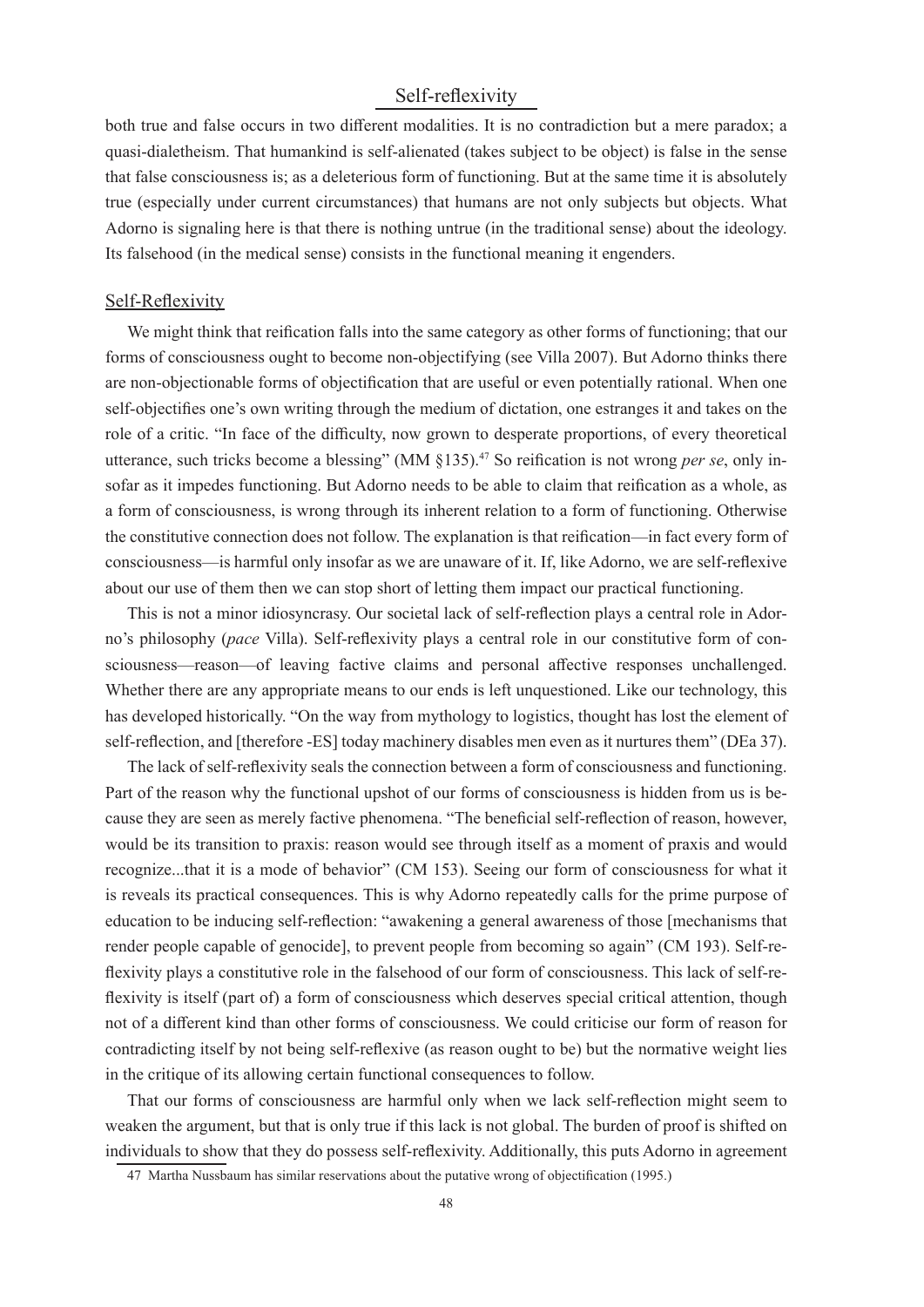both true and false occurs in two different modalities. It is no contradiction but a mere paradox; a quasi-dialetheism. That humankind is self-alienated (takes subject to be object) is false in the sense that false consciousness is; as a deleterious form of functioning. But at the same time it is absolutely true (especially under current circumstances) that humans are not only subjects but objects. What Adorno is signaling here is that there is nothing untrue (in the traditional sense) about the ideology. Its falsehood (in the medical sense) consists in the functional meaning it engenders.

## Self-Reflexivity

We might think that reification falls into the same category as other forms of functioning; that our forms of consciousness ought to become non-objectifying (see Villa 2007). But Adorno thinks there are non-objectionable forms of objectification that are useful or even potentially rational. When one self-objectifies one's own writing through the medium of dictation, one estranges it and takes on the role of a critic. "In face of the difficulty, now grown to desperate proportions, of every theoretical utterance, such tricks become a blessing" (MM §135).[47] So reification is not wrong *per se*, only insofar as it impedes functioning. But Adorno needs to be able to claim that reification as a whole, as a form of consciousness, is wrong through its inherent relation to a form of functioning. Otherwise the constitutive connection does not follow. The explanation is that reification—in fact every form of consciousness—is harmful only insofar as we are unaware of it. If, like Adorno, we are self-reflexive about our use of them then we can stop short of letting them impact our practical functioning.

This is not a minor idiosyncrasy. Our societal lack of self-reflection plays a central role in Adorno's philosophy (*pace* Villa). Self-reflexivity plays a central role in our constitutive form of consciousness—reason—of leaving factive claims and personal affective responses unchallenged. Whether there are any appropriate means to our ends is left unquestioned. Like our technology, this has developed historically. "On the way from mythology to logistics, thought has lost the element of self-reflection, and [therefore -ES] today machinery disables men even as it nurtures them" (DEa 37).

The lack of self-reflexivity seals the connection between a form of consciousness and functioning. Part of the reason why the functional upshot of our forms of consciousness is hidden from us is because they are seen as merely factive phenomena. "The beneficial self-reflection of reason, however, would be its transition to praxis: reason would see through itself as a moment of praxis and would recognize...that it is a mode of behavior" (CM 153). Seeing our form of consciousness for what it is reveals its practical consequences. This is why Adorno repeatedly calls for the prime purpose of education to be inducing self-reflection: "awakening a general awareness of those [mechanisms that render people capable of genocide], to prevent people from becoming so again" (CM 193). Self-reflexivity plays a constitutive role in the falsehood of our form of consciousness. This lack of self-reflexivity is itself (part of) a form of consciousness which deserves special critical attention, though not of a different kind than other forms of consciousness. We could criticise our form of reason for contradicting itself by not being self-reflexive (as reason ought to be) but the normative weight lies in the critique of its allowing certain functional consequences to follow.

That our forms of consciousness are harmful only when we lack self-reflection might seem to weaken the argument, but that is only true if this lack is not global. The burden of proof is shifted on individuals to show that they do possess self-reflexivity. Additionally, this puts Adorno in agreement

47 Martha Nussbaum has similar reservations about the putative wrong of objectification (1995.)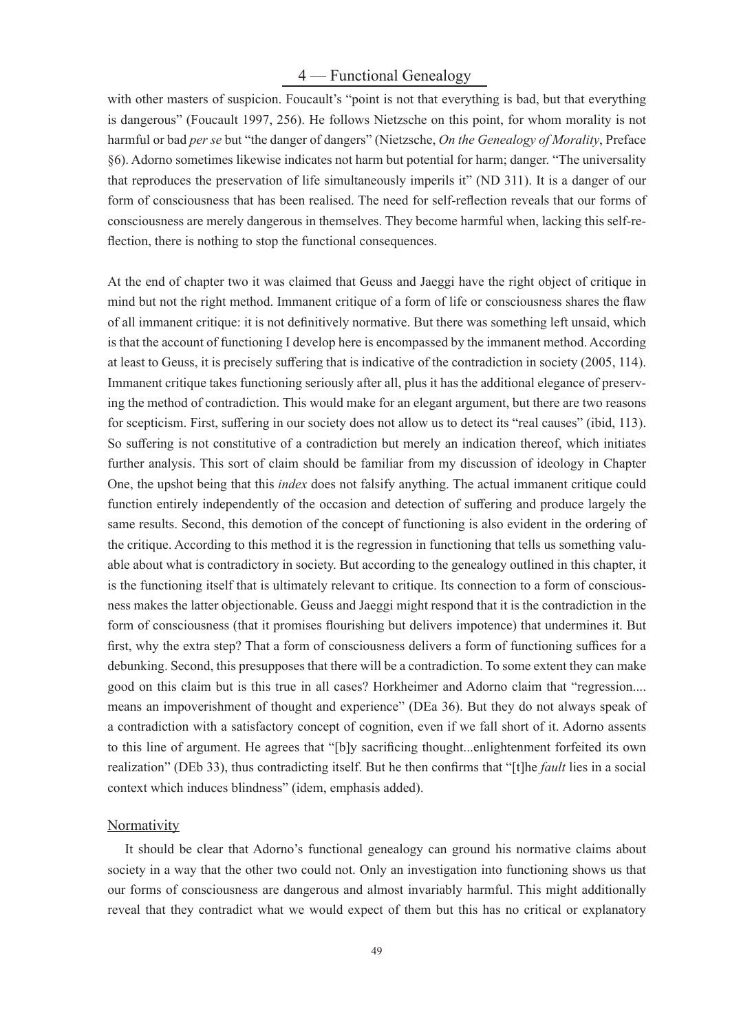with other masters of suspicion. Foucault's "point is not that everything is bad, but that everything is dangerous" (Foucault 1997, 256). He follows Nietzsche on this point, for whom morality is not harmful or bad *per se* but "the danger of dangers" (Nietzsche, *On the Genealogy of Morality*, Preface §6). Adorno sometimes likewise indicates not harm but potential for harm; danger. "The universality that reproduces the preservation of life simultaneously imperils it" (ND 311). It is a danger of our form of consciousness that has been realised. The need for self-reflection reveals that our forms of consciousness are merely dangerous in themselves. They become harmful when, lacking this self-reflection, there is nothing to stop the functional consequences.

At the end of chapter two it was claimed that Geuss and Jaeggi have the right object of critique in mind but not the right method. Immanent critique of a form of life or consciousness shares the flaw of all immanent critique: it is not definitively normative. But there was something left unsaid, which is that the account of functioning I develop here is encompassed by the immanent method. According at least to Geuss, it is precisely suffering that is indicative of the contradiction in society (2005, 114). Immanent critique takes functioning seriously after all, plus it has the additional elegance of preserving the method of contradiction. This would make for an elegant argument, but there are two reasons for scepticism. First, suffering in our society does not allow us to detect its "real causes" (ibid, 113). So suffering is not constitutive of a contradiction but merely an indication thereof, which initiates further analysis. This sort of claim should be familiar from my discussion of ideology in Chapter One, the upshot being that this *index* does not falsify anything. The actual immanent critique could function entirely independently of the occasion and detection of suffering and produce largely the same results. Second, this demotion of the concept of functioning is also evident in the ordering of the critique. According to this method it is the regression in functioning that tells us something valuable about what is contradictory in society. But according to the genealogy outlined in this chapter, it is the functioning itself that is ultimately relevant to critique. Its connection to a form of consciousness makes the latter objectionable. Geuss and Jaeggi might respond that it is the contradiction in the form of consciousness (that it promises flourishing but delivers impotence) that undermines it. But first, why the extra step? That a form of consciousness delivers a form of functioning suffices for a debunking. Second, this presupposes that there will be a contradiction. To some extent they can make good on this claim but is this true in all cases? Horkheimer and Adorno claim that "regression.... means an impoverishment of thought and experience" (DEa 36). But they do not always speak of a contradiction with a satisfactory concept of cognition, even if we fall short of it. Adorno assents to this line of argument. He agrees that "[b]y sacrificing thought...enlightenment forfeited its own realization" (DEb 33), thus contradicting itself. But he then confirms that "[t]he *fault* lies in a social context which induces blindness" (idem, emphasis added).

## Normativity

It should be clear that Adorno's functional genealogy can ground his normative claims about society in a way that the other two could not. Only an investigation into functioning shows us that our forms of consciousness are dangerous and almost invariably harmful. This might additionally reveal that they contradict what we would expect of them but this has no critical or explanatory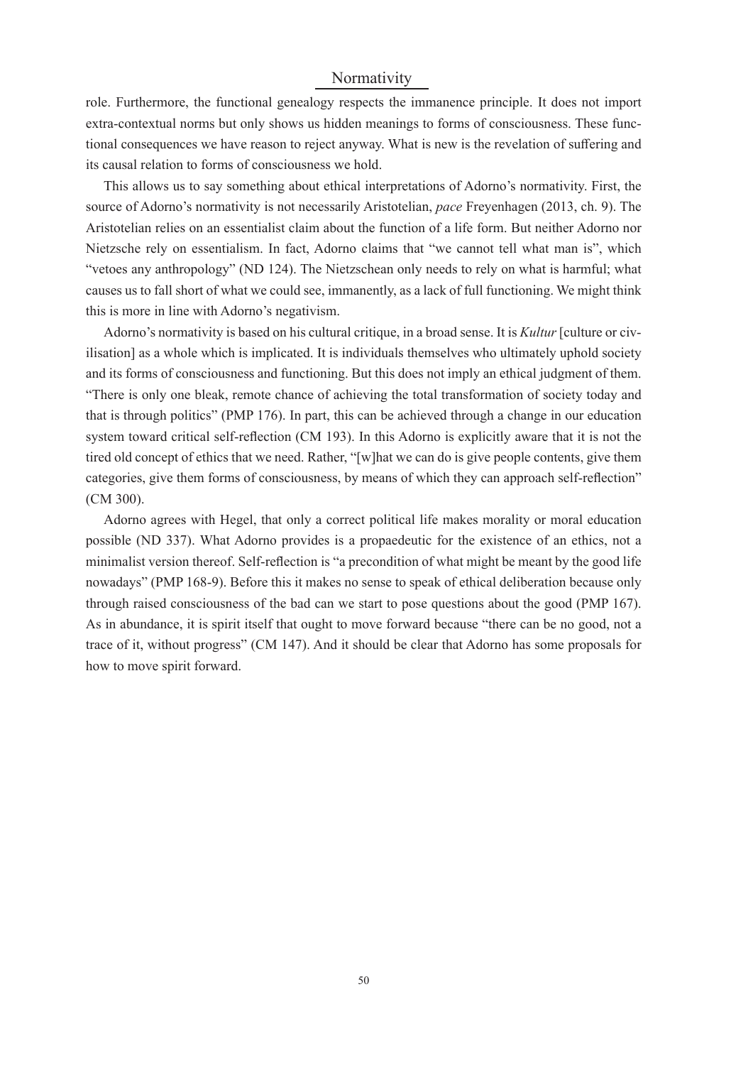role. Furthermore, the functional genealogy respects the immanence principle. It does not import extra-contextual norms but only shows us hidden meanings to forms of consciousness. These functional consequences we have reason to reject anyway. What is new is the revelation of suffering and its causal relation to forms of consciousness we hold.

This allows us to say something about ethical interpretations of Adorno's normativity. First, the source of Adorno's normativity is not necessarily Aristotelian, *pace* Freyenhagen (2013, ch. 9). The Aristotelian relies on an essentialist claim about the function of a life form. But neither Adorno nor Nietzsche rely on essentialism. In fact, Adorno claims that "we cannot tell what man is", which "vetoes any anthropology" (ND 124). The Nietzschean only needs to rely on what is harmful; what causes us to fall short of what we could see, immanently, as a lack of full functioning. We might think this is more in line with Adorno's negativism.

Adorno's normativity is based on his cultural critique, in a broad sense. It is *Kultur* [culture or civilisation] as a whole which is implicated. It is individuals themselves who ultimately uphold society and its forms of consciousness and functioning. But this does not imply an ethical judgment of them. "There is only one bleak, remote chance of achieving the total transformation of society today and that is through politics" (PMP 176). In part, this can be achieved through a change in our education system toward critical self-reflection (CM 193). In this Adorno is explicitly aware that it is not the tired old concept of ethics that we need. Rather, "[w]hat we can do is give people contents, give them categories, give them forms of consciousness, by means of which they can approach self-reflection" (CM 300).

Adorno agrees with Hegel, that only a correct political life makes morality or moral education possible (ND 337). What Adorno provides is a propaedeutic for the existence of an ethics, not a minimalist version thereof. Self-reflection is "a precondition of what might be meant by the good life nowadays" (PMP 168-9). Before this it makes no sense to speak of ethical deliberation because only through raised consciousness of the bad can we start to pose questions about the good (PMP 167). As in abundance, it is spirit itself that ought to move forward because "there can be no good, not a trace of it, without progress" (CM 147). And it should be clear that Adorno has some proposals for how to move spirit forward.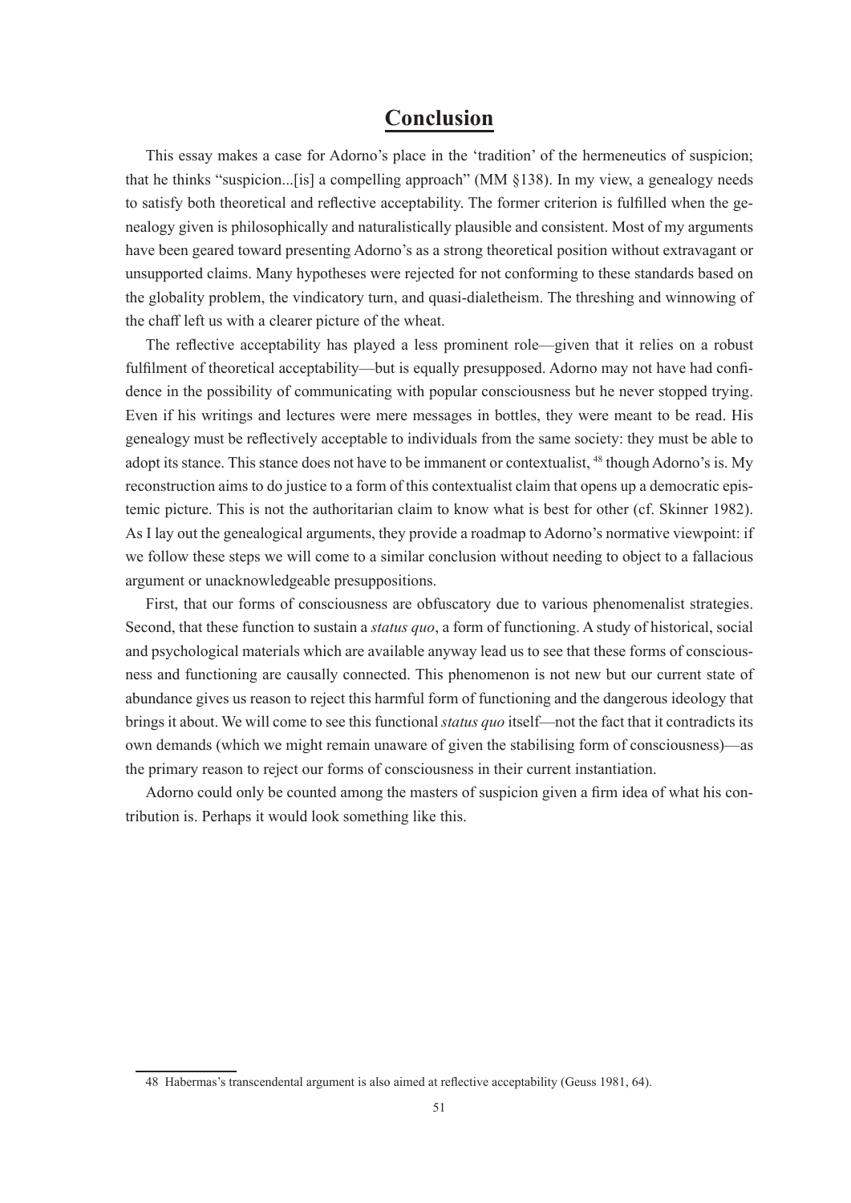# Conclusion

This essay makes a case for Adorno's place in the 'tradition' of the hermeneutics of suspicion; that he thinks "suspicion...[is] a compelling approach" (MM §138). In my view, a genealogy needs to satisfy both theoretical and reflective acceptability. The former criterion is fulfilled when the genealogy given is philosophically and naturalistically plausible and consistent. Most of my arguments have been geared toward presenting Adorno's as a strong theoretical position without extravagant or unsupported claims. Many hypotheses were rejected for not conforming to these standards based on the globality problem, the vindicatory turn, and quasi-dialetheism. The threshing and winnowing of the chaff left us with a clearer picture of the wheat.

The reflective acceptability has played a less prominent role—given that it relies on a robust fulfilment of theoretical acceptability—but is equally presupposed. Adorno may not have had confidence in the possibility of communicating with popular consciousness but he never stopped trying. Even if his writings and lectures were mere messages in bottles, they were meant to be read. His genealogy must be reflectively acceptable to individuals from the same society: they must be able to adopt its stance. This stance does not have to be immanent or contextualist, [48] though Adorno's is. My reconstruction aims to do justice to a form of this contextualist claim that opens up a democratic epistemic picture. This is not the authoritarian claim to know what is best for other (cf. Skinner 1982). As I lay out the genealogical arguments, they provide a roadmap to Adorno's normative viewpoint: if we follow these steps we will come to a similar conclusion without needing to object to a fallacious argument or unacknowledgeable presuppositions.

First, that our forms of consciousness are obfuscatory due to various phenomenalist strategies. Second, that these function to sustain a *status quo*, a form of functioning. A study of historical, social and psychological materials which are available anyway lead us to see that these forms of consciousness and functioning are causally connected. This phenomenon is not new but our current state of abundance gives us reason to reject this harmful form of functioning and the dangerous ideology that brings it about. We will come to see this functional *status quo* itself—not the fact that it contradicts its own demands (which we might remain unaware of given the stabilising form of consciousness)—as the primary reason to reject our forms of consciousness in their current instantiation.

Adorno could only be counted among the masters of suspicion given a firm idea of what his contribution is. Perhaps it would look something like this.

---

48 Habermas's transcendental argument is also aimed at reflective acceptability (Geuss 1981, 64).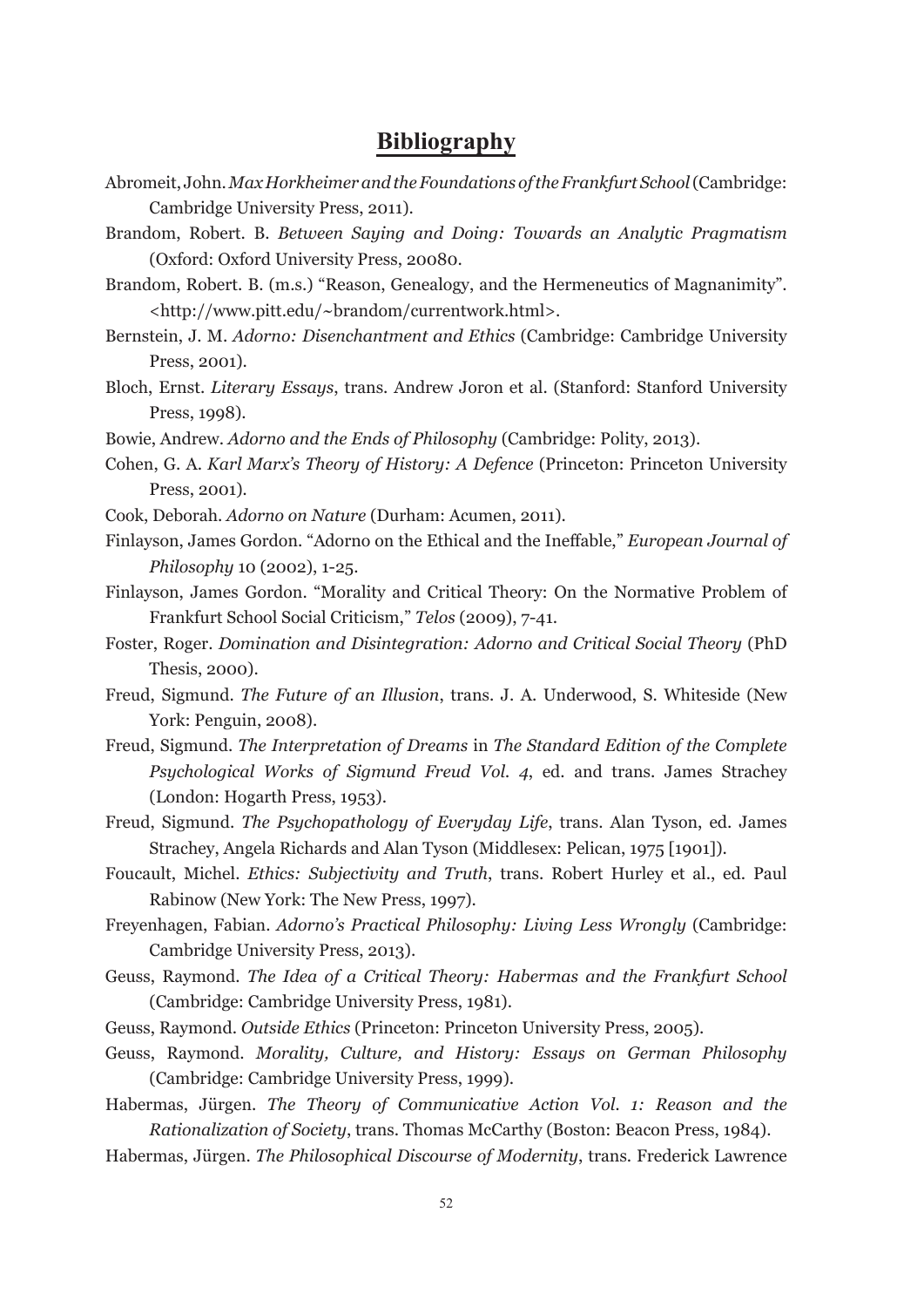# Bibliography

Abromeit, John. *Max Horkheimer and the Foundations of the Frankfurt School* (Cambridge: Cambridge University Press, 2011).

Brandom, Robert. B. *Between Saying and Doing: Towards an Analytic Pragmatism* (Oxford: Oxford University Press, 20080.

Brandom, Robert. B. (m.s.) "Reason, Genealogy, and the Hermeneutics of Magnanimity". <http://www.pitt.edu/~brandom/currentwork.html>.

Bernstein, J. M. *Adorno: Disenchantment and Ethics* (Cambridge: Cambridge University Press, 2001).

Bloch, Ernst. *Literary Essays*, trans. Andrew Joron et al. (Stanford: Stanford University Press, 1998).

Bowie, Andrew. *Adorno and the Ends of Philosophy* (Cambridge: Polity, 2013).

Cohen, G. A. *Karl Marx's Theory of History: A Defence* (Princeton: Princeton University Press, 2001).

Cook, Deborah. *Adorno on Nature* (Durham: Acumen, 2011).

Finlayson, James Gordon. "Adorno on the Ethical and the Ineffable," *European Journal of Philosophy* 10 (2002), 1-25.

Finlayson, James Gordon. "Morality and Critical Theory: On the Normative Problem of Frankfurt School Social Criticism," *Telos* (2009), 7-41.

Foster, Roger. *Domination and Disintegration: Adorno and Critical Social Theory* (PhD Thesis, 2000).

Freud, Sigmund. *The Future of an Illusion*, trans. J. A. Underwood, S. Whiteside (New York: Penguin, 2008).

Freud, Sigmund. *The Interpretation of Dreams* in *The Standard Edition of the Complete Psychological Works of Sigmund Freud Vol. 4*, ed. and trans. James Strachey (London: Hogarth Press, 1953).

Freud, Sigmund. *The Psychopathology of Everyday Life*, trans. Alan Tyson, ed. James Strachey, Angela Richards and Alan Tyson (Middlesex: Pelican, 1975 [1901]).

Foucault, Michel. *Ethics: Subjectivity and Truth*, trans. Robert Hurley et al., ed. Paul Rabinow (New York: The New Press, 1997).

Freyenhagen, Fabian. *Adorno's Practical Philosophy: Living Less Wrongly* (Cambridge: Cambridge University Press, 2013).

Geuss, Raymond. *The Idea of a Critical Theory: Habermas and the Frankfurt School* (Cambridge: Cambridge University Press, 1981).

Geuss, Raymond. *Outside Ethics* (Princeton: Princeton University Press, 2005).

Geuss, Raymond. *Morality, Culture, and History: Essays on German Philosophy* (Cambridge: Cambridge University Press, 1999).

Habermas, Jürgen. *The Theory of Communicative Action Vol. 1: Reason and the Rationalization of Society*, trans. Thomas McCarthy (Boston: Beacon Press, 1984).

Habermas, Jürgen. *The Philosophical Discourse of Modernity*, trans. Frederick Lawrence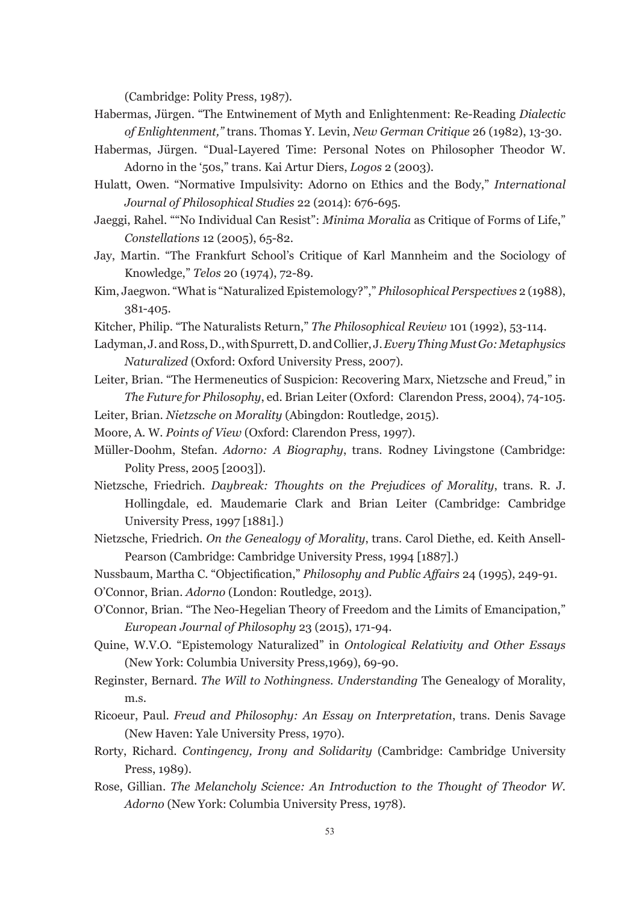(Cambridge: Polity Press, 1987).

Habermas, Jürgen. "The Entwinement of Myth and Enlightenment: Re-Reading *Dialectic of Enlightenment,"* trans. Thomas Y. Levin, *New German Critique* 26 (1982), 13-30.

Habermas, Jürgen. "Dual-Layered Time: Personal Notes on Philosopher Theodor W. Adorno in the '50s," trans. Kai Artur Diers, *Logos* 2 (2003).

Hulatt, Owen. "Normative Impulsivity: Adorno on Ethics and the Body," *International Journal of Philosophical Studies* 22 (2014): 676-695.

Jaeggi, Rahel. ""No Individual Can Resist": *Minima Moralia* as Critique of Forms of Life," *Constellations* 12 (2005), 65-82.

Jay, Martin. "The Frankfurt School's Critique of Karl Mannheim and the Sociology of Knowledge," *Telos* 20 (1974), 72-89.

Kim, Jaegwon. "What is "Naturalized Epistemology?"," *Philosophical Perspectives* 2 (1988), 381-405.

Kitcher, Philip. "The Naturalists Return," *The Philosophical Review* 101 (1992), 53-114.

Ladyman, J. and Ross, D., with Spurrett, D. and Collier, J. *Every Thing Must Go: Metaphysics Naturalized* (Oxford: Oxford University Press, 2007).

Leiter, Brian. "The Hermeneutics of Suspicion: Recovering Marx, Nietzsche and Freud," in *The Future for Philosophy*, ed. Brian Leiter (Oxford: Clarendon Press, 2004), 74-105.

Leiter, Brian. *Nietzsche on Morality* (Abingdon: Routledge, 2015).

Moore, A. W. *Points of View* (Oxford: Clarendon Press, 1997).

Müller-Doohm, Stefan. *Adorno: A Biography*, trans. Rodney Livingstone (Cambridge: Polity Press, 2005 [2003]).

Nietzsche, Friedrich. *Daybreak: Thoughts on the Prejudices of Morality*, trans. R. J. Hollingdale, ed. Maudemarie Clark and Brian Leiter (Cambridge: Cambridge University Press, 1997 [1881].)

Nietzsche, Friedrich. *On the Genealogy of Morality*, trans. Carol Diethe, ed. Keith Ansell-Pearson (Cambridge: Cambridge University Press, 1994 [1887].)

Nussbaum, Martha C. "Objectification," *Philosophy and Public Affairs* 24 (1995), 249-91.

O'Connor, Brian. *Adorno* (London: Routledge, 2013).

O'Connor, Brian. "The Neo-Hegelian Theory of Freedom and the Limits of Emancipation," *European Journal of Philosophy* 23 (2015), 171-94.

Quine, W.V.O. "Epistemology Naturalized" in *Ontological Relativity and Other Essays* (New York: Columbia University Press,1969), 69-90.

Reginster, Bernard. *The Will to Nothingness. Understanding* The Genealogy of Morality, m.s.

Ricoeur, Paul. *Freud and Philosophy: An Essay on Interpretation*, trans. Denis Savage (New Haven: Yale University Press, 1970).

Rorty, Richard. *Contingency, Irony and Solidarity* (Cambridge: Cambridge University Press, 1989).

Rose, Gillian. *The Melancholy Science: An Introduction to the Thought of Theodor W. Adorno* (New York: Columbia University Press, 1978).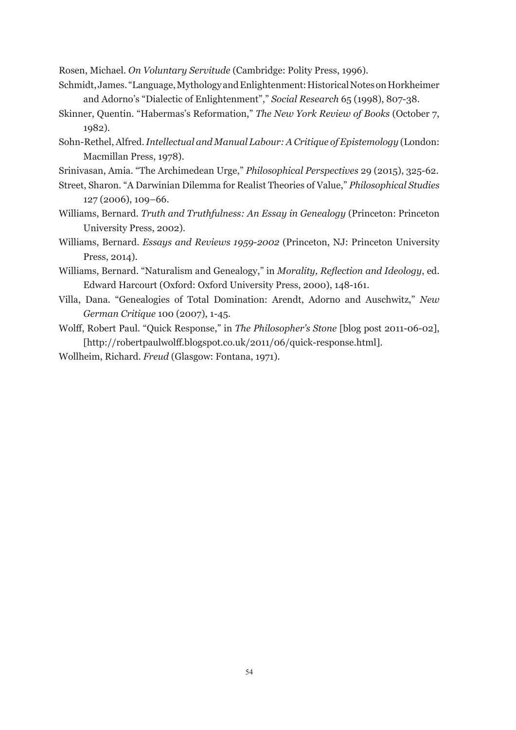Rosen, Michael. *On Voluntary Servitude* (Cambridge: Polity Press, 1996).

Schmidt, James. "Language, Mythology and Enlightenment: Historical Notes on Horkheimer and Adorno's "Dialectic of Enlightenment"," *Social Research* 65 (1998), 807-38.

Skinner, Quentin. "Habermas's Reformation," *The New York Review of Books* (October 7, 1982).

Sohn-Rethel, Alfred. *Intellectual and Manual Labour: A Critique of Epistemology* (London: Macmillan Press, 1978).

Srinivasan, Amia. "The Archimedean Urge," *Philosophical Perspectives* 29 (2015), 325-62.

Street, Sharon. "A Darwinian Dilemma for Realist Theories of Value," *Philosophical Studies* 127 (2006), 109–66.

Williams, Bernard. *Truth and Truthfulness: An Essay in Genealogy* (Princeton: Princeton University Press, 2002).

Williams, Bernard. *Essays and Reviews 1959-2002* (Princeton, NJ: Princeton University Press, 2014).

Williams, Bernard. "Naturalism and Genealogy," in *Morality, Reflection and Ideology*, ed. Edward Harcourt (Oxford: Oxford University Press, 2000), 148-161.

Villa, Dana. "Genealogies of Total Domination: Arendt, Adorno and Auschwitz," *New German Critique* 100 (2007), 1-45.

Wolff, Robert Paul. "Quick Response," in *The Philosopher's Stone* [blog post 2011-06-02], [http://robertpaulwolff.blogspot.co.uk/2011/06/quick-response.html].

Wollheim, Richard. *Freud* (Glasgow: Fontana, 1971).